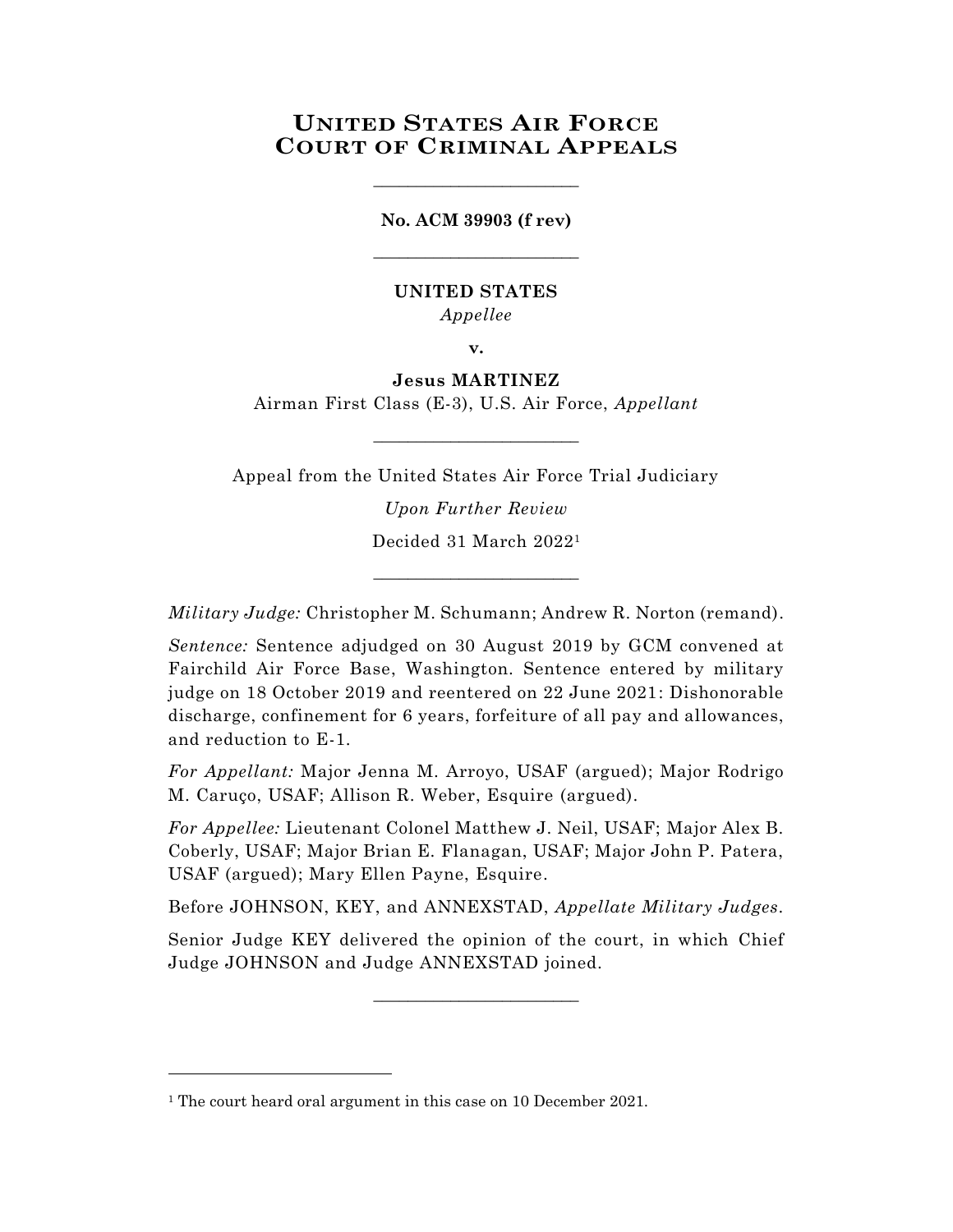# UNITED STATES AIR FORCE COURT OF CRIMINAL APPEALS

---

**No. ACM 39903 (f rev)**

---

**UNITED STATES**

*Appellee*

**v.**

**Jesus MARTINEZ**

Airman First Class (E-3), U.S. Air Force, *Appellant*

---

Appeal from the United States Air Force Trial Judiciary

*Upon Further Review*

Decided 31 March 2022[1]

---

*Military Judge:* Christopher M. Schumann; Andrew R. Norton (remand).

*Sentence:* Sentence adjudged on 30 August 2019 by GCM convened at Fairchild Air Force Base, Washington. Sentence entered by military judge on 18 October 2019 and reentered on 22 June 2021: Dishonorable discharge, confinement for 6 years, forfeiture of all pay and allowances, and reduction to E-1.

*For Appellant:* Major Jenna M. Arroyo, USAF (argued); Major Rodrigo M. Caruço, USAF; Allison R. Weber, Esquire (argued).

*For Appellee:* Lieutenant Colonel Matthew J. Neil, USAF; Major Alex B. Coberly, USAF; Major Brian E. Flanagan, USAF; Major John P. Patera, USAF (argued); Mary Ellen Payne, Esquire.

Before JOHNSON, KEY, and ANNEXSTAD, *Appellate Military Judges*.

Senior Judge KEY delivered the opinion of the court, in which Chief Judge JOHNSON and Judge ANNEXSTAD joined.

---

[1] The court heard oral argument in this case on 10 December 2021.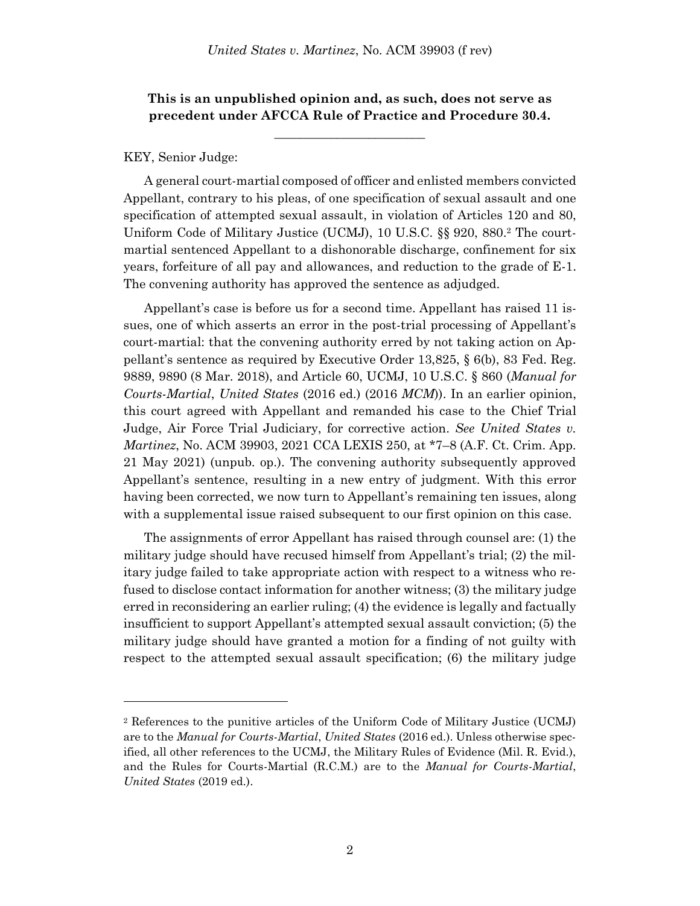**This is an unpublished opinion and, as such, does not serve as precedent under AFCCA Rule of Practice and Procedure 30.4.**

________________________

KEY, Senior Judge:

A general court-martial composed of officer and enlisted members convicted Appellant, contrary to his pleas, of one specification of sexual assault and one specification of attempted sexual assault, in violation of Articles 120 and 80, Uniform Code of Military Justice (UCMJ), 10 U.S.C. §§ 920, 880.[2] The court-martial sentenced Appellant to a dishonorable discharge, confinement for six years, forfeiture of all pay and allowances, and reduction to the grade of E-1. The convening authority has approved the sentence as adjudged.

Appellant's case is before us for a second time. Appellant has raised 11 issues, one of which asserts an error in the post-trial processing of Appellant's court-martial: that the convening authority erred by not taking action on Appellant's sentence as required by Executive Order 13,825, § 6(b), 83 Fed. Reg. 9889, 9890 (8 Mar. 2018), and Article 60, UCMJ, 10 U.S.C. § 860 (*Manual for Courts-Martial*, *United States* (2016 ed.) (2016 *MCM*)). In an earlier opinion, this court agreed with Appellant and remanded his case to the Chief Trial Judge, Air Force Trial Judiciary, for corrective action. *See United States v. Martinez*, No. ACM 39903, 2021 CCA LEXIS 250, at *7–8 (A.F. Ct. Crim. App. 21 May 2021) (unpub. op.). The convening authority subsequently approved Appellant's sentence, resulting in a new entry of judgment. With this error having been corrected, we now turn to Appellant's remaining ten issues, along with a supplemental issue raised subsequent to our first opinion on this case.

The assignments of error Appellant has raised through counsel are: (1) the military judge should have recused himself from Appellant's trial; (2) the military judge failed to take appropriate action with respect to a witness who refused to disclose contact information for another witness; (3) the military judge erred in reconsidering an earlier ruling; (4) the evidence is legally and factually insufficient to support Appellant's attempted sexual assault conviction; (5) the military judge should have granted a motion for a finding of not guilty with respect to the attempted sexual assault specification; (6) the military judge

---

[2] References to the punitive articles of the Uniform Code of Military Justice (UCMJ) are to the *Manual for Courts-Martial*, *United States* (2016 ed.). Unless otherwise specified, all other references to the UCMJ, the Military Rules of Evidence (Mil. R. Evid.), and the Rules for Courts-Martial (R.C.M.) are to the *Manual for Courts-Martial*, *United States* (2019 ed.).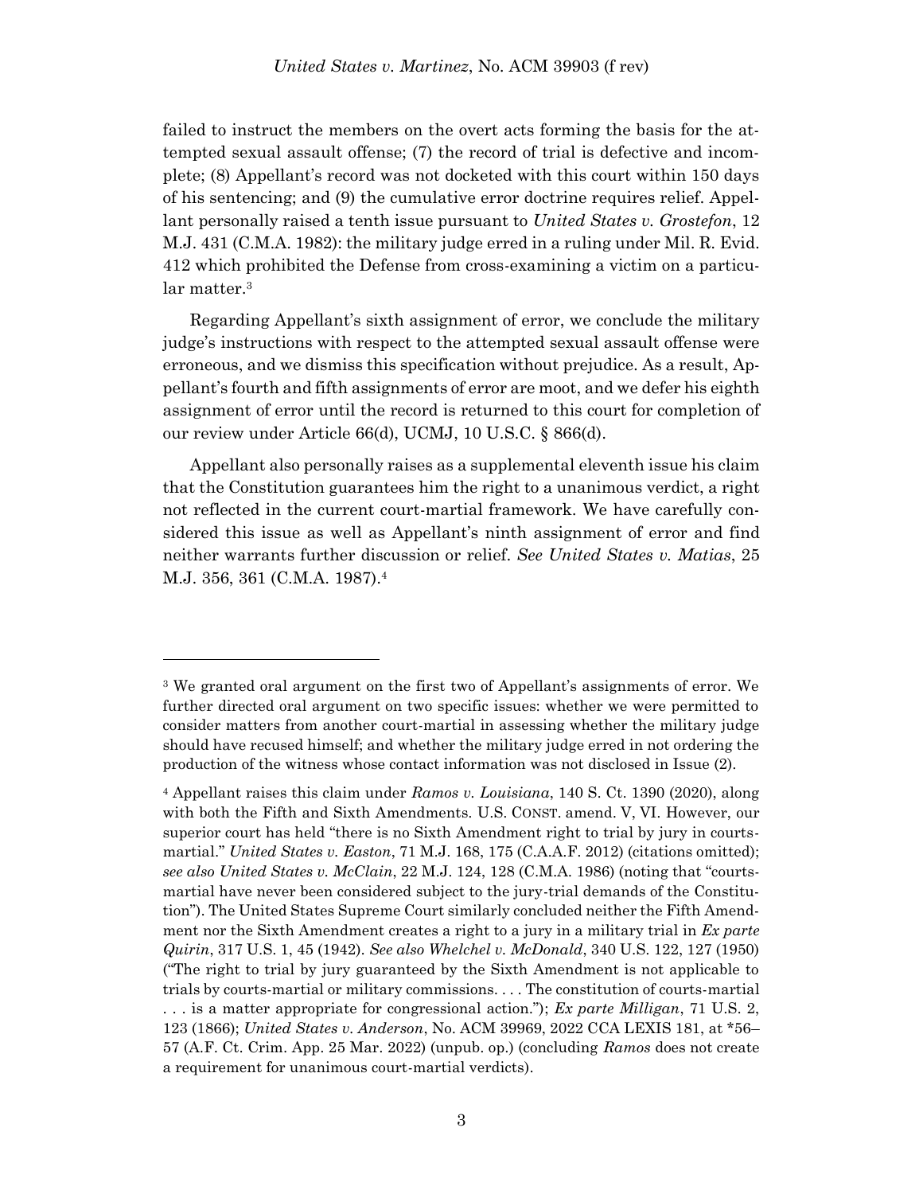failed to instruct the members on the overt acts forming the basis for the attempted sexual assault offense; (7) the record of trial is defective and incomplete; (8) Appellant's record was not docketed with this court within 150 days of his sentencing; and (9) the cumulative error doctrine requires relief. Appellant personally raised a tenth issue pursuant to *United States v. Grostefon*, 12 M.J. 431 (C.M.A. 1982): the military judge erred in a ruling under Mil. R. Evid. 412 which prohibited the Defense from cross-examining a victim on a particular matter.[3]

Regarding Appellant's sixth assignment of error, we conclude the military judge's instructions with respect to the attempted sexual assault offense were erroneous, and we dismiss this specification without prejudice. As a result, Appellant's fourth and fifth assignments of error are moot, and we defer his eighth assignment of error until the record is returned to this court for completion of our review under Article 66(d), UCMJ, 10 U.S.C. § 866(d).

Appellant also personally raises as a supplemental eleventh issue his claim that the Constitution guarantees him the right to a unanimous verdict, a right not reflected in the current court-martial framework. We have carefully considered this issue as well as Appellant's ninth assignment of error and find neither warrants further discussion or relief. *See United States v. Matias*, 25 M.J. 356, 361 (C.M.A. 1987).[4]

---

[3] We granted oral argument on the first two of Appellant's assignments of error. We further directed oral argument on two specific issues: whether we were permitted to consider matters from another court-martial in assessing whether the military judge should have recused himself; and whether the military judge erred in not ordering the production of the witness whose contact information was not disclosed in Issue (2).

[4] Appellant raises this claim under *Ramos v. Louisiana*, 140 S. Ct. 1390 (2020), along with both the Fifth and Sixth Amendments. U.S. CONST. amend. V, VI. However, our superior court has held "there is no Sixth Amendment right to trial by jury in courts-martial." *United States v. Easton*, 71 M.J. 168, 175 (C.A.A.F. 2012) (citations omitted); *see also United States v. McClain*, 22 M.J. 124, 128 (C.M.A. 1986) (noting that "courts-martial have never been considered subject to the jury-trial demands of the Constitution"). The United States Supreme Court similarly concluded neither the Fifth Amendment nor the Sixth Amendment creates a right to a jury in a military trial in *Ex parte Quirin*, 317 U.S. 1, 45 (1942). *See also Whelchel v. McDonald*, 340 U.S. 122, 127 (1950) ("The right to trial by jury guaranteed by the Sixth Amendment is not applicable to trials by courts-martial or military commissions. . . . The constitution of courts-martial . . . is a matter appropriate for congressional action."); *Ex parte Milligan*, 71 U.S. 2, 123 (1866); *United States v. Anderson*, No. ACM 39969, 2022 CCA LEXIS 181, at \*56–57 (A.F. Ct. Crim. App. 25 Mar. 2022) (unpub. op.) (concluding *Ramos* does not create a requirement for unanimous court-martial verdicts).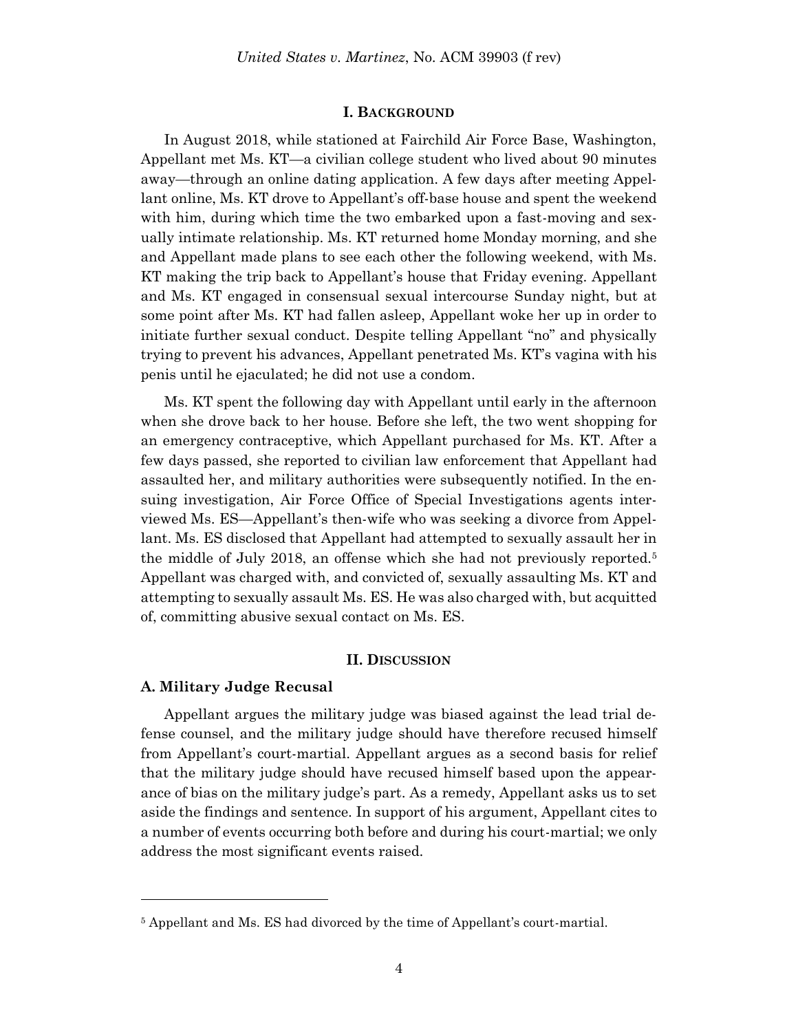## I. BACKGROUND

In August 2018, while stationed at Fairchild Air Force Base, Washington, Appellant met Ms. KT—a civilian college student who lived about 90 minutes away—through an online dating application. A few days after meeting Appellant online, Ms. KT drove to Appellant's off-base house and spent the weekend with him, during which time the two embarked upon a fast-moving and sexually intimate relationship. Ms. KT returned home Monday morning, and she and Appellant made plans to see each other the following weekend, with Ms. KT making the trip back to Appellant's house that Friday evening. Appellant and Ms. KT engaged in consensual sexual intercourse Sunday night, but at some point after Ms. KT had fallen asleep, Appellant woke her up in order to initiate further sexual conduct. Despite telling Appellant "no" and physically trying to prevent his advances, Appellant penetrated Ms. KT's vagina with his penis until he ejaculated; he did not use a condom.

Ms. KT spent the following day with Appellant until early in the afternoon when she drove back to her house. Before she left, the two went shopping for an emergency contraceptive, which Appellant purchased for Ms. KT. After a few days passed, she reported to civilian law enforcement that Appellant had assaulted her, and military authorities were subsequently notified. In the ensuing investigation, Air Force Office of Special Investigations agents interviewed Ms. ES—Appellant's then-wife who was seeking a divorce from Appellant. Ms. ES disclosed that Appellant had attempted to sexually assault her in the middle of July 2018, an offense which she had not previously reported.[5] Appellant was charged with, and convicted of, sexually assaulting Ms. KT and attempting to sexually assault Ms. ES. He was also charged with, but acquitted of, committing abusive sexual contact on Ms. ES.

## II. DISCUSSION

### A. Military Judge Recusal

Appellant argues the military judge was biased against the lead trial defense counsel, and the military judge should have therefore recused himself from Appellant's court-martial. Appellant argues as a second basis for relief that the military judge should have recused himself based upon the appearance of bias on the military judge's part. As a remedy, Appellant asks us to set aside the findings and sentence. In support of his argument, Appellant cites to a number of events occurring both before and during his court-martial; we only address the most significant events raised.

---

[5] Appellant and Ms. ES had divorced by the time of Appellant's court-martial.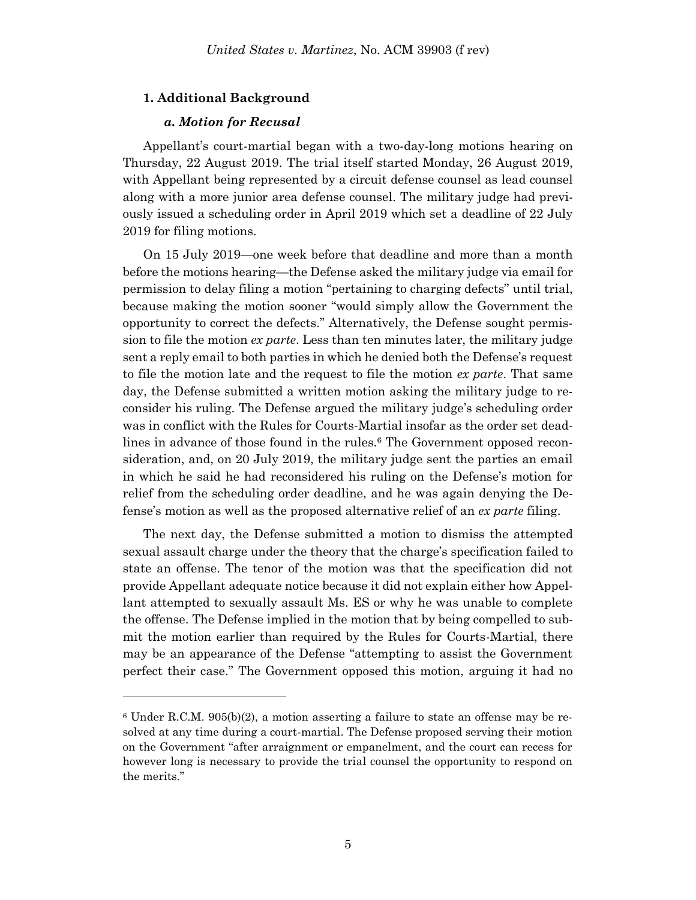### 1. Additional Background

#### *a. Motion for Recusal*

Appellant's court-martial began with a two-day-long motions hearing on Thursday, 22 August 2019. The trial itself started Monday, 26 August 2019, with Appellant being represented by a circuit defense counsel as lead counsel along with a more junior area defense counsel. The military judge had previously issued a scheduling order in April 2019 which set a deadline of 22 July 2019 for filing motions.

On 15 July 2019—one week before that deadline and more than a month before the motions hearing—the Defense asked the military judge via email for permission to delay filing a motion "pertaining to charging defects" until trial, because making the motion sooner "would simply allow the Government the opportunity to correct the defects." Alternatively, the Defense sought permission to file the motion *ex parte*. Less than ten minutes later, the military judge sent a reply email to both parties in which he denied both the Defense's request to file the motion late and the request to file the motion *ex parte*. That same day, the Defense submitted a written motion asking the military judge to reconsider his ruling. The Defense argued the military judge's scheduling order was in conflict with the Rules for Courts-Martial insofar as the order set deadlines in advance of those found in the rules.[6] The Government opposed reconsideration, and, on 20 July 2019, the military judge sent the parties an email in which he said he had reconsidered his ruling on the Defense's motion for relief from the scheduling order deadline, and he was again denying the Defense's motion as well as the proposed alternative relief of an *ex parte* filing.

The next day, the Defense submitted a motion to dismiss the attempted sexual assault charge under the theory that the charge's specification failed to state an offense. The tenor of the motion was that the specification did not provide Appellant adequate notice because it did not explain either how Appellant attempted to sexually assault Ms. ES or why he was unable to complete the offense. The Defense implied in the motion that by being compelled to submit the motion earlier than required by the Rules for Courts-Martial, there may be an appearance of the Defense "attempting to assist the Government perfect their case." The Government opposed this motion, arguing it had no

---

[6] Under R.C.M. 905(b)(2), a motion asserting a failure to state an offense may be resolved at any time during a court-martial. The Defense proposed serving their motion on the Government "after arraignment or empanelment, and the court can recess for however long is necessary to provide the trial counsel the opportunity to respond on the merits."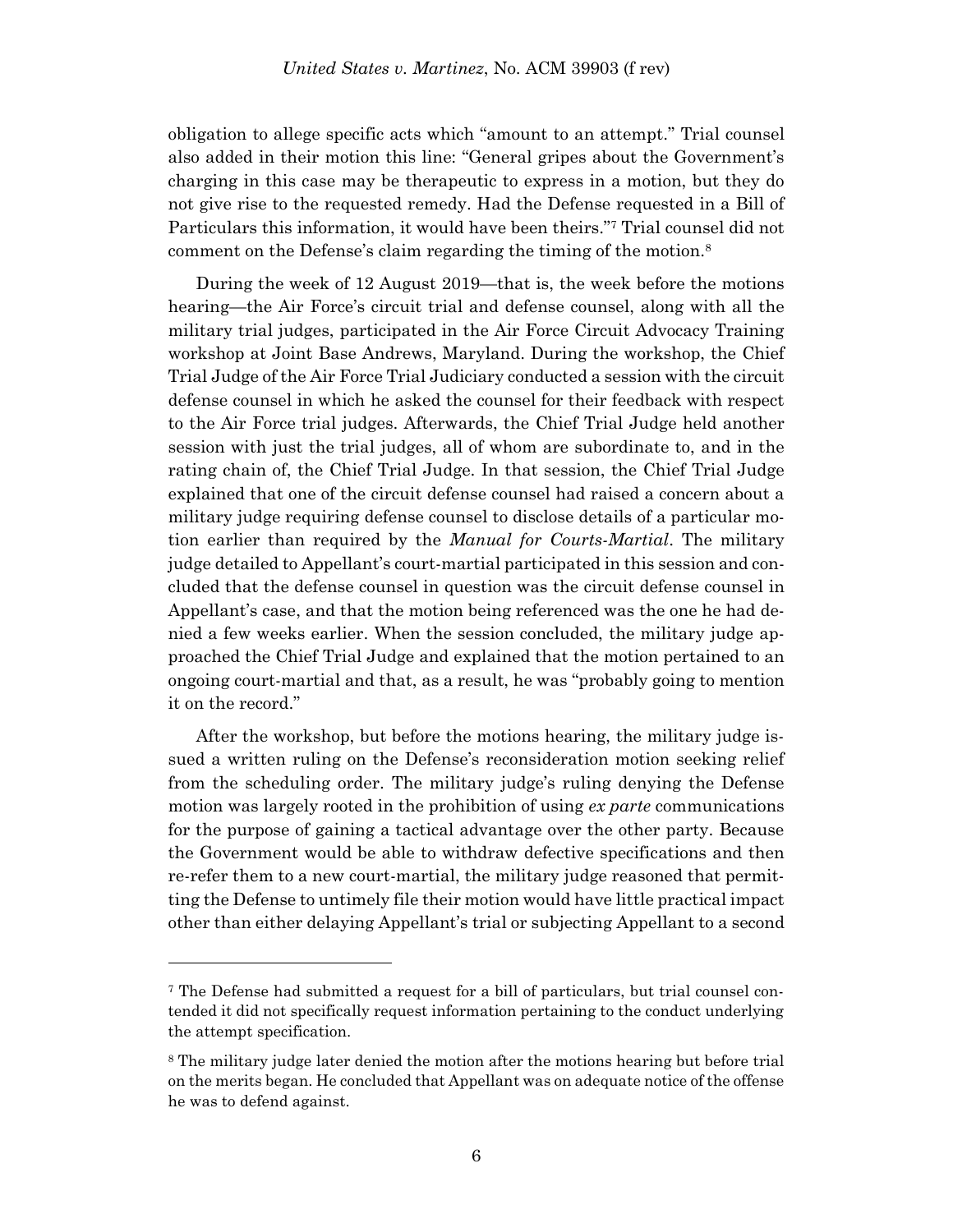obligation to allege specific acts which "amount to an attempt." Trial counsel also added in their motion this line: "General gripes about the Government's charging in this case may be therapeutic to express in a motion, but they do not give rise to the requested remedy. Had the Defense requested in a Bill of Particulars this information, it would have been theirs."[7] Trial counsel did not comment on the Defense's claim regarding the timing of the motion.[8]

During the week of 12 August 2019—that is, the week before the motions hearing—the Air Force's circuit trial and defense counsel, along with all the military trial judges, participated in the Air Force Circuit Advocacy Training workshop at Joint Base Andrews, Maryland. During the workshop, the Chief Trial Judge of the Air Force Trial Judiciary conducted a session with the circuit defense counsel in which he asked the counsel for their feedback with respect to the Air Force trial judges. Afterwards, the Chief Trial Judge held another session with just the trial judges, all of whom are subordinate to, and in the rating chain of, the Chief Trial Judge. In that session, the Chief Trial Judge explained that one of the circuit defense counsel had raised a concern about a military judge requiring defense counsel to disclose details of a particular motion earlier than required by the *Manual for Courts-Martial*. The military judge detailed to Appellant's court-martial participated in this session and concluded that the defense counsel in question was the circuit defense counsel in Appellant's case, and that the motion being referenced was the one he had denied a few weeks earlier. When the session concluded, the military judge approached the Chief Trial Judge and explained that the motion pertained to an ongoing court-martial and that, as a result, he was "probably going to mention it on the record."

After the workshop, but before the motions hearing, the military judge issued a written ruling on the Defense's reconsideration motion seeking relief from the scheduling order. The military judge's ruling denying the Defense motion was largely rooted in the prohibition of using *ex parte* communications for the purpose of gaining a tactical advantage over the other party. Because the Government would be able to withdraw defective specifications and then re-refer them to a new court-martial, the military judge reasoned that permitting the Defense to untimely file their motion would have little practical impact other than either delaying Appellant's trial or subjecting Appellant to a second

---

[7] The Defense had submitted a request for a bill of particulars, but trial counsel contended it did not specifically request information pertaining to the conduct underlying the attempt specification.

[8] The military judge later denied the motion after the motions hearing but before trial on the merits began. He concluded that Appellant was on adequate notice of the offense he was to defend against.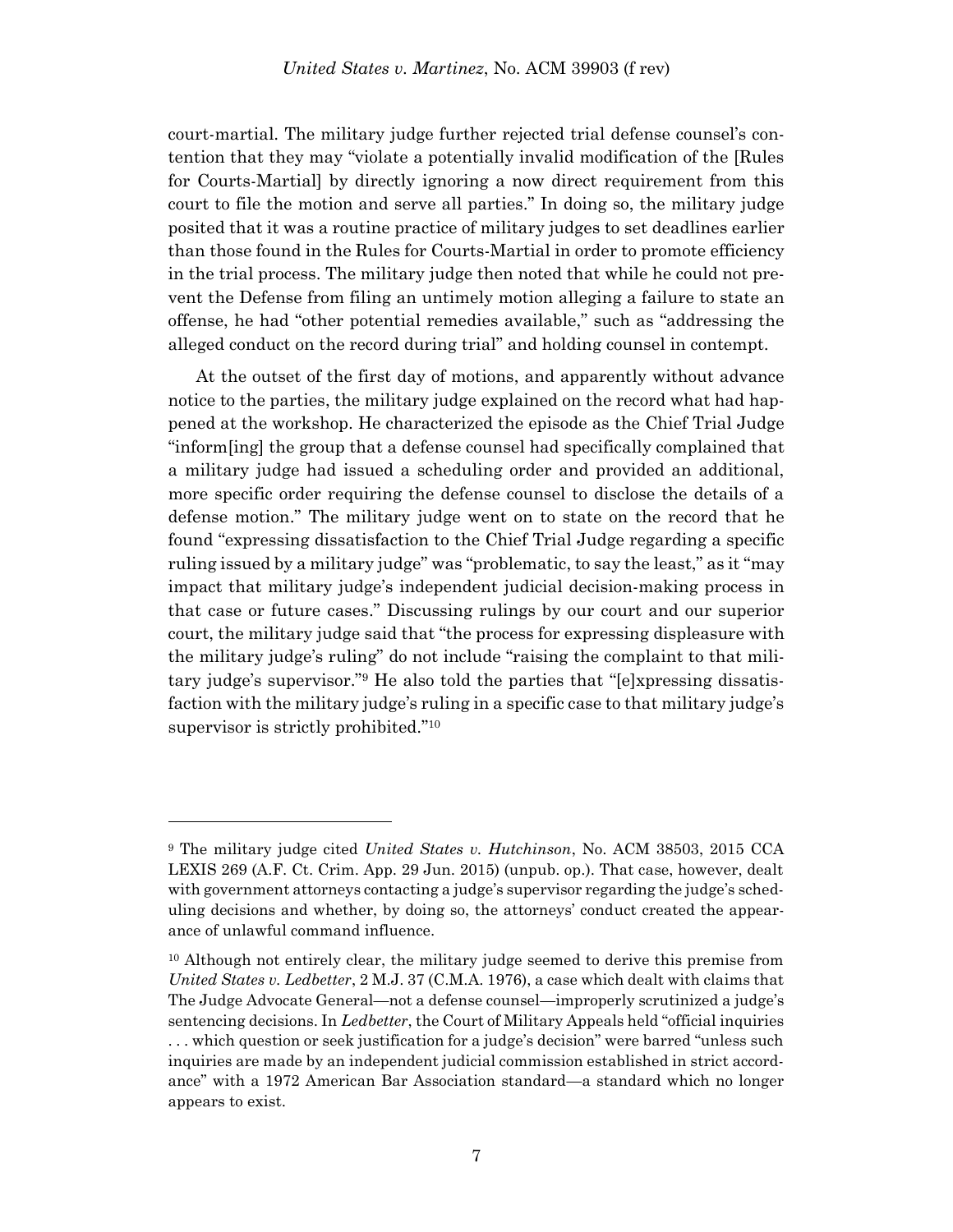court-martial. The military judge further rejected trial defense counsel's contention that they may "violate a potentially invalid modification of the [Rules for Courts-Martial] by directly ignoring a now direct requirement from this court to file the motion and serve all parties." In doing so, the military judge posited that it was a routine practice of military judges to set deadlines earlier than those found in the Rules for Courts-Martial in order to promote efficiency in the trial process. The military judge then noted that while he could not prevent the Defense from filing an untimely motion alleging a failure to state an offense, he had "other potential remedies available," such as "addressing the alleged conduct on the record during trial" and holding counsel in contempt.

At the outset of the first day of motions, and apparently without advance notice to the parties, the military judge explained on the record what had happened at the workshop. He characterized the episode as the Chief Trial Judge "inform[ing] the group that a defense counsel had specifically complained that a military judge had issued a scheduling order and provided an additional, more specific order requiring the defense counsel to disclose the details of a defense motion." The military judge went on to state on the record that he found "expressing dissatisfaction to the Chief Trial Judge regarding a specific ruling issued by a military judge" was "problematic, to say the least," as it "may impact that military judge's independent judicial decision-making process in that case or future cases." Discussing rulings by our court and our superior court, the military judge said that "the process for expressing displeasure with the military judge's ruling" do not include "raising the complaint to that military judge's supervisor."[9] He also told the parties that "[e]xpressing dissatisfaction with the military judge's ruling in a specific case to that military judge's supervisor is strictly prohibited."[10]

---

[9] The military judge cited *United States v. Hutchinson*, No. ACM 38503, 2015 CCA LEXIS 269 (A.F. Ct. Crim. App. 29 Jun. 2015) (unpub. op.). That case, however, dealt with government attorneys contacting a judge's supervisor regarding the judge's scheduling decisions and whether, by doing so, the attorneys' conduct created the appearance of unlawful command influence.

[10] Although not entirely clear, the military judge seemed to derive this premise from *United States v. Ledbetter*, 2 M.J. 37 (C.M.A. 1976), a case which dealt with claims that The Judge Advocate General—not a defense counsel—improperly scrutinized a judge's sentencing decisions. In *Ledbetter*, the Court of Military Appeals held "official inquiries . . . which question or seek justification for a judge's decision" were barred "unless such inquiries are made by an independent judicial commission established in strict accordance" with a 1972 American Bar Association standard—a standard which no longer appears to exist.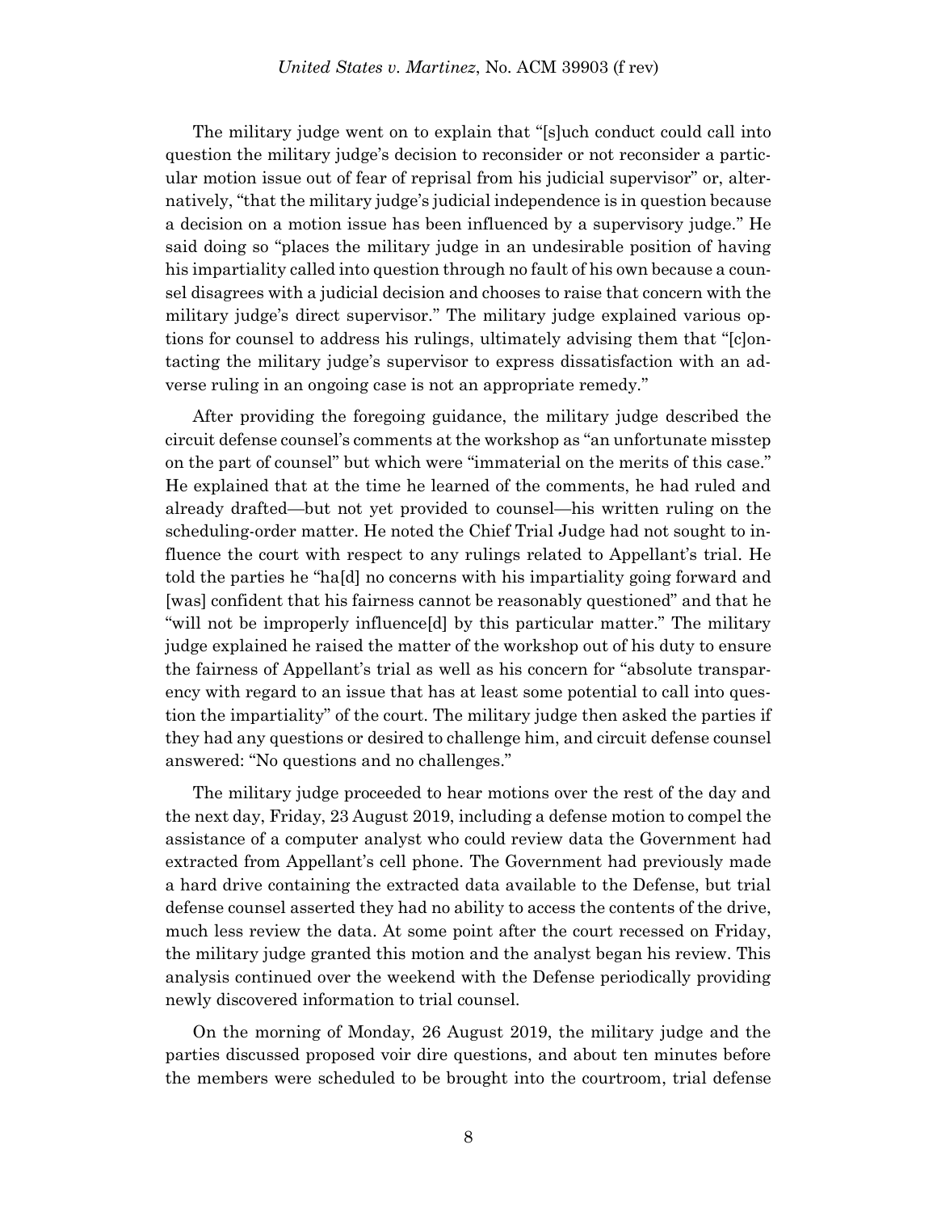The military judge went on to explain that "[s]uch conduct could call into question the military judge's decision to reconsider or not reconsider a particular motion issue out of fear of reprisal from his judicial supervisor" or, alternatively, "that the military judge's judicial independence is in question because a decision on a motion issue has been influenced by a supervisory judge." He said doing so "places the military judge in an undesirable position of having his impartiality called into question through no fault of his own because a counsel disagrees with a judicial decision and chooses to raise that concern with the military judge's direct supervisor." The military judge explained various options for counsel to address his rulings, ultimately advising them that "[c]ontacting the military judge's supervisor to express dissatisfaction with an adverse ruling in an ongoing case is not an appropriate remedy."

After providing the foregoing guidance, the military judge described the circuit defense counsel's comments at the workshop as "an unfortunate misstep on the part of counsel" but which were "immaterial on the merits of this case." He explained that at the time he learned of the comments, he had ruled and already drafted—but not yet provided to counsel—his written ruling on the scheduling-order matter. He noted the Chief Trial Judge had not sought to influence the court with respect to any rulings related to Appellant's trial. He told the parties he "ha[d] no concerns with his impartiality going forward and [was] confident that his fairness cannot be reasonably questioned" and that he "will not be improperly influence[d] by this particular matter." The military judge explained he raised the matter of the workshop out of his duty to ensure the fairness of Appellant's trial as well as his concern for "absolute transparency with regard to an issue that has at least some potential to call into question the impartiality" of the court. The military judge then asked the parties if they had any questions or desired to challenge him, and circuit defense counsel answered: "No questions and no challenges."

The military judge proceeded to hear motions over the rest of the day and the next day, Friday, 23 August 2019, including a defense motion to compel the assistance of a computer analyst who could review data the Government had extracted from Appellant's cell phone. The Government had previously made a hard drive containing the extracted data available to the Defense, but trial defense counsel asserted they had no ability to access the contents of the drive, much less review the data. At some point after the court recessed on Friday, the military judge granted this motion and the analyst began his review. This analysis continued over the weekend with the Defense periodically providing newly discovered information to trial counsel.

On the morning of Monday, 26 August 2019, the military judge and the parties discussed proposed voir dire questions, and about ten minutes before the members were scheduled to be brought into the courtroom, trial defense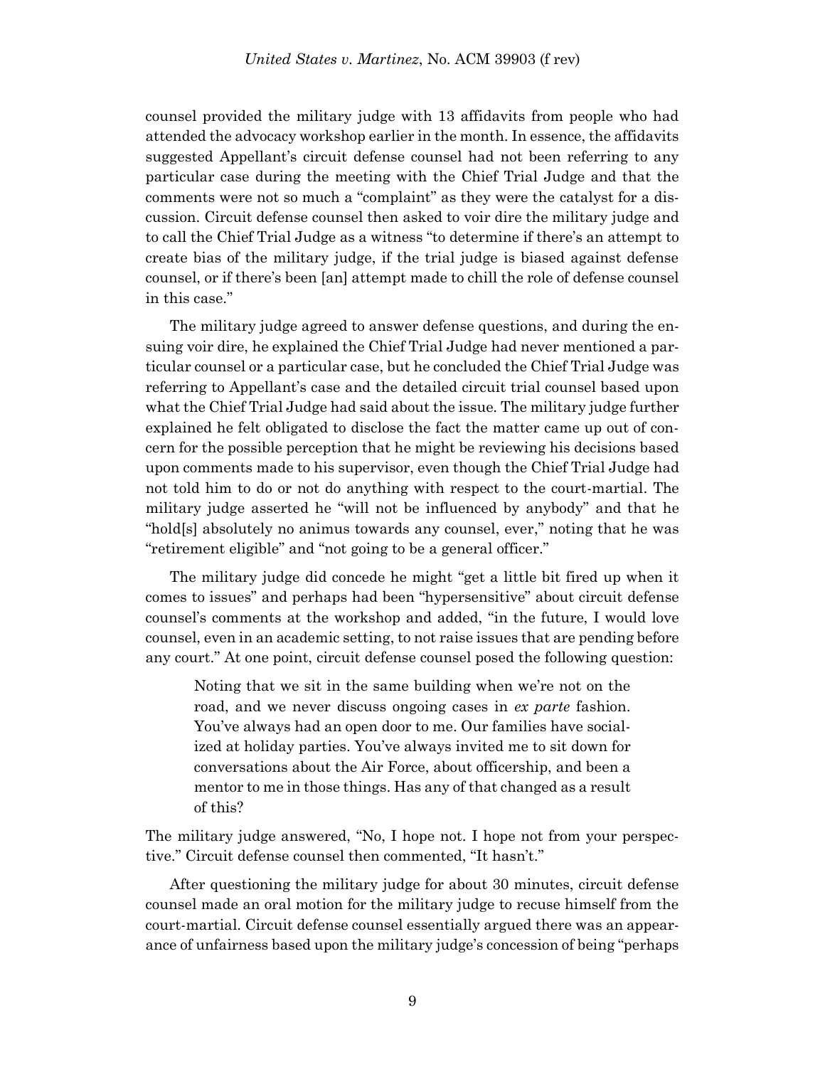counsel provided the military judge with 13 affidavits from people who had attended the advocacy workshop earlier in the month. In essence, the affidavits suggested Appellant's circuit defense counsel had not been referring to any particular case during the meeting with the Chief Trial Judge and that the comments were not so much a "complaint" as they were the catalyst for a discussion. Circuit defense counsel then asked to voir dire the military judge and to call the Chief Trial Judge as a witness "to determine if there's an attempt to create bias of the military judge, if the trial judge is biased against defense counsel, or if there's been [an] attempt made to chill the role of defense counsel in this case."

The military judge agreed to answer defense questions, and during the ensuing voir dire, he explained the Chief Trial Judge had never mentioned a particular counsel or a particular case, but he concluded the Chief Trial Judge was referring to Appellant's case and the detailed circuit trial counsel based upon what the Chief Trial Judge had said about the issue. The military judge further explained he felt obligated to disclose the fact the matter came up out of concern for the possible perception that he might be reviewing his decisions based upon comments made to his supervisor, even though the Chief Trial Judge had not told him to do or not do anything with respect to the court-martial. The military judge asserted he "will not be influenced by anybody" and that he "hold[s] absolutely no animus towards any counsel, ever," noting that he was "retirement eligible" and "not going to be a general officer."

The military judge did concede he might "get a little bit fired up when it comes to issues" and perhaps had been "hypersensitive" about circuit defense counsel's comments at the workshop and added, "in the future, I would love counsel, even in an academic setting, to not raise issues that are pending before any court." At one point, circuit defense counsel posed the following question:

> Noting that we sit in the same building when we're not on the road, and we never discuss ongoing cases in *ex parte* fashion. You've always had an open door to me. Our families have socialized at holiday parties. You've always invited me to sit down for conversations about the Air Force, about officership, and been a mentor to me in those things. Has any of that changed as a result of this?

The military judge answered, "No, I hope not. I hope not from your perspective." Circuit defense counsel then commented, "It hasn't."

After questioning the military judge for about 30 minutes, circuit defense counsel made an oral motion for the military judge to recuse himself from the court-martial. Circuit defense counsel essentially argued there was an appearance of unfairness based upon the military judge's concession of being "perhaps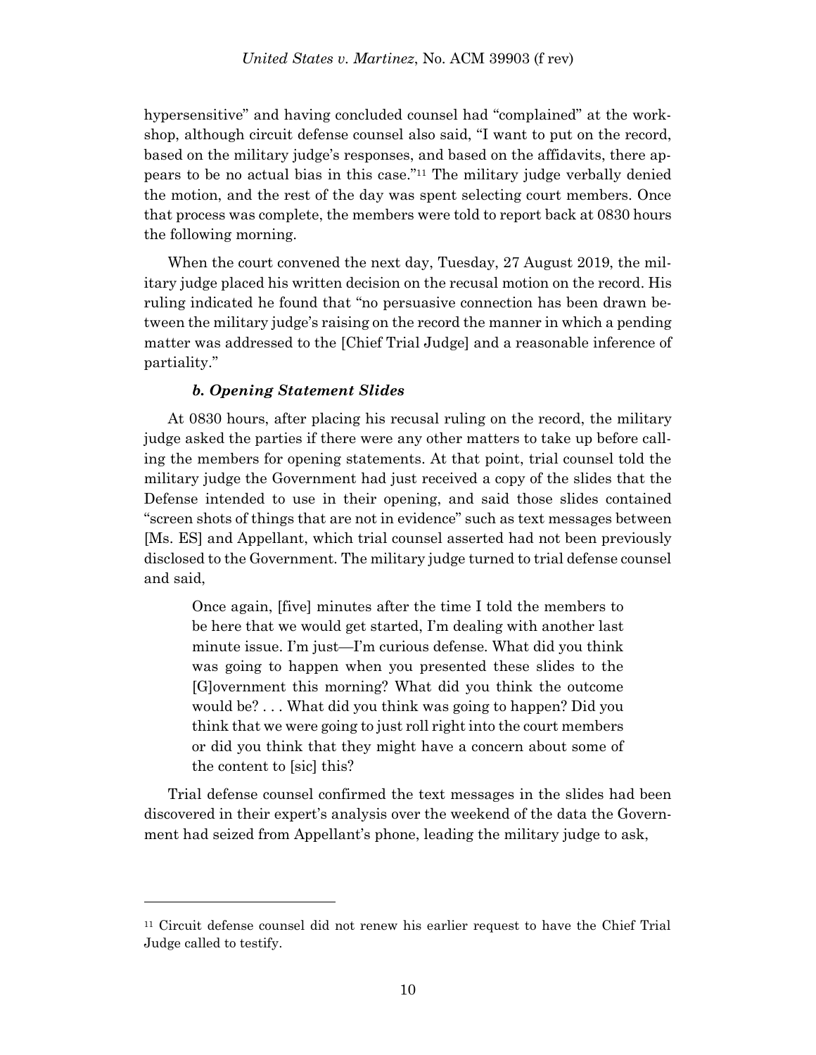hypersensitive" and having concluded counsel had "complained" at the workshop, although circuit defense counsel also said, "I want to put on the record, based on the military judge's responses, and based on the affidavits, there appears to be no actual bias in this case."[11] The military judge verbally denied the motion, and the rest of the day was spent selecting court members. Once that process was complete, the members were told to report back at 0830 hours the following morning.

When the court convened the next day, Tuesday, 27 August 2019, the military judge placed his written decision on the recusal motion on the record. His ruling indicated he found that "no persuasive connection has been drawn between the military judge's raising on the record the manner in which a pending matter was addressed to the [Chief Trial Judge] and a reasonable inference of partiality."

#### *b. Opening Statement Slides*

At 0830 hours, after placing his recusal ruling on the record, the military judge asked the parties if there were any other matters to take up before calling the members for opening statements. At that point, trial counsel told the military judge the Government had just received a copy of the slides that the Defense intended to use in their opening, and said those slides contained "screen shots of things that are not in evidence" such as text messages between [Ms. ES] and Appellant, which trial counsel asserted had not been previously disclosed to the Government. The military judge turned to trial defense counsel and said,

> Once again, [five] minutes after the time I told the members to be here that we would get started, I'm dealing with another last minute issue. I'm just—I'm curious defense. What did you think was going to happen when you presented these slides to the [G]overnment this morning? What did you think the outcome would be? . . . What did you think was going to happen? Did you think that we were going to just roll right into the court members or did you think that they might have a concern about some of the content to [sic] this?

Trial defense counsel confirmed the text messages in the slides had been discovered in their expert's analysis over the weekend of the data the Government had seized from Appellant's phone, leading the military judge to ask,

---

[11] Circuit defense counsel did not renew his earlier request to have the Chief Trial Judge called to testify.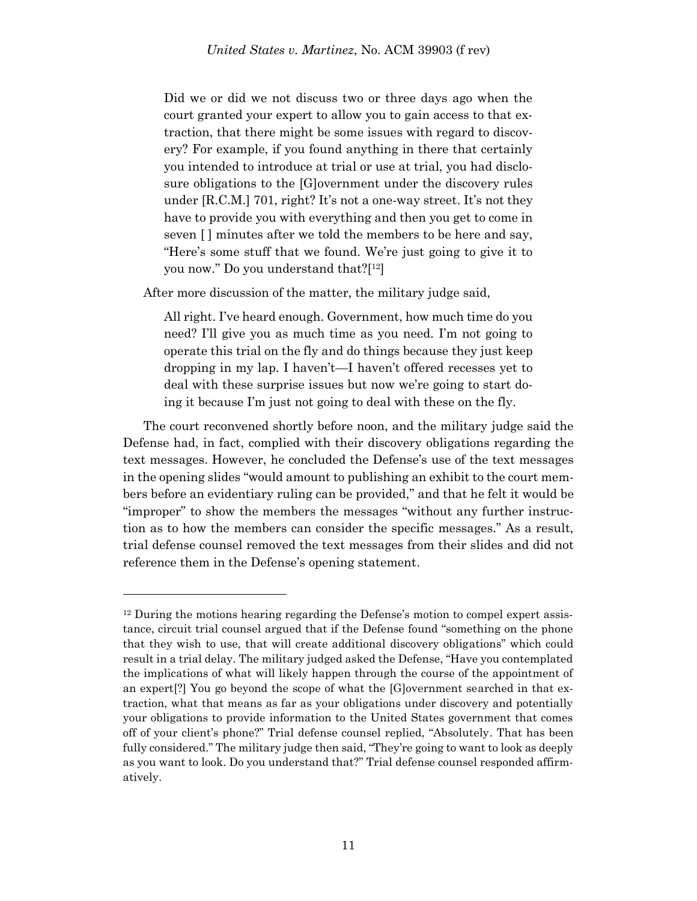> Did we or did we not discuss two or three days ago when the court granted your expert to allow you to gain access to that extraction, that there might be some issues with regard to discovery? For example, if you found anything in there that certainly you intended to introduce at trial or use at trial, you had disclosure obligations to the [G]overnment under the discovery rules under [R.C.M.] 701, right? It's not a one-way street. It's not they have to provide you with everything and then you get to come in seven [ ] minutes after we told the members to be here and say, "Here's some stuff that we found. We're just going to give it to you now." Do you understand that?[12]

After more discussion of the matter, the military judge said,

> All right. I've heard enough. Government, how much time do you need? I'll give you as much time as you need. I'm not going to operate this trial on the fly and do things because they just keep dropping in my lap. I haven't—I haven't offered recesses yet to deal with these surprise issues but now we're going to start doing it because I'm just not going to deal with these on the fly.

The court reconvened shortly before noon, and the military judge said the Defense had, in fact, complied with their discovery obligations regarding the text messages. However, he concluded the Defense's use of the text messages in the opening slides "would amount to publishing an exhibit to the court members before an evidentiary ruling can be provided," and that he felt it would be "improper" to show the members the messages "without any further instruction as to how the members can consider the specific messages." As a result, trial defense counsel removed the text messages from their slides and did not reference them in the Defense's opening statement.

---

[12] During the motions hearing regarding the Defense's motion to compel expert assistance, circuit trial counsel argued that if the Defense found "something on the phone that they wish to use, that will create additional discovery obligations" which could result in a trial delay. The military judged asked the Defense, "Have you contemplated the implications of what will likely happen through the course of the appointment of an expert[?] You go beyond the scope of what the [G]overnment searched in that extraction, what that means as far as your obligations under discovery and potentially your obligations to provide information to the United States government that comes off of your client's phone?" Trial defense counsel replied, "Absolutely. That has been fully considered." The military judge then said, "They're going to want to look as deeply as you want to look. Do you understand that?" Trial defense counsel responded affirmatively.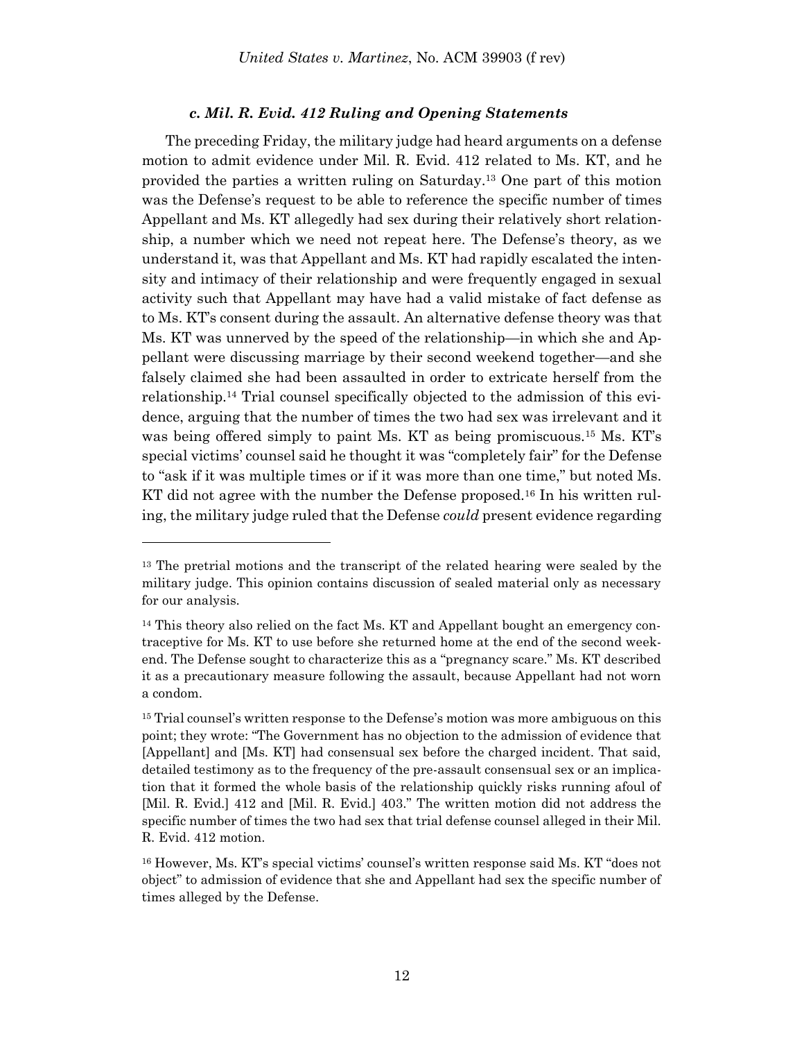### *c. Mil. R. Evid. 412 Ruling and Opening Statements*

The preceding Friday, the military judge had heard arguments on a defense motion to admit evidence under Mil. R. Evid. 412 related to Ms. KT, and he provided the parties a written ruling on Saturday.[13] One part of this motion was the Defense's request to be able to reference the specific number of times Appellant and Ms. KT allegedly had sex during their relatively short relationship, a number which we need not repeat here. The Defense's theory, as we understand it, was that Appellant and Ms. KT had rapidly escalated the intensity and intimacy of their relationship and were frequently engaged in sexual activity such that Appellant may have had a valid mistake of fact defense as to Ms. KT's consent during the assault. An alternative defense theory was that Ms. KT was unnerved by the speed of the relationship—in which she and Appellant were discussing marriage by their second weekend together—and she falsely claimed she had been assaulted in order to extricate herself from the relationship.[14] Trial counsel specifically objected to the admission of this evidence, arguing that the number of times the two had sex was irrelevant and it was being offered simply to paint Ms. KT as being promiscuous.[15] Ms. KT's special victims' counsel said he thought it was "completely fair" for the Defense to "ask if it was multiple times or if it was more than one time," but noted Ms. KT did not agree with the number the Defense proposed.[16] In his written ruling, the military judge ruled that the Defense *could* present evidence regarding

---

[13] The pretrial motions and the transcript of the related hearing were sealed by the military judge. This opinion contains discussion of sealed material only as necessary for our analysis.

[14] This theory also relied on the fact Ms. KT and Appellant bought an emergency contraceptive for Ms. KT to use before she returned home at the end of the second weekend. The Defense sought to characterize this as a "pregnancy scare." Ms. KT described it as a precautionary measure following the assault, because Appellant had not worn a condom.

[15] Trial counsel's written response to the Defense's motion was more ambiguous on this point; they wrote: "The Government has no objection to the admission of evidence that [Appellant] and [Ms. KT] had consensual sex before the charged incident. That said, detailed testimony as to the frequency of the pre-assault consensual sex or an implication that it formed the whole basis of the relationship quickly risks running afoul of [Mil. R. Evid.] 412 and [Mil. R. Evid.] 403." The written motion did not address the specific number of times the two had sex that trial defense counsel alleged in their Mil. R. Evid. 412 motion.

[16] However, Ms. KT's special victims' counsel's written response said Ms. KT "does not object" to admission of evidence that she and Appellant had sex the specific number of times alleged by the Defense.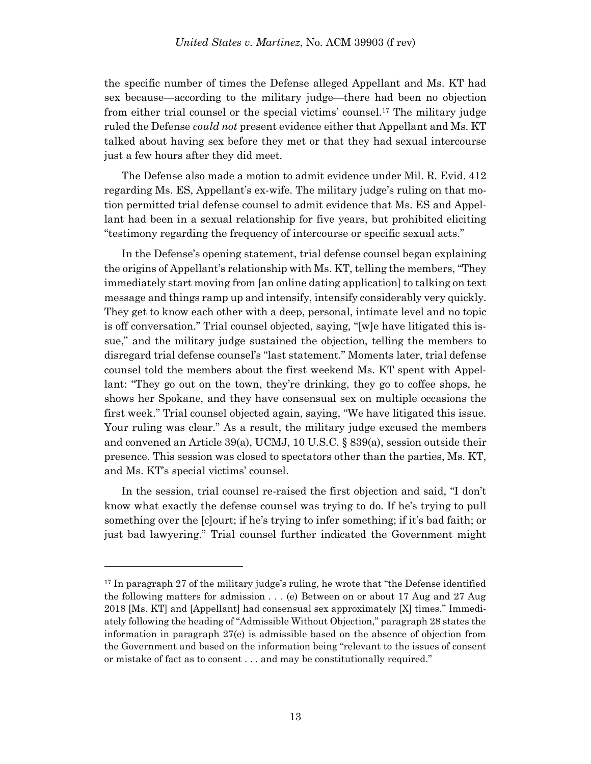the specific number of times the Defense alleged Appellant and Ms. KT had sex because—according to the military judge—there had been no objection from either trial counsel or the special victims' counsel.[17] The military judge ruled the Defense *could not* present evidence either that Appellant and Ms. KT talked about having sex before they met or that they had sexual intercourse just a few hours after they did meet.

The Defense also made a motion to admit evidence under Mil. R. Evid. 412 regarding Ms. ES, Appellant's ex-wife. The military judge's ruling on that motion permitted trial defense counsel to admit evidence that Ms. ES and Appellant had been in a sexual relationship for five years, but prohibited eliciting "testimony regarding the frequency of intercourse or specific sexual acts."

In the Defense's opening statement, trial defense counsel began explaining the origins of Appellant's relationship with Ms. KT, telling the members, "They immediately start moving from [an online dating application] to talking on text message and things ramp up and intensify, intensify considerably very quickly. They get to know each other with a deep, personal, intimate level and no topic is off conversation." Trial counsel objected, saying, "[w]e have litigated this issue," and the military judge sustained the objection, telling the members to disregard trial defense counsel's "last statement." Moments later, trial defense counsel told the members about the first weekend Ms. KT spent with Appellant: "They go out on the town, they're drinking, they go to coffee shops, he shows her Spokane, and they have consensual sex on multiple occasions the first week." Trial counsel objected again, saying, "We have litigated this issue. Your ruling was clear." As a result, the military judge excused the members and convened an Article 39(a), UCMJ, 10 U.S.C. § 839(a), session outside their presence. This session was closed to spectators other than the parties, Ms. KT, and Ms. KT's special victims' counsel.

In the session, trial counsel re-raised the first objection and said, "I don't know what exactly the defense counsel was trying to do. If he's trying to pull something over the [c]ourt; if he's trying to infer something; if it's bad faith; or just bad lawyering." Trial counsel further indicated the Government might

---

[17] In paragraph 27 of the military judge's ruling, he wrote that "the Defense identified the following matters for admission . . . (e) Between on or about 17 Aug and 27 Aug 2018 [Ms. KT] and [Appellant] had consensual sex approximately [X] times." Immediately following the heading of "Admissible Without Objection," paragraph 28 states the information in paragraph 27(e) is admissible based on the absence of objection from the Government and based on the information being "relevant to the issues of consent or mistake of fact as to consent . . . and may be constitutionally required."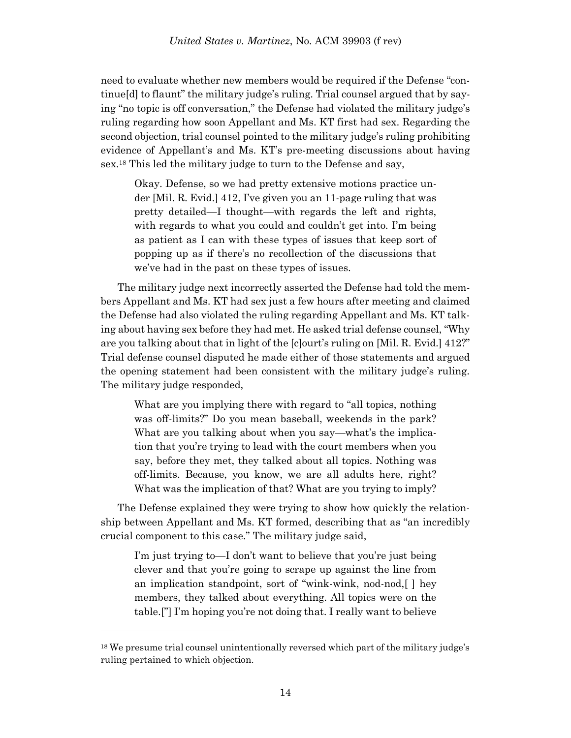need to evaluate whether new members would be required if the Defense "continue[d] to flaunt" the military judge's ruling. Trial counsel argued that by saying "no topic is off conversation," the Defense had violated the military judge's ruling regarding how soon Appellant and Ms. KT first had sex. Regarding the second objection, trial counsel pointed to the military judge's ruling prohibiting evidence of Appellant's and Ms. KT's pre-meeting discussions about having sex.[18] This led the military judge to turn to the Defense and say,

> Okay. Defense, so we had pretty extensive motions practice under [Mil. R. Evid.] 412, I've given you an 11-page ruling that was pretty detailed—I thought—with regards the left and rights, with regards to what you could and couldn't get into. I'm being as patient as I can with these types of issues that keep sort of popping up as if there's no recollection of the discussions that we've had in the past on these types of issues.

The military judge next incorrectly asserted the Defense had told the members Appellant and Ms. KT had sex just a few hours after meeting and claimed the Defense had also violated the ruling regarding Appellant and Ms. KT talking about having sex before they had met. He asked trial defense counsel, "Why are you talking about that in light of the [c]ourt's ruling on [Mil. R. Evid.] 412?" Trial defense counsel disputed he made either of those statements and argued the opening statement had been consistent with the military judge's ruling. The military judge responded,

> What are you implying there with regard to "all topics, nothing was off-limits?" Do you mean baseball, weekends in the park? What are you talking about when you say—what's the implication that you're trying to lead with the court members when you say, before they met, they talked about all topics. Nothing was off-limits. Because, you know, we are all adults here, right? What was the implication of that? What are you trying to imply?

The Defense explained they were trying to show how quickly the relationship between Appellant and Ms. KT formed, describing that as "an incredibly crucial component to this case." The military judge said,

> I'm just trying to—I don't want to believe that you're just being clever and that you're going to scrape up against the line from an implication standpoint, sort of "wink-wink, nod-nod,[ ] hey members, they talked about everything. All topics were on the table.["] I'm hoping you're not doing that. I really want to believe

[18] We presume trial counsel unintentionally reversed which part of the military judge's ruling pertained to which objection.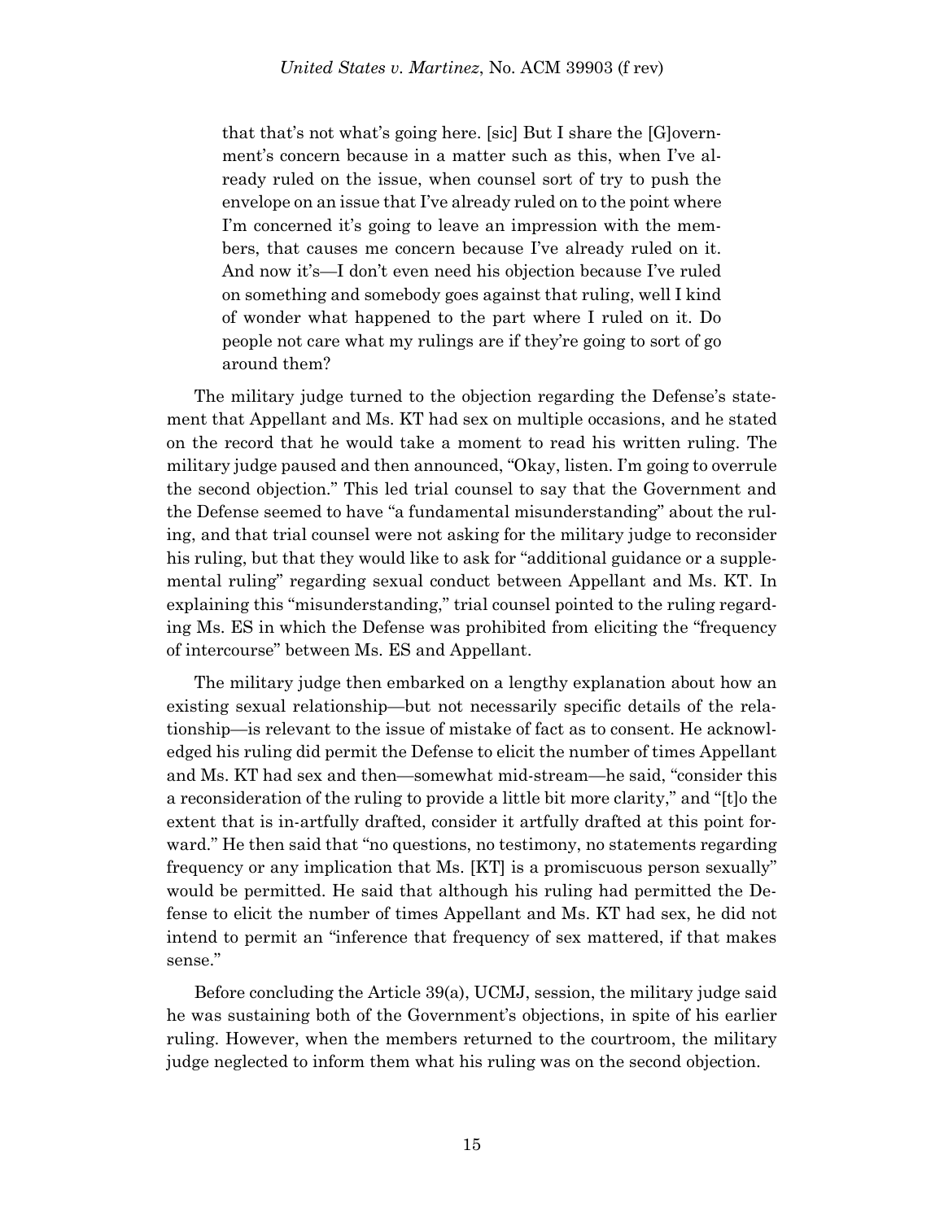> that that's not what's going here. [sic] But I share the [G]overnment's concern because in a matter such as this, when I've already ruled on the issue, when counsel sort of try to push the envelope on an issue that I've already ruled on to the point where I'm concerned it's going to leave an impression with the members, that causes me concern because I've already ruled on it. And now it's—I don't even need his objection because I've ruled on something and somebody goes against that ruling, well I kind of wonder what happened to the part where I ruled on it. Do people not care what my rulings are if they're going to sort of go around them?

The military judge turned to the objection regarding the Defense's statement that Appellant and Ms. KT had sex on multiple occasions, and he stated on the record that he would take a moment to read his written ruling. The military judge paused and then announced, "Okay, listen. I'm going to overrule the second objection." This led trial counsel to say that the Government and the Defense seemed to have "a fundamental misunderstanding" about the ruling, and that trial counsel were not asking for the military judge to reconsider his ruling, but that they would like to ask for "additional guidance or a supplemental ruling" regarding sexual conduct between Appellant and Ms. KT. In explaining this "misunderstanding," trial counsel pointed to the ruling regarding Ms. ES in which the Defense was prohibited from eliciting the "frequency of intercourse" between Ms. ES and Appellant.

The military judge then embarked on a lengthy explanation about how an existing sexual relationship—but not necessarily specific details of the relationship—is relevant to the issue of mistake of fact as to consent. He acknowledged his ruling did permit the Defense to elicit the number of times Appellant and Ms. KT had sex and then—somewhat mid-stream—he said, "consider this a reconsideration of the ruling to provide a little bit more clarity," and "[t]o the extent that is in-artfully drafted, consider it artfully drafted at this point forward." He then said that "no questions, no testimony, no statements regarding frequency or any implication that Ms. [KT] is a promiscuous person sexually" would be permitted. He said that although his ruling had permitted the Defense to elicit the number of times Appellant and Ms. KT had sex, he did not intend to permit an "inference that frequency of sex mattered, if that makes sense."

Before concluding the Article 39(a), UCMJ, session, the military judge said he was sustaining both of the Government's objections, in spite of his earlier ruling. However, when the members returned to the courtroom, the military judge neglected to inform them what his ruling was on the second objection.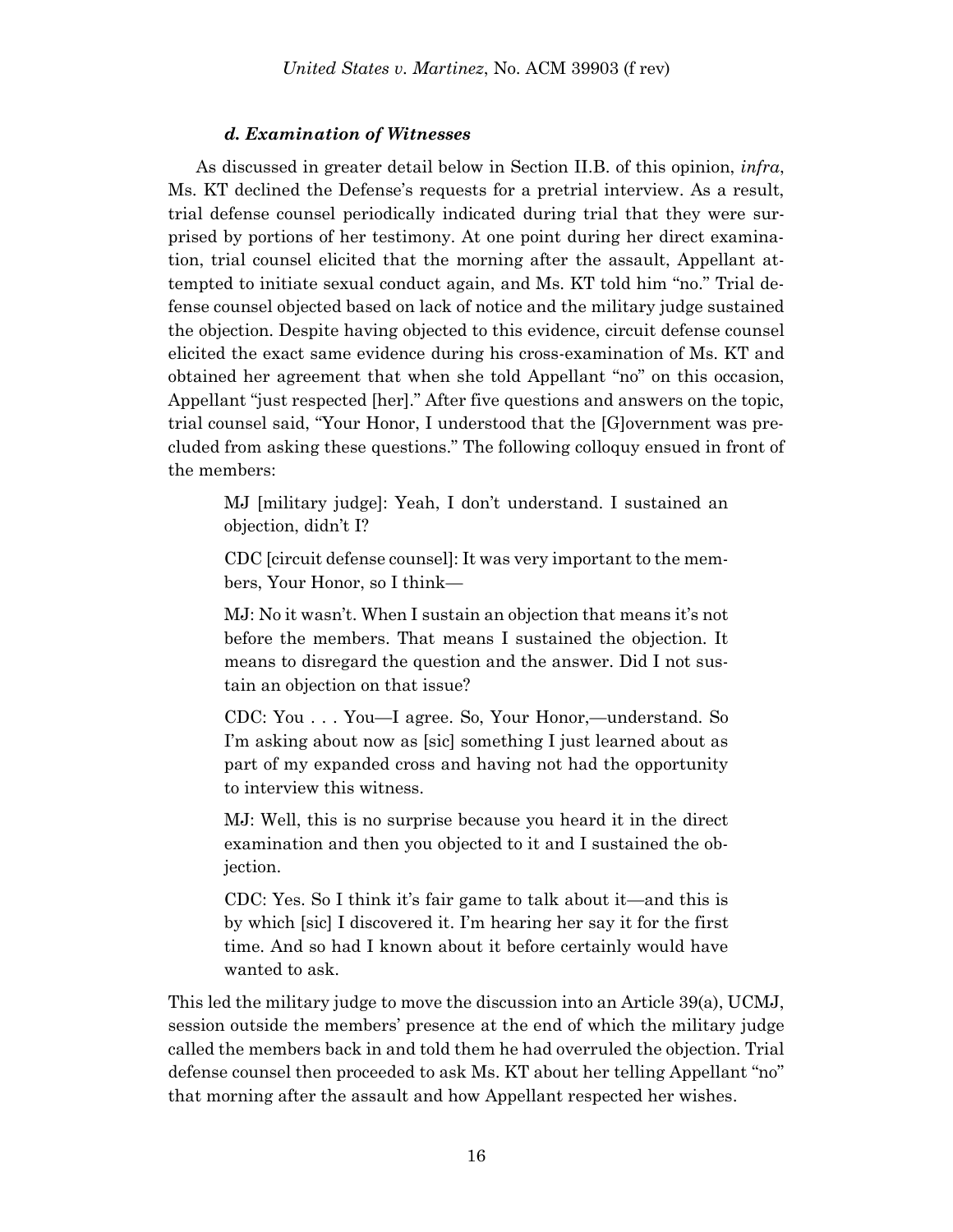#### *d. Examination of Witnesses*

As discussed in greater detail below in Section II.B. of this opinion, *infra*, Ms. KT declined the Defense's requests for a pretrial interview. As a result, trial defense counsel periodically indicated during trial that they were surprised by portions of her testimony. At one point during her direct examination, trial counsel elicited that the morning after the assault, Appellant attempted to initiate sexual conduct again, and Ms. KT told him "no." Trial defense counsel objected based on lack of notice and the military judge sustained the objection. Despite having objected to this evidence, circuit defense counsel elicited the exact same evidence during his cross-examination of Ms. KT and obtained her agreement that when she told Appellant "no" on this occasion, Appellant "just respected [her]." After five questions and answers on the topic, trial counsel said, "Your Honor, I understood that the [G]overnment was precluded from asking these questions." The following colloquy ensued in front of the members:

> MJ [military judge]: Yeah, I don't understand. I sustained an objection, didn't I?
>
> CDC [circuit defense counsel]: It was very important to the members, Your Honor, so I think—
>
> MJ: No it wasn't. When I sustain an objection that means it's not before the members. That means I sustained the objection. It means to disregard the question and the answer. Did I not sustain an objection on that issue?
>
> CDC: You . . . You—I agree. So, Your Honor,—understand. So I'm asking about now as [sic] something I just learned about as part of my expanded cross and having not had the opportunity to interview this witness.
>
> MJ: Well, this is no surprise because you heard it in the direct examination and then you objected to it and I sustained the objection.
>
> CDC: Yes. So I think it's fair game to talk about it—and this is by which [sic] I discovered it. I'm hearing her say it for the first time. And so had I known about it before certainly would have wanted to ask.

This led the military judge to move the discussion into an Article 39(a), UCMJ, session outside the members' presence at the end of which the military judge called the members back in and told them he had overruled the objection. Trial defense counsel then proceeded to ask Ms. KT about her telling Appellant "no" that morning after the assault and how Appellant respected her wishes.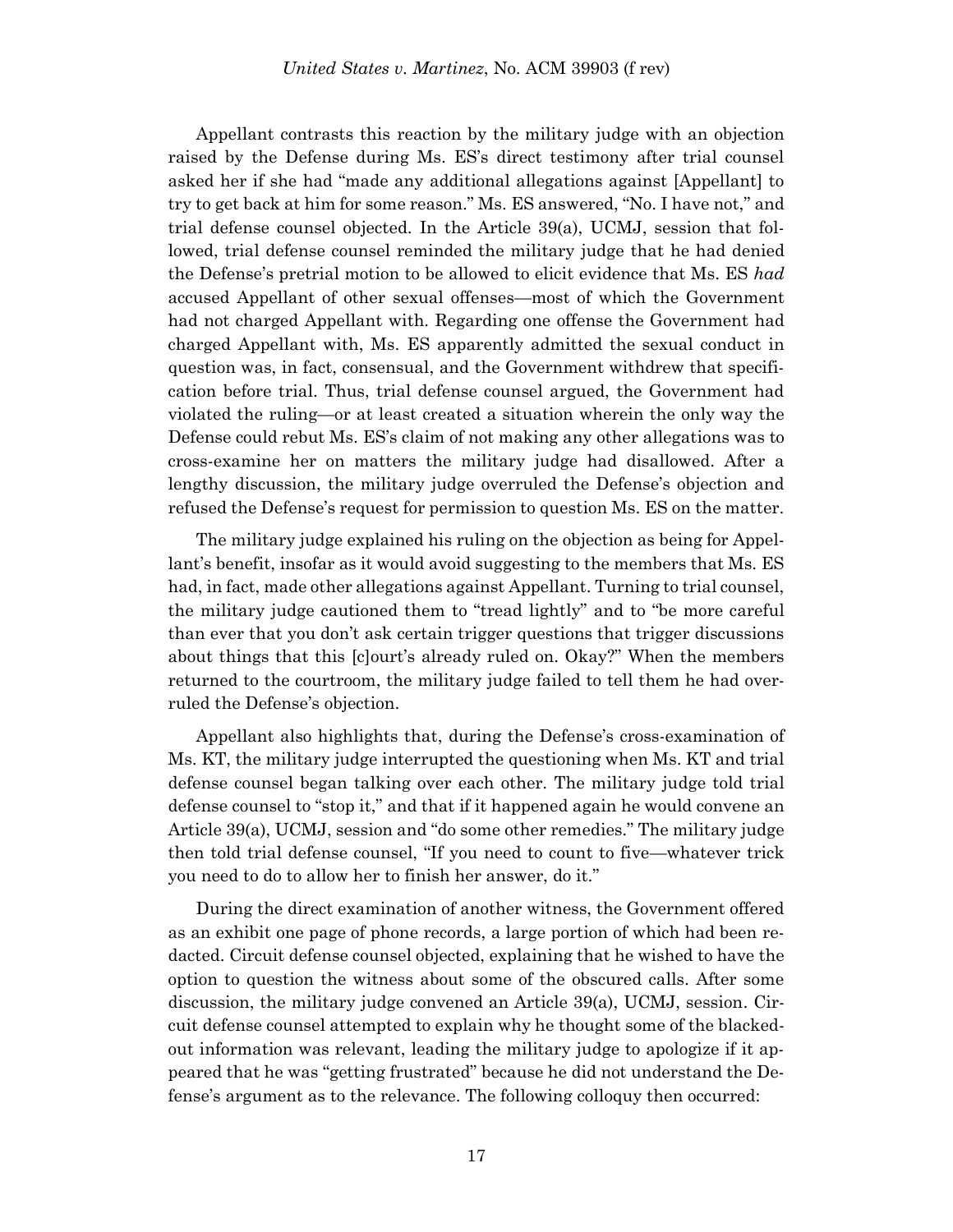Appellant contrasts this reaction by the military judge with an objection raised by the Defense during Ms. ES's direct testimony after trial counsel asked her if she had "made any additional allegations against [Appellant] to try to get back at him for some reason." Ms. ES answered, "No. I have not," and trial defense counsel objected. In the Article 39(a), UCMJ, session that followed, trial defense counsel reminded the military judge that he had denied the Defense's pretrial motion to be allowed to elicit evidence that Ms. ES *had* accused Appellant of other sexual offenses—most of which the Government had not charged Appellant with. Regarding one offense the Government had charged Appellant with, Ms. ES apparently admitted the sexual conduct in question was, in fact, consensual, and the Government withdrew that specification before trial. Thus, trial defense counsel argued, the Government had violated the ruling—or at least created a situation wherein the only way the Defense could rebut Ms. ES's claim of not making any other allegations was to cross-examine her on matters the military judge had disallowed. After a lengthy discussion, the military judge overruled the Defense's objection and refused the Defense's request for permission to question Ms. ES on the matter.

The military judge explained his ruling on the objection as being for Appellant's benefit, insofar as it would avoid suggesting to the members that Ms. ES had, in fact, made other allegations against Appellant. Turning to trial counsel, the military judge cautioned them to "tread lightly" and to "be more careful than ever that you don't ask certain trigger questions that trigger discussions about things that this [c]ourt's already ruled on. Okay?" When the members returned to the courtroom, the military judge failed to tell them he had overruled the Defense's objection.

Appellant also highlights that, during the Defense's cross-examination of Ms. KT, the military judge interrupted the questioning when Ms. KT and trial defense counsel began talking over each other. The military judge told trial defense counsel to "stop it," and that if it happened again he would convene an Article 39(a), UCMJ, session and "do some other remedies." The military judge then told trial defense counsel, "If you need to count to five—whatever trick you need to do to allow her to finish her answer, do it."

During the direct examination of another witness, the Government offered as an exhibit one page of phone records, a large portion of which had been redacted. Circuit defense counsel objected, explaining that he wished to have the option to question the witness about some of the obscured calls. After some discussion, the military judge convened an Article 39(a), UCMJ, session. Circuit defense counsel attempted to explain why he thought some of the blacked-out information was relevant, leading the military judge to apologize if it appeared that he was "getting frustrated" because he did not understand the Defense's argument as to the relevance. The following colloquy then occurred: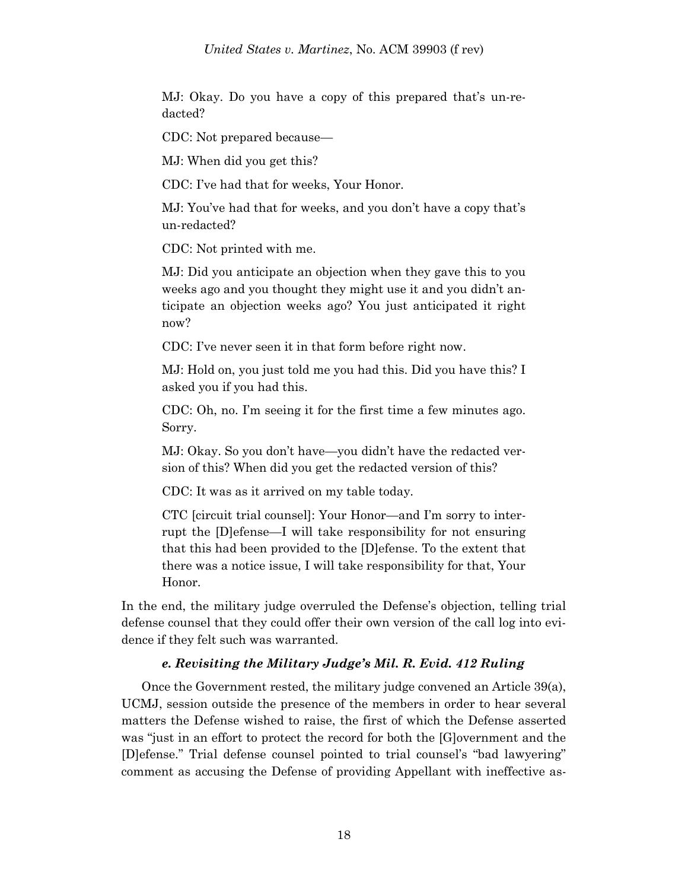MJ: Okay. Do you have a copy of this prepared that's un-redacted?

CDC: Not prepared because—

MJ: When did you get this?

CDC: I've had that for weeks, Your Honor.

MJ: You've had that for weeks, and you don't have a copy that's un-redacted?

CDC: Not printed with me.

MJ: Did you anticipate an objection when they gave this to you weeks ago and you thought they might use it and you didn't anticipate an objection weeks ago? You just anticipated it right now?

CDC: I've never seen it in that form before right now.

MJ: Hold on, you just told me you had this. Did you have this? I asked you if you had this.

CDC: Oh, no. I'm seeing it for the first time a few minutes ago. Sorry.

MJ: Okay. So you don't have—you didn't have the redacted version of this? When did you get the redacted version of this?

CDC: It was as it arrived on my table today.

CTC [circuit trial counsel]: Your Honor—and I'm sorry to interrupt the [D]efense—I will take responsibility for not ensuring that this had been provided to the [D]efense. To the extent that there was a notice issue, I will take responsibility for that, Your Honor.

In the end, the military judge overruled the Defense's objection, telling trial defense counsel that they could offer their own version of the call log into evidence if they felt such was warranted.

#### *e. Revisiting the Military Judge's Mil. R. Evid. 412 Ruling*

Once the Government rested, the military judge convened an Article 39(a), UCMJ, session outside the presence of the members in order to hear several matters the Defense wished to raise, the first of which the Defense asserted was "just in an effort to protect the record for both the [G]overnment and the [D]efense." Trial defense counsel pointed to trial counsel's "bad lawyering" comment as accusing the Defense of providing Appellant with ineffective as-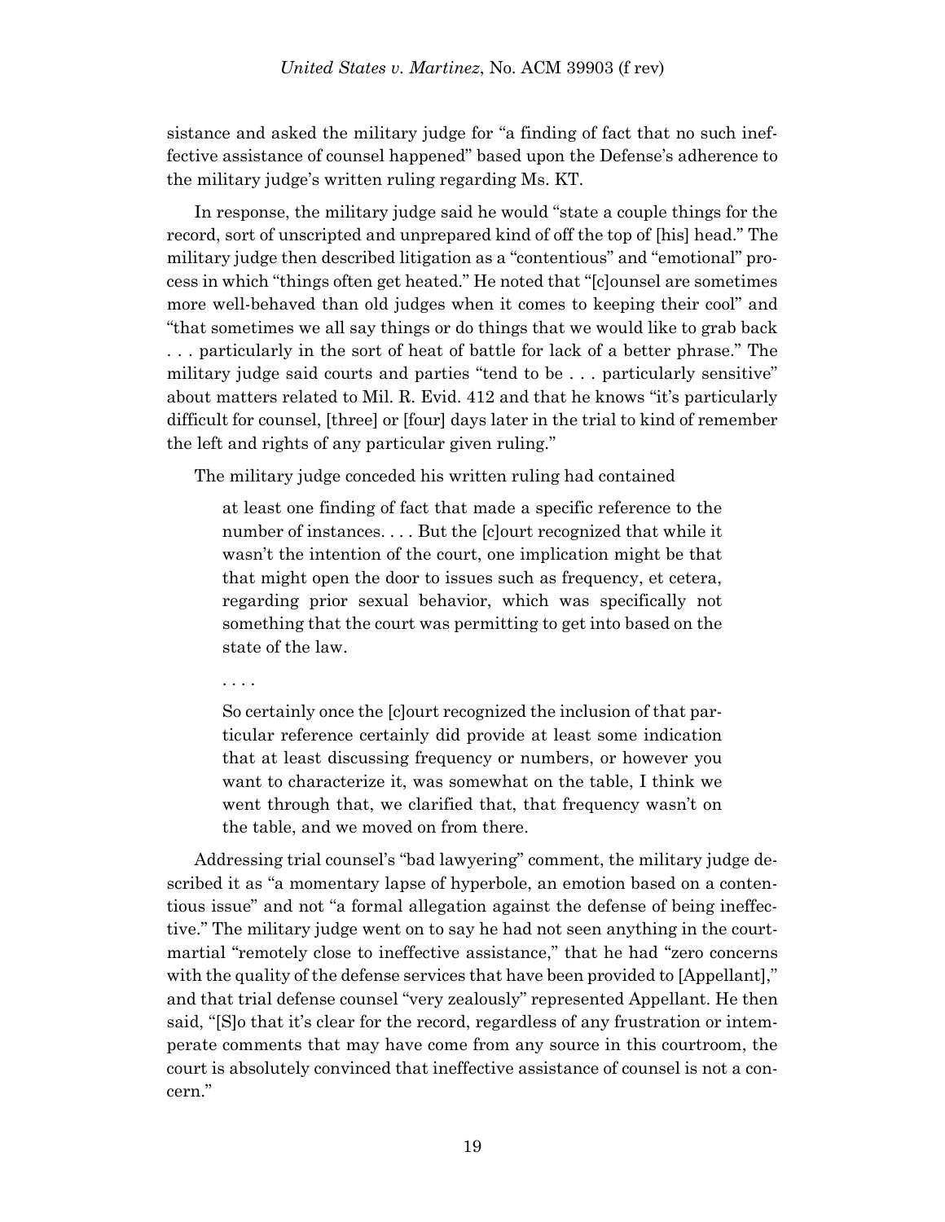sistance and asked the military judge for "a finding of fact that no such ineffective assistance of counsel happened" based upon the Defense's adherence to the military judge's written ruling regarding Ms. KT.

In response, the military judge said he would "state a couple things for the record, sort of unscripted and unprepared kind of off the top of [his] head." The military judge then described litigation as a "contentious" and "emotional" process in which "things often get heated." He noted that "[c]ounsel are sometimes more well-behaved than old judges when it comes to keeping their cool" and "that sometimes we all say things or do things that we would like to grab back . . . particularly in the sort of heat of battle for lack of a better phrase." The military judge said courts and parties "tend to be . . . particularly sensitive" about matters related to Mil. R. Evid. 412 and that he knows "it's particularly difficult for counsel, [three] or [four] days later in the trial to kind of remember the left and rights of any particular given ruling."

The military judge conceded his written ruling had contained

> at least one finding of fact that made a specific reference to the number of instances. . . . But the [c]ourt recognized that while it wasn't the intention of the court, one implication might be that that might open the door to issues such as frequency, et cetera, regarding prior sexual behavior, which was specifically not something that the court was permitting to get into based on the state of the law.
>
> . . . .
>
> So certainly once the [c]ourt recognized the inclusion of that particular reference certainly did provide at least some indication that at least discussing frequency or numbers, or however you want to characterize it, was somewhat on the table, I think we went through that, we clarified that, that frequency wasn't on the table, and we moved on from there.

Addressing trial counsel's "bad lawyering" comment, the military judge described it as "a momentary lapse of hyperbole, an emotion based on a contentious issue" and not "a formal allegation against the defense of being ineffective." The military judge went on to say he had not seen anything in the court-martial "remotely close to ineffective assistance," that he had "zero concerns with the quality of the defense services that have been provided to [Appellant]," and that trial defense counsel "very zealously" represented Appellant. He then said, "[S]o that it's clear for the record, regardless of any frustration or intemperate comments that may have come from any source in this courtroom, the court is absolutely convinced that ineffective assistance of counsel is not a concern."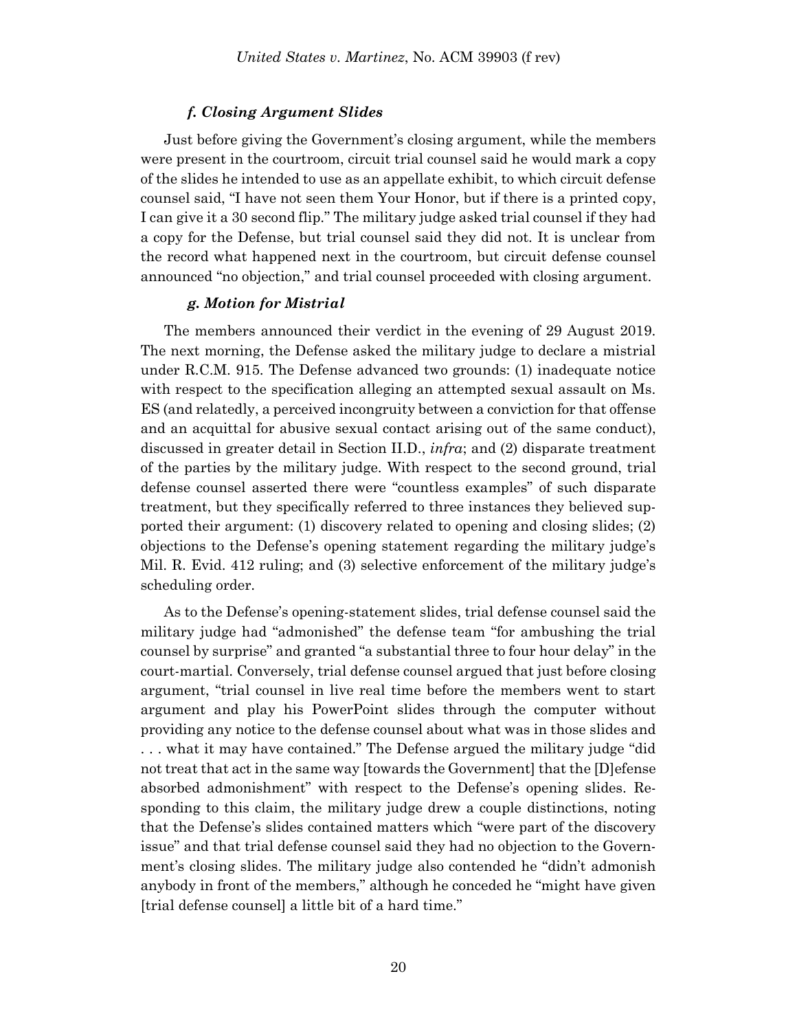#### *f. Closing Argument Slides*

Just before giving the Government's closing argument, while the members were present in the courtroom, circuit trial counsel said he would mark a copy of the slides he intended to use as an appellate exhibit, to which circuit defense counsel said, "I have not seen them Your Honor, but if there is a printed copy, I can give it a 30 second flip." The military judge asked trial counsel if they had a copy for the Defense, but trial counsel said they did not. It is unclear from the record what happened next in the courtroom, but circuit defense counsel announced "no objection," and trial counsel proceeded with closing argument.

#### *g. Motion for Mistrial*

The members announced their verdict in the evening of 29 August 2019. The next morning, the Defense asked the military judge to declare a mistrial under R.C.M. 915. The Defense advanced two grounds: (1) inadequate notice with respect to the specification alleging an attempted sexual assault on Ms. ES (and relatedly, a perceived incongruity between a conviction for that offense and an acquittal for abusive sexual contact arising out of the same conduct), discussed in greater detail in Section II.D., *infra*; and (2) disparate treatment of the parties by the military judge. With respect to the second ground, trial defense counsel asserted there were "countless examples" of such disparate treatment, but they specifically referred to three instances they believed supported their argument: (1) discovery related to opening and closing slides; (2) objections to the Defense's opening statement regarding the military judge's Mil. R. Evid. 412 ruling; and (3) selective enforcement of the military judge's scheduling order.

As to the Defense's opening-statement slides, trial defense counsel said the military judge had "admonished" the defense team "for ambushing the trial counsel by surprise" and granted "a substantial three to four hour delay" in the court-martial. Conversely, trial defense counsel argued that just before closing argument, "trial counsel in live real time before the members went to start argument and play his PowerPoint slides through the computer without providing any notice to the defense counsel about what was in those slides and . . . what it may have contained." The Defense argued the military judge "did not treat that act in the same way [towards the Government] that the [D]efense absorbed admonishment" with respect to the Defense's opening slides. Responding to this claim, the military judge drew a couple distinctions, noting that the Defense's slides contained matters which "were part of the discovery issue" and that trial defense counsel said they had no objection to the Government's closing slides. The military judge also contended he "didn't admonish anybody in front of the members," although he conceded he "might have given [trial defense counsel] a little bit of a hard time."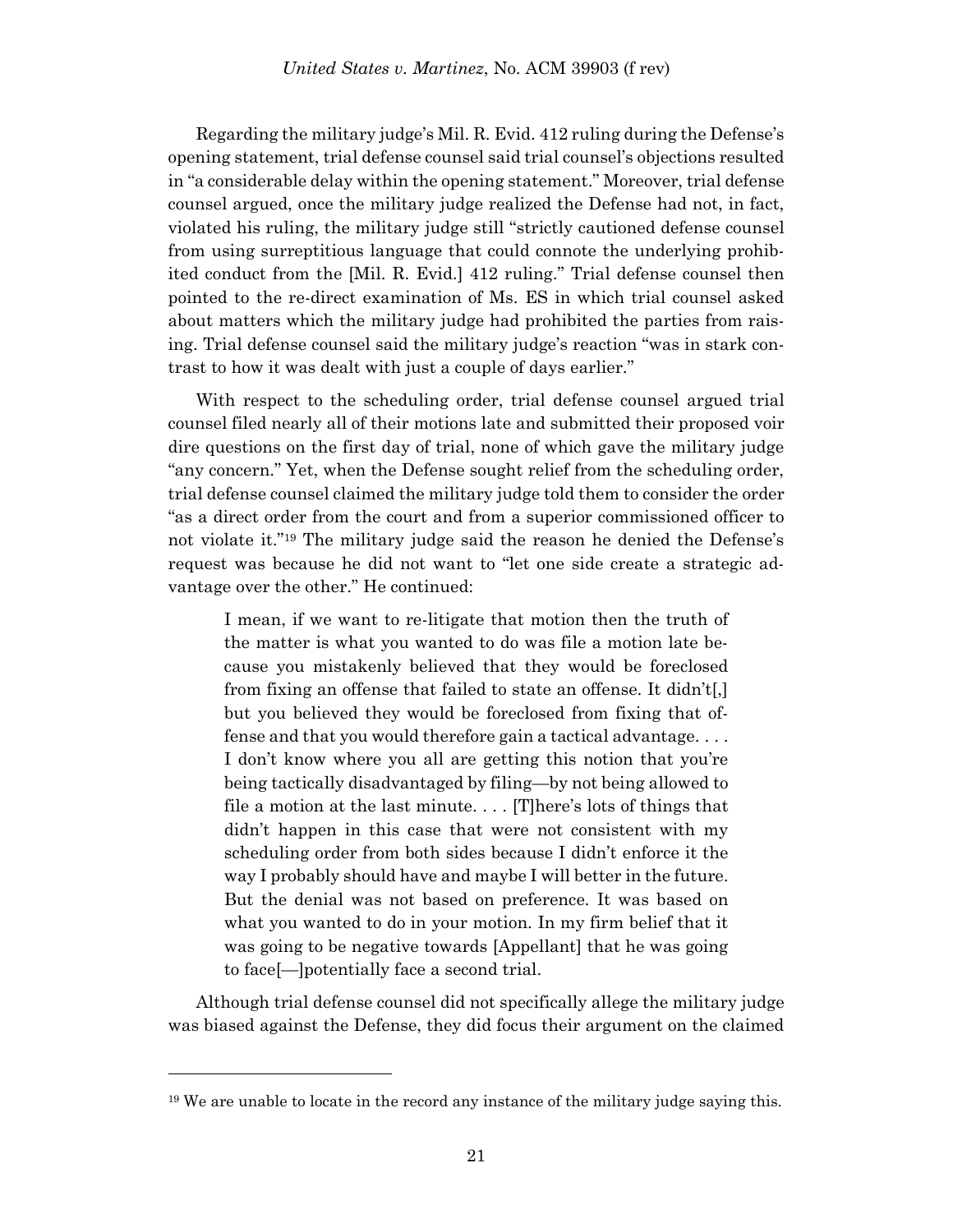Regarding the military judge's Mil. R. Evid. 412 ruling during the Defense's opening statement, trial defense counsel said trial counsel's objections resulted in "a considerable delay within the opening statement." Moreover, trial defense counsel argued, once the military judge realized the Defense had not, in fact, violated his ruling, the military judge still "strictly cautioned defense counsel from using surreptitious language that could connote the underlying prohibited conduct from the [Mil. R. Evid.] 412 ruling." Trial defense counsel then pointed to the re-direct examination of Ms. ES in which trial counsel asked about matters which the military judge had prohibited the parties from raising. Trial defense counsel said the military judge's reaction "was in stark contrast to how it was dealt with just a couple of days earlier."

With respect to the scheduling order, trial defense counsel argued trial counsel filed nearly all of their motions late and submitted their proposed voir dire questions on the first day of trial, none of which gave the military judge "any concern." Yet, when the Defense sought relief from the scheduling order, trial defense counsel claimed the military judge told them to consider the order "as a direct order from the court and from a superior commissioned officer to not violate it."[19] The military judge said the reason he denied the Defense's request was because he did not want to "let one side create a strategic advantage over the other." He continued:

> I mean, if we want to re-litigate that motion then the truth of the matter is what you wanted to do was file a motion late because you mistakenly believed that they would be foreclosed from fixing an offense that failed to state an offense. It didn't[,] but you believed they would be foreclosed from fixing that offense and that you would therefore gain a tactical advantage. . . . I don't know where you all are getting this notion that you're being tactically disadvantaged by filing—by not being allowed to file a motion at the last minute. . . . [T]here's lots of things that didn't happen in this case that were not consistent with my scheduling order from both sides because I didn't enforce it the way I probably should have and maybe I will better in the future. But the denial was not based on preference. It was based on what you wanted to do in your motion. In my firm belief that it was going to be negative towards [Appellant] that he was going to face[—]potentially face a second trial.

Although trial defense counsel did not specifically allege the military judge was biased against the Defense, they did focus their argument on the claimed

---

[19] We are unable to locate in the record any instance of the military judge saying this.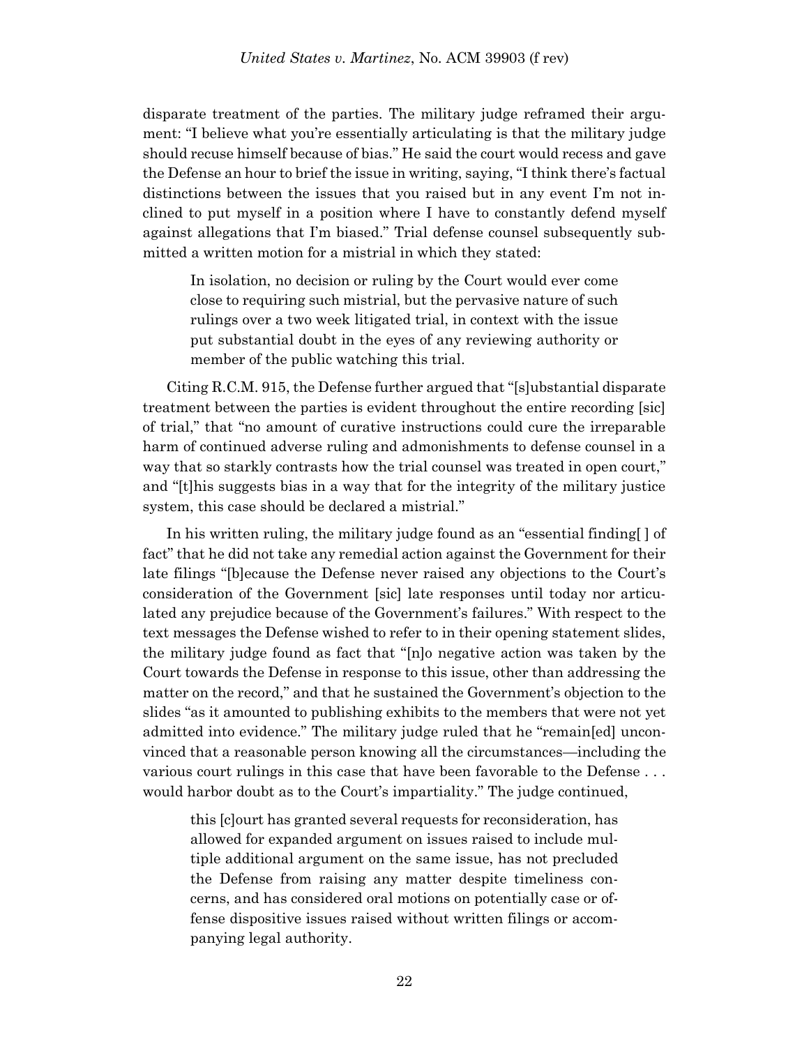disparate treatment of the parties. The military judge reframed their argument: "I believe what you're essentially articulating is that the military judge should recuse himself because of bias." He said the court would recess and gave the Defense an hour to brief the issue in writing, saying, "I think there's factual distinctions between the issues that you raised but in any event I'm not inclined to put myself in a position where I have to constantly defend myself against allegations that I'm biased." Trial defense counsel subsequently submitted a written motion for a mistrial in which they stated:

> In isolation, no decision or ruling by the Court would ever come close to requiring such mistrial, but the pervasive nature of such rulings over a two week litigated trial, in context with the issue put substantial doubt in the eyes of any reviewing authority or member of the public watching this trial.

Citing R.C.M. 915, the Defense further argued that "[s]ubstantial disparate treatment between the parties is evident throughout the entire recording [sic] of trial," that "no amount of curative instructions could cure the irreparable harm of continued adverse ruling and admonishments to defense counsel in a way that so starkly contrasts how the trial counsel was treated in open court," and "[t]his suggests bias in a way that for the integrity of the military justice system, this case should be declared a mistrial."

In his written ruling, the military judge found as an "essential finding[ ] of fact" that he did not take any remedial action against the Government for their late filings "[b]ecause the Defense never raised any objections to the Court's consideration of the Government [sic] late responses until today nor articulated any prejudice because of the Government's failures." With respect to the text messages the Defense wished to refer to in their opening statement slides, the military judge found as fact that "[n]o negative action was taken by the Court towards the Defense in response to this issue, other than addressing the matter on the record," and that he sustained the Government's objection to the slides "as it amounted to publishing exhibits to the members that were not yet admitted into evidence." The military judge ruled that he "remain[ed] unconvinced that a reasonable person knowing all the circumstances—including the various court rulings in this case that have been favorable to the Defense . . . would harbor doubt as to the Court's impartiality." The judge continued,

> this [c]ourt has granted several requests for reconsideration, has allowed for expanded argument on issues raised to include multiple additional argument on the same issue, has not precluded the Defense from raising any matter despite timeliness concerns, and has considered oral motions on potentially case or offense dispositive issues raised without written filings or accompanying legal authority.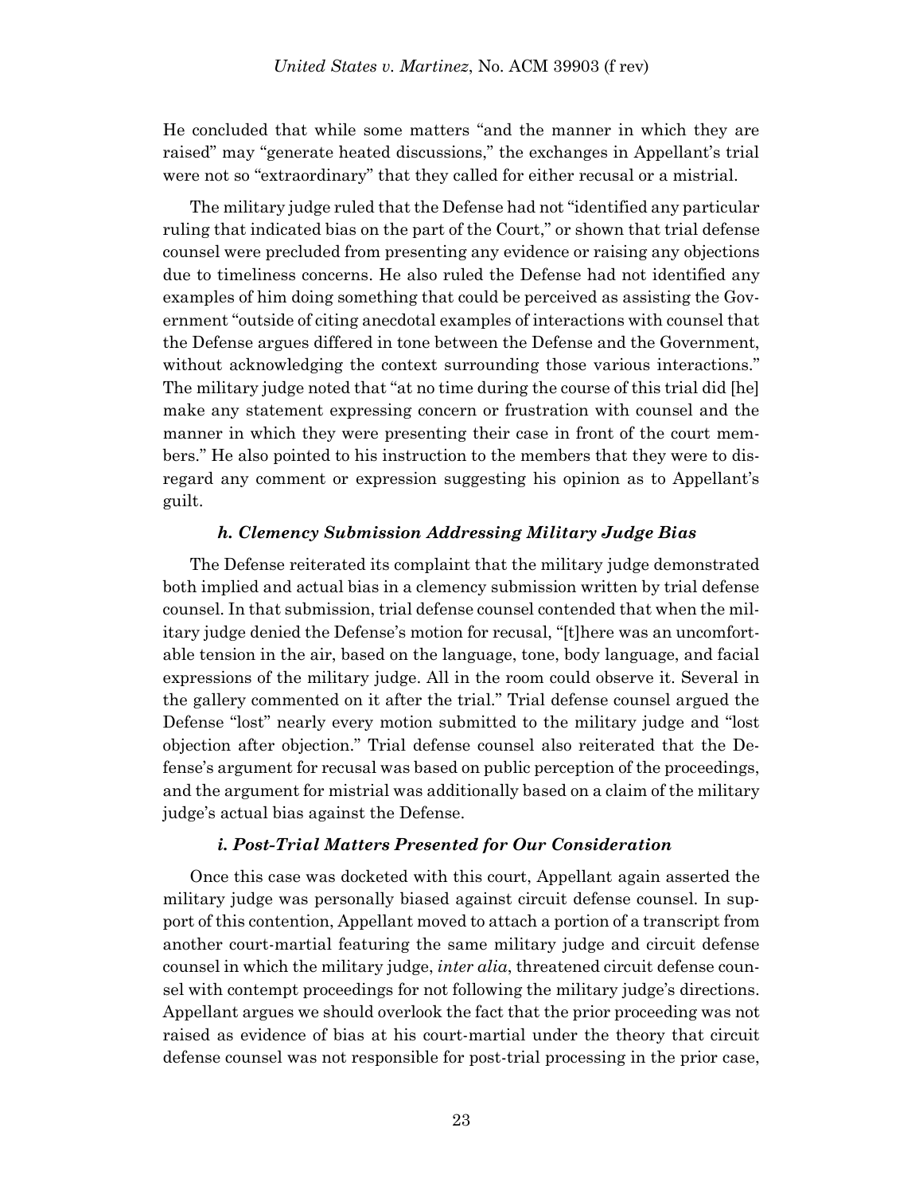He concluded that while some matters "and the manner in which they are raised" may "generate heated discussions," the exchanges in Appellant's trial were not so "extraordinary" that they called for either recusal or a mistrial.

The military judge ruled that the Defense had not "identified any particular ruling that indicated bias on the part of the Court," or shown that trial defense counsel were precluded from presenting any evidence or raising any objections due to timeliness concerns. He also ruled the Defense had not identified any examples of him doing something that could be perceived as assisting the Government "outside of citing anecdotal examples of interactions with counsel that the Defense argues differed in tone between the Defense and the Government, without acknowledging the context surrounding those various interactions." The military judge noted that "at no time during the course of this trial did [he] make any statement expressing concern or frustration with counsel and the manner in which they were presenting their case in front of the court members." He also pointed to his instruction to the members that they were to disregard any comment or expression suggesting his opinion as to Appellant's guilt.

#### *h. Clemency Submission Addressing Military Judge Bias*

The Defense reiterated its complaint that the military judge demonstrated both implied and actual bias in a clemency submission written by trial defense counsel. In that submission, trial defense counsel contended that when the military judge denied the Defense's motion for recusal, "[t]here was an uncomfortable tension in the air, based on the language, tone, body language, and facial expressions of the military judge. All in the room could observe it. Several in the gallery commented on it after the trial." Trial defense counsel argued the Defense "lost" nearly every motion submitted to the military judge and "lost objection after objection." Trial defense counsel also reiterated that the Defense's argument for recusal was based on public perception of the proceedings, and the argument for mistrial was additionally based on a claim of the military judge's actual bias against the Defense.

#### *i. Post-Trial Matters Presented for Our Consideration*

Once this case was docketed with this court, Appellant again asserted the military judge was personally biased against circuit defense counsel. In support of this contention, Appellant moved to attach a portion of a transcript from another court-martial featuring the same military judge and circuit defense counsel in which the military judge, *inter alia*, threatened circuit defense counsel with contempt proceedings for not following the military judge's directions. Appellant argues we should overlook the fact that the prior proceeding was not raised as evidence of bias at his court-martial under the theory that circuit defense counsel was not responsible for post-trial processing in the prior case,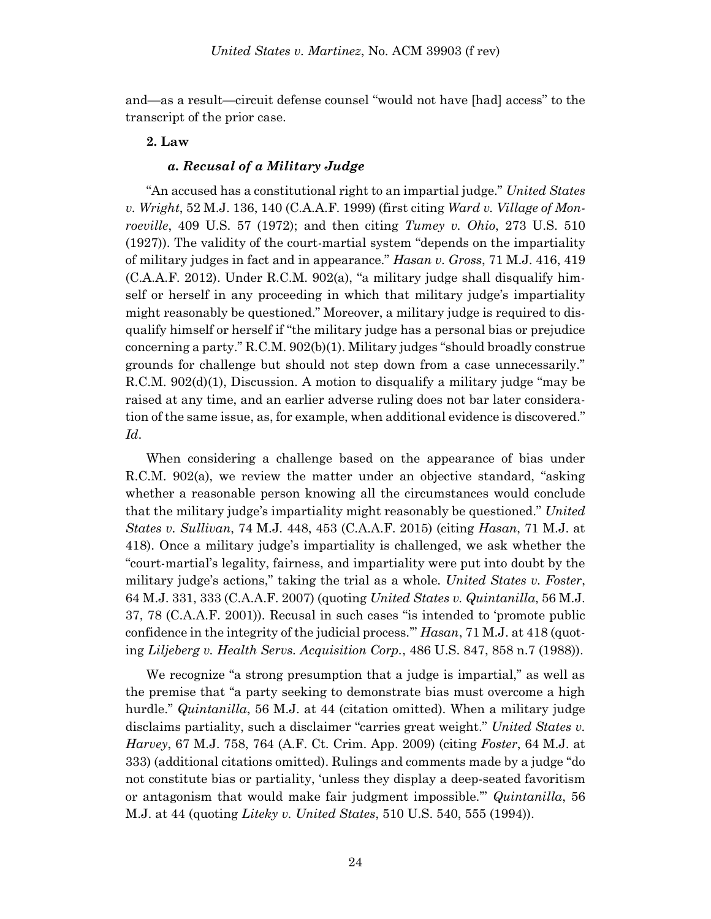and—as a result—circuit defense counsel "would not have [had] access" to the transcript of the prior case.

**2. Law**

***a. Recusal of a Military Judge***

"An accused has a constitutional right to an impartial judge." *United States v. Wright*, 52 M.J. 136, 140 (C.A.A.F. 1999) (first citing *Ward v. Village of Monroeville*, 409 U.S. 57 (1972); and then citing *Tumey v. Ohio*, 273 U.S. 510 (1927)). The validity of the court-martial system "depends on the impartiality of military judges in fact and in appearance." *Hasan v. Gross*, 71 M.J. 416, 419 (C.A.A.F. 2012). Under R.C.M. 902(a), "a military judge shall disqualify himself or herself in any proceeding in which that military judge's impartiality might reasonably be questioned." Moreover, a military judge is required to disqualify himself or herself if "the military judge has a personal bias or prejudice concerning a party." R.C.M. 902(b)(1). Military judges "should broadly construe grounds for challenge but should not step down from a case unnecessarily." R.C.M. 902(d)(1), Discussion. A motion to disqualify a military judge "may be raised at any time, and an earlier adverse ruling does not bar later consideration of the same issue, as, for example, when additional evidence is discovered." *Id*.

When considering a challenge based on the appearance of bias under R.C.M. 902(a), we review the matter under an objective standard, "asking whether a reasonable person knowing all the circumstances would conclude that the military judge's impartiality might reasonably be questioned." *United States v. Sullivan*, 74 M.J. 448, 453 (C.A.A.F. 2015) (citing *Hasan*, 71 M.J. at 418). Once a military judge's impartiality is challenged, we ask whether the "court-martial's legality, fairness, and impartiality were put into doubt by the military judge's actions," taking the trial as a whole. *United States v. Foster*, 64 M.J. 331, 333 (C.A.A.F. 2007) (quoting *United States v. Quintanilla*, 56 M.J. 37, 78 (C.A.A.F. 2001)). Recusal in such cases "is intended to 'promote public confidence in the integrity of the judicial process.'" *Hasan*, 71 M.J. at 418 (quoting *Liljeberg v. Health Servs. Acquisition Corp.*, 486 U.S. 847, 858 n.7 (1988)).

We recognize "a strong presumption that a judge is impartial," as well as the premise that "a party seeking to demonstrate bias must overcome a high hurdle." *Quintanilla*, 56 M.J. at 44 (citation omitted). When a military judge disclaims partiality, such a disclaimer "carries great weight." *United States v. Harvey*, 67 M.J. 758, 764 (A.F. Ct. Crim. App. 2009) (citing *Foster*, 64 M.J. at 333) (additional citations omitted). Rulings and comments made by a judge "do not constitute bias or partiality, 'unless they display a deep-seated favoritism or antagonism that would make fair judgment impossible.'" *Quintanilla*, 56 M.J. at 44 (quoting *Liteky v. United States*, 510 U.S. 540, 555 (1994)).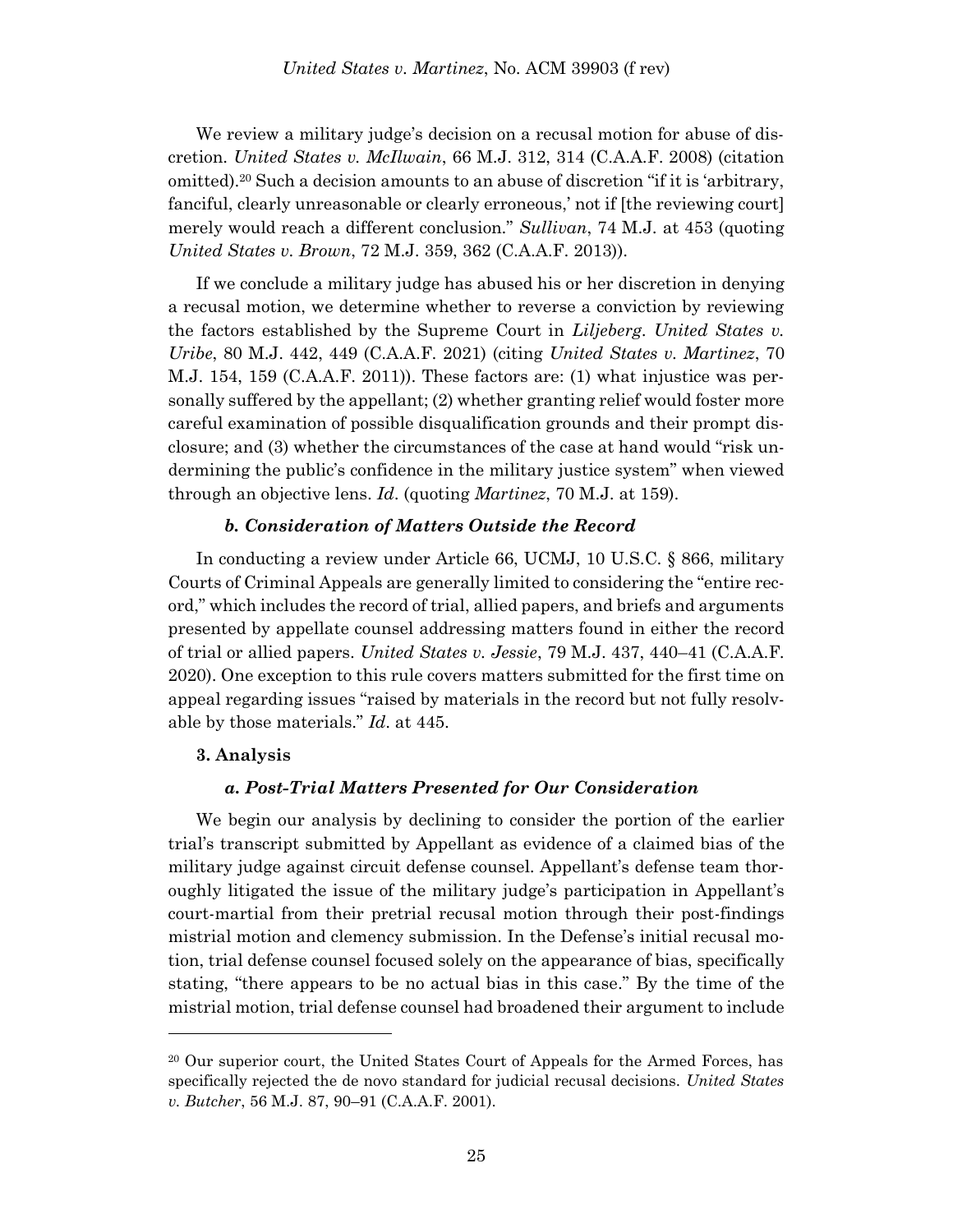We review a military judge's decision on a recusal motion for abuse of discretion. *United States v. McIlwain*, 66 M.J. 312, 314 (C.A.A.F. 2008) (citation omitted).[20] Such a decision amounts to an abuse of discretion "if it is 'arbitrary, fanciful, clearly unreasonable or clearly erroneous,' not if [the reviewing court] merely would reach a different conclusion." *Sullivan*, 74 M.J. at 453 (quoting *United States v. Brown*, 72 M.J. 359, 362 (C.A.A.F. 2013)).

If we conclude a military judge has abused his or her discretion in denying a recusal motion, we determine whether to reverse a conviction by reviewing the factors established by the Supreme Court in *Liljeberg*. *United States v. Uribe*, 80 M.J. 442, 449 (C.A.A.F. 2021) (citing *United States v. Martinez*, 70 M.J. 154, 159 (C.A.A.F. 2011)). These factors are: (1) what injustice was personally suffered by the appellant; (2) whether granting relief would foster more careful examination of possible disqualification grounds and their prompt disclosure; and (3) whether the circumstances of the case at hand would "risk undermining the public's confidence in the military justice system" when viewed through an objective lens. *Id*. (quoting *Martinez*, 70 M.J. at 159).

#### *b. Consideration of Matters Outside the Record*

In conducting a review under Article 66, UCMJ, 10 U.S.C. § 866, military Courts of Criminal Appeals are generally limited to considering the "entire record," which includes the record of trial, allied papers, and briefs and arguments presented by appellate counsel addressing matters found in either the record of trial or allied papers. *United States v. Jessie*, 79 M.J. 437, 440–41 (C.A.A.F. 2020). One exception to this rule covers matters submitted for the first time on appeal regarding issues "raised by materials in the record but not fully resolvable by those materials." *Id*. at 445.

### 3. Analysis

#### *a. Post-Trial Matters Presented for Our Consideration*

We begin our analysis by declining to consider the portion of the earlier trial's transcript submitted by Appellant as evidence of a claimed bias of the military judge against circuit defense counsel. Appellant's defense team thoroughly litigated the issue of the military judge's participation in Appellant's court-martial from their pretrial recusal motion through their post-findings mistrial motion and clemency submission. In the Defense's initial recusal motion, trial defense counsel focused solely on the appearance of bias, specifically stating, "there appears to be no actual bias in this case." By the time of the mistrial motion, trial defense counsel had broadened their argument to include

---

[20] Our superior court, the United States Court of Appeals for the Armed Forces, has specifically rejected the de novo standard for judicial recusal decisions. *United States v. Butcher*, 56 M.J. 87, 90–91 (C.A.A.F. 2001).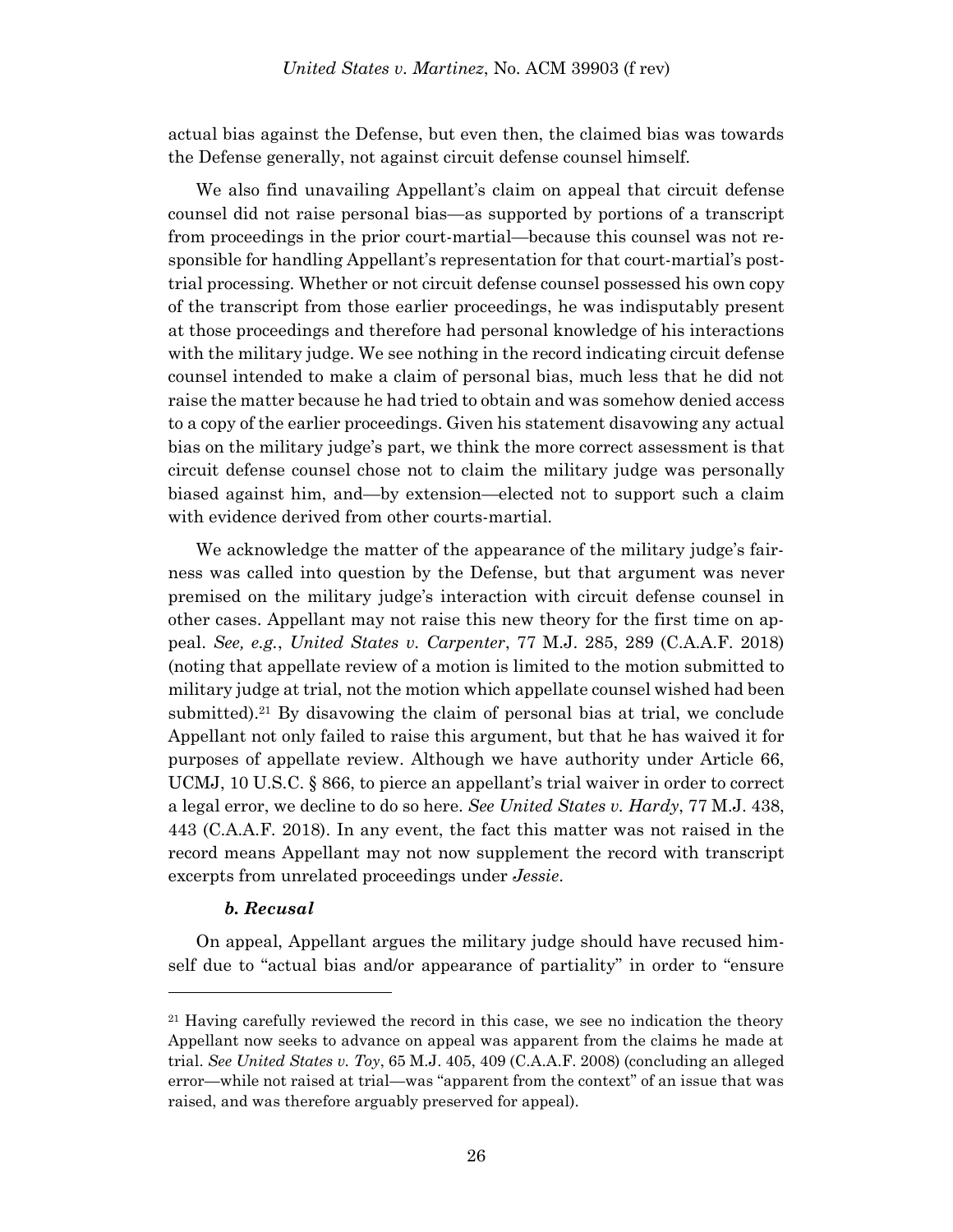actual bias against the Defense, but even then, the claimed bias was towards the Defense generally, not against circuit defense counsel himself.

We also find unavailing Appellant's claim on appeal that circuit defense counsel did not raise personal bias—as supported by portions of a transcript from proceedings in the prior court-martial—because this counsel was not responsible for handling Appellant's representation for that court-martial's post-trial processing. Whether or not circuit defense counsel possessed his own copy of the transcript from those earlier proceedings, he was indisputably present at those proceedings and therefore had personal knowledge of his interactions with the military judge. We see nothing in the record indicating circuit defense counsel intended to make a claim of personal bias, much less that he did not raise the matter because he had tried to obtain and was somehow denied access to a copy of the earlier proceedings. Given his statement disavowing any actual bias on the military judge's part, we think the more correct assessment is that circuit defense counsel chose not to claim the military judge was personally biased against him, and—by extension—elected not to support such a claim with evidence derived from other courts-martial.

We acknowledge the matter of the appearance of the military judge's fairness was called into question by the Defense, but that argument was never premised on the military judge's interaction with circuit defense counsel in other cases. Appellant may not raise this new theory for the first time on appeal. *See, e.g.*, *United States v. Carpenter*, 77 M.J. 285, 289 (C.A.A.F. 2018) (noting that appellate review of a motion is limited to the motion submitted to military judge at trial, not the motion which appellate counsel wished had been submitted).[21] By disavowing the claim of personal bias at trial, we conclude Appellant not only failed to raise this argument, but that he has waived it for purposes of appellate review. Although we have authority under Article 66, UCMJ, 10 U.S.C. § 866, to pierce an appellant's trial waiver in order to correct a legal error, we decline to do so here. *See United States v. Hardy*, 77 M.J. 438, 443 (C.A.A.F. 2018). In any event, the fact this matter was not raised in the record means Appellant may not now supplement the record with transcript excerpts from unrelated proceedings under *Jessie*.

#### *b. Recusal*

On appeal, Appellant argues the military judge should have recused himself due to "actual bias and/or appearance of partiality" in order to "ensure

---

[21] Having carefully reviewed the record in this case, we see no indication the theory Appellant now seeks to advance on appeal was apparent from the claims he made at trial. *See United States v. Toy*, 65 M.J. 405, 409 (C.A.A.F. 2008) (concluding an alleged error—while not raised at trial—was "apparent from the context" of an issue that was raised, and was therefore arguably preserved for appeal).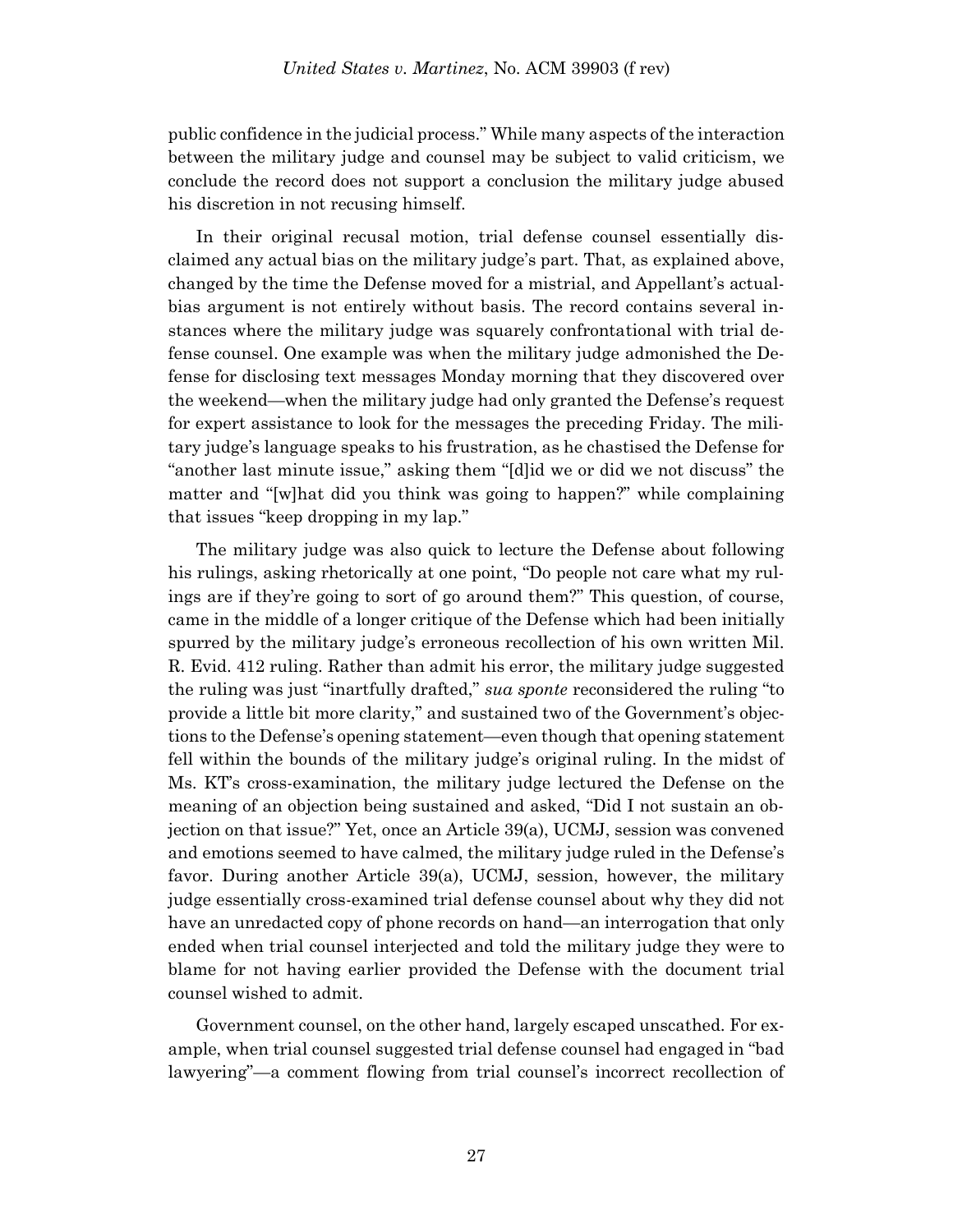public confidence in the judicial process." While many aspects of the interaction between the military judge and counsel may be subject to valid criticism, we conclude the record does not support a conclusion the military judge abused his discretion in not recusing himself.

In their original recusal motion, trial defense counsel essentially disclaimed any actual bias on the military judge's part. That, as explained above, changed by the time the Defense moved for a mistrial, and Appellant's actual-bias argument is not entirely without basis. The record contains several instances where the military judge was squarely confrontational with trial defense counsel. One example was when the military judge admonished the Defense for disclosing text messages Monday morning that they discovered over the weekend—when the military judge had only granted the Defense's request for expert assistance to look for the messages the preceding Friday. The military judge's language speaks to his frustration, as he chastised the Defense for "another last minute issue," asking them "[d]id we or did we not discuss" the matter and "[w]hat did you think was going to happen?" while complaining that issues "keep dropping in my lap."

The military judge was also quick to lecture the Defense about following his rulings, asking rhetorically at one point, "Do people not care what my rulings are if they're going to sort of go around them?" This question, of course, came in the middle of a longer critique of the Defense which had been initially spurred by the military judge's erroneous recollection of his own written Mil. R. Evid. 412 ruling. Rather than admit his error, the military judge suggested the ruling was just "inartfully drafted," *sua sponte* reconsidered the ruling "to provide a little bit more clarity," and sustained two of the Government's objections to the Defense's opening statement—even though that opening statement fell within the bounds of the military judge's original ruling. In the midst of Ms. KT's cross-examination, the military judge lectured the Defense on the meaning of an objection being sustained and asked, "Did I not sustain an objection on that issue?" Yet, once an Article 39(a), UCMJ, session was convened and emotions seemed to have calmed, the military judge ruled in the Defense's favor. During another Article 39(a), UCMJ, session, however, the military judge essentially cross-examined trial defense counsel about why they did not have an unredacted copy of phone records on hand—an interrogation that only ended when trial counsel interjected and told the military judge they were to blame for not having earlier provided the Defense with the document trial counsel wished to admit.

Government counsel, on the other hand, largely escaped unscathed. For example, when trial counsel suggested trial defense counsel had engaged in "bad lawyering"—a comment flowing from trial counsel's incorrect recollection of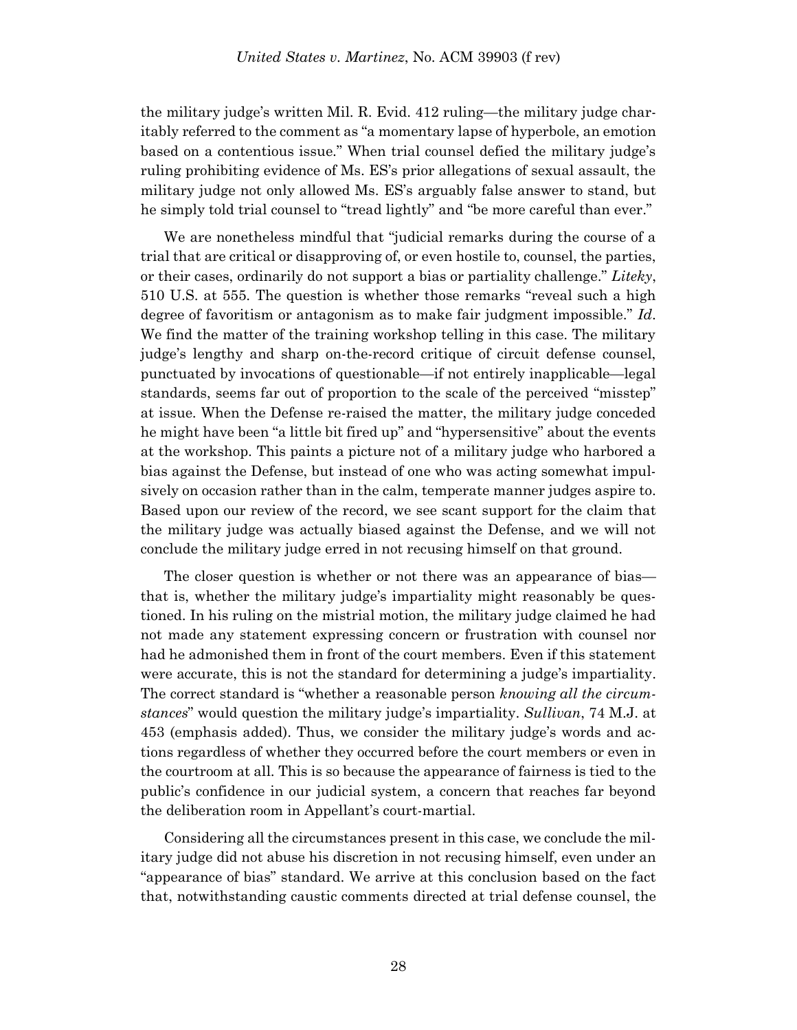the military judge's written Mil. R. Evid. 412 ruling—the military judge charitably referred to the comment as "a momentary lapse of hyperbole, an emotion based on a contentious issue." When trial counsel defied the military judge's ruling prohibiting evidence of Ms. ES's prior allegations of sexual assault, the military judge not only allowed Ms. ES's arguably false answer to stand, but he simply told trial counsel to "tread lightly" and "be more careful than ever."

We are nonetheless mindful that "judicial remarks during the course of a trial that are critical or disapproving of, or even hostile to, counsel, the parties, or their cases, ordinarily do not support a bias or partiality challenge." *Liteky*, 510 U.S. at 555. The question is whether those remarks "reveal such a high degree of favoritism or antagonism as to make fair judgment impossible." *Id*. We find the matter of the training workshop telling in this case. The military judge's lengthy and sharp on-the-record critique of circuit defense counsel, punctuated by invocations of questionable—if not entirely inapplicable—legal standards, seems far out of proportion to the scale of the perceived "misstep" at issue. When the Defense re-raised the matter, the military judge conceded he might have been "a little bit fired up" and "hypersensitive" about the events at the workshop. This paints a picture not of a military judge who harbored a bias against the Defense, but instead of one who was acting somewhat impulsively on occasion rather than in the calm, temperate manner judges aspire to. Based upon our review of the record, we see scant support for the claim that the military judge was actually biased against the Defense, and we will not conclude the military judge erred in not recusing himself on that ground.

The closer question is whether or not there was an appearance of bias—that is, whether the military judge's impartiality might reasonably be questioned. In his ruling on the mistrial motion, the military judge claimed he had not made any statement expressing concern or frustration with counsel nor had he admonished them in front of the court members. Even if this statement were accurate, this is not the standard for determining a judge's impartiality. The correct standard is "whether a reasonable person *knowing all the circumstances*" would question the military judge's impartiality. *Sullivan*, 74 M.J. at 453 (emphasis added). Thus, we consider the military judge's words and actions regardless of whether they occurred before the court members or even in the courtroom at all. This is so because the appearance of fairness is tied to the public's confidence in our judicial system, a concern that reaches far beyond the deliberation room in Appellant's court-martial.

Considering all the circumstances present in this case, we conclude the military judge did not abuse his discretion in not recusing himself, even under an "appearance of bias" standard. We arrive at this conclusion based on the fact that, notwithstanding caustic comments directed at trial defense counsel, the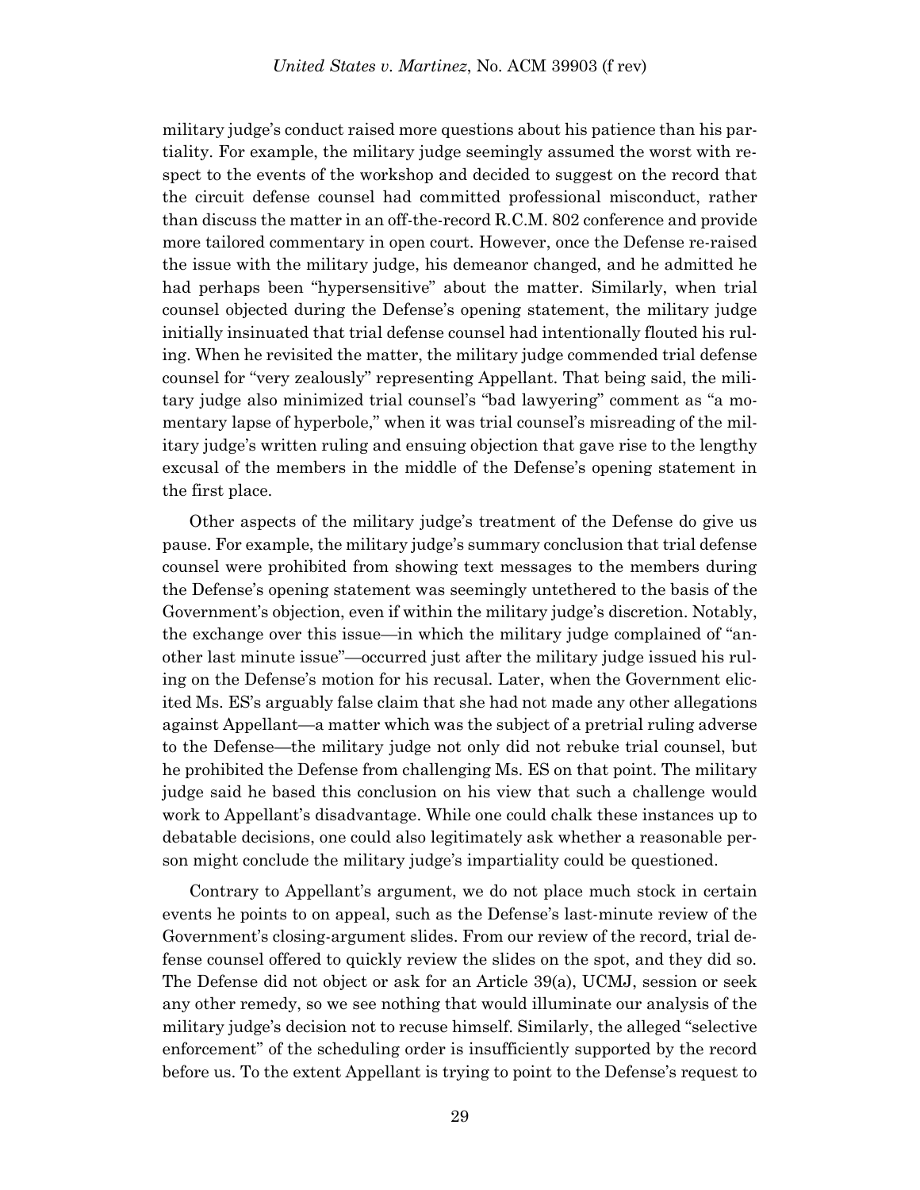military judge's conduct raised more questions about his patience than his partiality. For example, the military judge seemingly assumed the worst with respect to the events of the workshop and decided to suggest on the record that the circuit defense counsel had committed professional misconduct, rather than discuss the matter in an off-the-record R.C.M. 802 conference and provide more tailored commentary in open court. However, once the Defense re-raised the issue with the military judge, his demeanor changed, and he admitted he had perhaps been "hypersensitive" about the matter. Similarly, when trial counsel objected during the Defense's opening statement, the military judge initially insinuated that trial defense counsel had intentionally flouted his ruling. When he revisited the matter, the military judge commended trial defense counsel for "very zealously" representing Appellant. That being said, the military judge also minimized trial counsel's "bad lawyering" comment as "a momentary lapse of hyperbole," when it was trial counsel's misreading of the military judge's written ruling and ensuing objection that gave rise to the lengthy excusal of the members in the middle of the Defense's opening statement in the first place.

Other aspects of the military judge's treatment of the Defense do give us pause. For example, the military judge's summary conclusion that trial defense counsel were prohibited from showing text messages to the members during the Defense's opening statement was seemingly untethered to the basis of the Government's objection, even if within the military judge's discretion. Notably, the exchange over this issue—in which the military judge complained of "another last minute issue"—occurred just after the military judge issued his ruling on the Defense's motion for his recusal. Later, when the Government elicited Ms. ES's arguably false claim that she had not made any other allegations against Appellant—a matter which was the subject of a pretrial ruling adverse to the Defense—the military judge not only did not rebuke trial counsel, but he prohibited the Defense from challenging Ms. ES on that point. The military judge said he based this conclusion on his view that such a challenge would work to Appellant's disadvantage. While one could chalk these instances up to debatable decisions, one could also legitimately ask whether a reasonable person might conclude the military judge's impartiality could be questioned.

Contrary to Appellant's argument, we do not place much stock in certain events he points to on appeal, such as the Defense's last-minute review of the Government's closing-argument slides. From our review of the record, trial defense counsel offered to quickly review the slides on the spot, and they did so. The Defense did not object or ask for an Article 39(a), UCMJ, session or seek any other remedy, so we see nothing that would illuminate our analysis of the military judge's decision not to recuse himself. Similarly, the alleged "selective enforcement" of the scheduling order is insufficiently supported by the record before us. To the extent Appellant is trying to point to the Defense's request to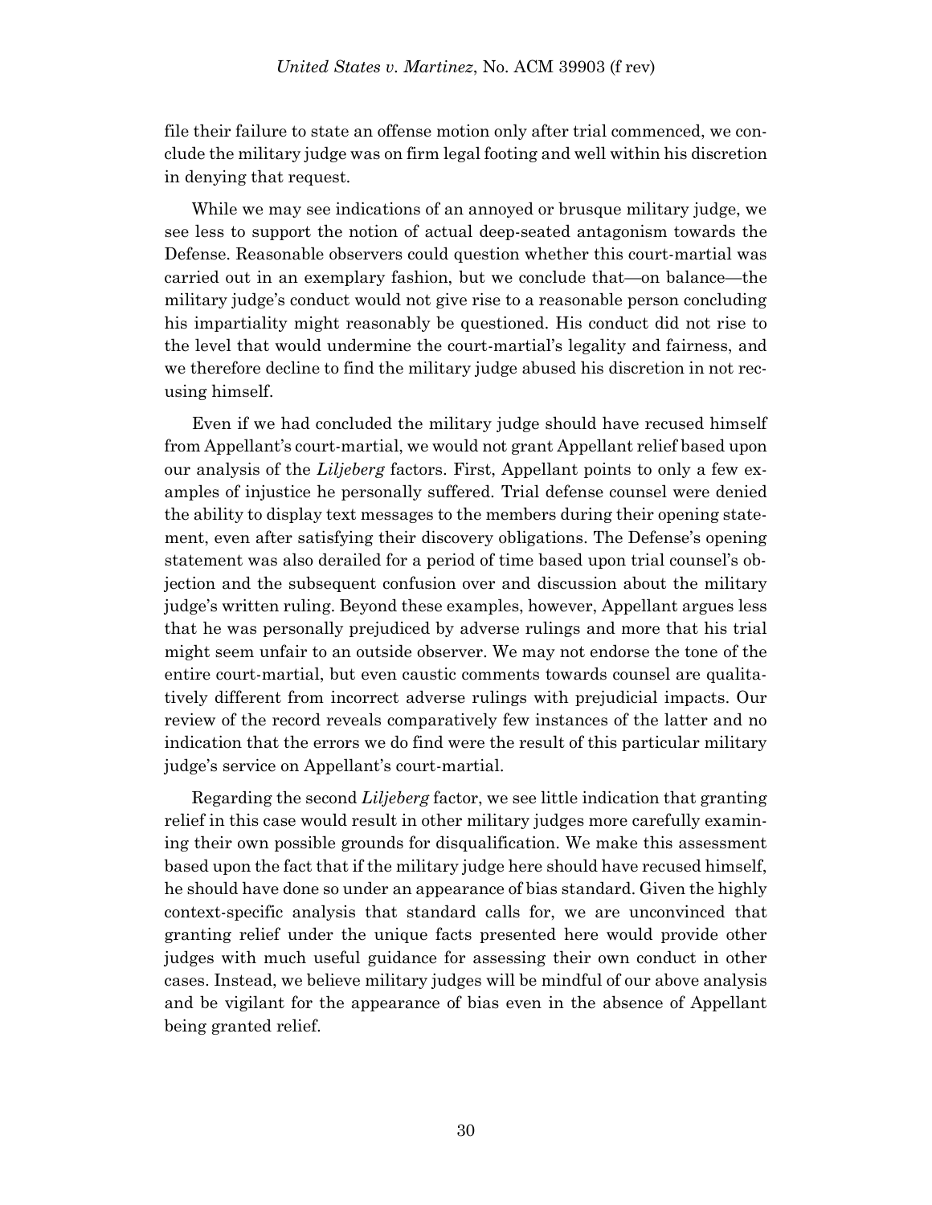file their failure to state an offense motion only after trial commenced, we conclude the military judge was on firm legal footing and well within his discretion in denying that request.

While we may see indications of an annoyed or brusque military judge, we see less to support the notion of actual deep-seated antagonism towards the Defense. Reasonable observers could question whether this court-martial was carried out in an exemplary fashion, but we conclude that—on balance—the military judge's conduct would not give rise to a reasonable person concluding his impartiality might reasonably be questioned. His conduct did not rise to the level that would undermine the court-martial's legality and fairness, and we therefore decline to find the military judge abused his discretion in not recusing himself.

Even if we had concluded the military judge should have recused himself from Appellant's court-martial, we would not grant Appellant relief based upon our analysis of the *Liljeberg* factors. First, Appellant points to only a few examples of injustice he personally suffered. Trial defense counsel were denied the ability to display text messages to the members during their opening statement, even after satisfying their discovery obligations. The Defense's opening statement was also derailed for a period of time based upon trial counsel's objection and the subsequent confusion over and discussion about the military judge's written ruling. Beyond these examples, however, Appellant argues less that he was personally prejudiced by adverse rulings and more that his trial might seem unfair to an outside observer. We may not endorse the tone of the entire court-martial, but even caustic comments towards counsel are qualitatively different from incorrect adverse rulings with prejudicial impacts. Our review of the record reveals comparatively few instances of the latter and no indication that the errors we do find were the result of this particular military judge's service on Appellant's court-martial.

Regarding the second *Liljeberg* factor, we see little indication that granting relief in this case would result in other military judges more carefully examining their own possible grounds for disqualification. We make this assessment based upon the fact that if the military judge here should have recused himself, he should have done so under an appearance of bias standard. Given the highly context-specific analysis that standard calls for, we are unconvinced that granting relief under the unique facts presented here would provide other judges with much useful guidance for assessing their own conduct in other cases. Instead, we believe military judges will be mindful of our above analysis and be vigilant for the appearance of bias even in the absence of Appellant being granted relief.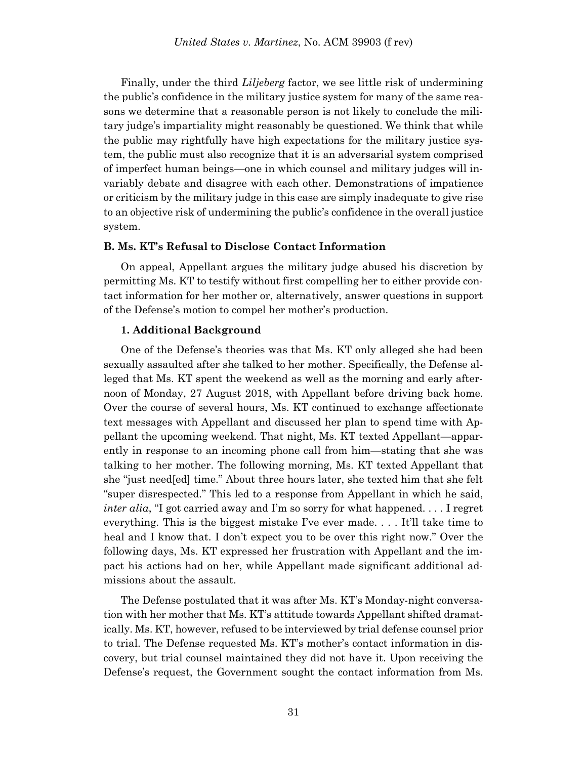Finally, under the third *Liljeberg* factor, we see little risk of undermining the public's confidence in the military justice system for many of the same reasons we determine that a reasonable person is not likely to conclude the military judge's impartiality might reasonably be questioned. We think that while the public may rightfully have high expectations for the military justice system, the public must also recognize that it is an adversarial system comprised of imperfect human beings—one in which counsel and military judges will invariably debate and disagree with each other. Demonstrations of impatience or criticism by the military judge in this case are simply inadequate to give rise to an objective risk of undermining the public's confidence in the overall justice system.

### B. Ms. KT's Refusal to Disclose Contact Information

On appeal, Appellant argues the military judge abused his discretion by permitting Ms. KT to testify without first compelling her to either provide contact information for her mother or, alternatively, answer questions in support of the Defense's motion to compel her mother's production.

#### 1. Additional Background

One of the Defense's theories was that Ms. KT only alleged she had been sexually assaulted after she talked to her mother. Specifically, the Defense alleged that Ms. KT spent the weekend as well as the morning and early afternoon of Monday, 27 August 2018, with Appellant before driving back home. Over the course of several hours, Ms. KT continued to exchange affectionate text messages with Appellant and discussed her plan to spend time with Appellant the upcoming weekend. That night, Ms. KT texted Appellant—apparently in response to an incoming phone call from him—stating that she was talking to her mother. The following morning, Ms. KT texted Appellant that she "just need[ed] time." About three hours later, she texted him that she felt "super disrespected." This led to a response from Appellant in which he said, *inter alia*, "I got carried away and I'm so sorry for what happened. . . . I regret everything. This is the biggest mistake I've ever made. . . . It'll take time to heal and I know that. I don't expect you to be over this right now." Over the following days, Ms. KT expressed her frustration with Appellant and the impact his actions had on her, while Appellant made significant additional admissions about the assault.

The Defense postulated that it was after Ms. KT's Monday-night conversation with her mother that Ms. KT's attitude towards Appellant shifted dramatically. Ms. KT, however, refused to be interviewed by trial defense counsel prior to trial. The Defense requested Ms. KT's mother's contact information in discovery, but trial counsel maintained they did not have it. Upon receiving the Defense's request, the Government sought the contact information from Ms.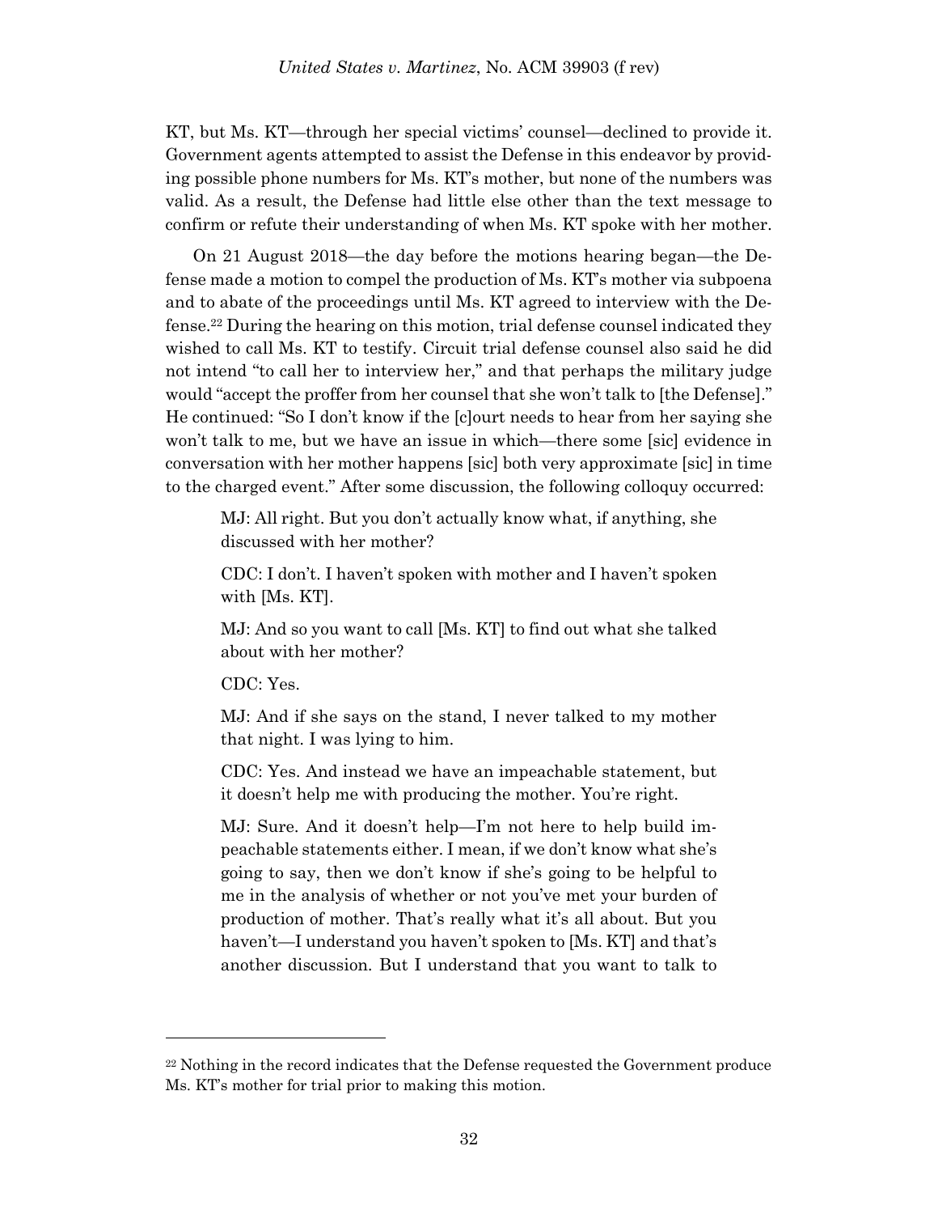KT, but Ms. KT—through her special victims' counsel—declined to provide it. Government agents attempted to assist the Defense in this endeavor by providing possible phone numbers for Ms. KT's mother, but none of the numbers was valid. As a result, the Defense had little else other than the text message to confirm or refute their understanding of when Ms. KT spoke with her mother.

On 21 August 2018—the day before the motions hearing began—the Defense made a motion to compel the production of Ms. KT's mother via subpoena and to abate of the proceedings until Ms. KT agreed to interview with the Defense.[22] During the hearing on this motion, trial defense counsel indicated they wished to call Ms. KT to testify. Circuit trial defense counsel also said he did not intend "to call her to interview her," and that perhaps the military judge would "accept the proffer from her counsel that she won't talk to [the Defense]." He continued: "So I don't know if the [c]ourt needs to hear from her saying she won't talk to me, but we have an issue in which—there some [sic] evidence in conversation with her mother happens [sic] both very approximate [sic] in time to the charged event." After some discussion, the following colloquy occurred:

> MJ: All right. But you don't actually know what, if anything, she discussed with her mother?
>
> CDC: I don't. I haven't spoken with mother and I haven't spoken with [Ms. KT].
>
> MJ: And so you want to call [Ms. KT] to find out what she talked about with her mother?
>
> CDC: Yes.
>
> MJ: And if she says on the stand, I never talked to my mother that night. I was lying to him.
>
> CDC: Yes. And instead we have an impeachable statement, but it doesn't help me with producing the mother. You're right.
>
> MJ: Sure. And it doesn't help—I'm not here to help build impeachable statements either. I mean, if we don't know what she's going to say, then we don't know if she's going to be helpful to me in the analysis of whether or not you've met your burden of production of mother. That's really what it's all about. But you haven't—I understand you haven't spoken to [Ms. KT] and that's another discussion. But I understand that you want to talk to

[22] Nothing in the record indicates that the Defense requested the Government produce Ms. KT's mother for trial prior to making this motion.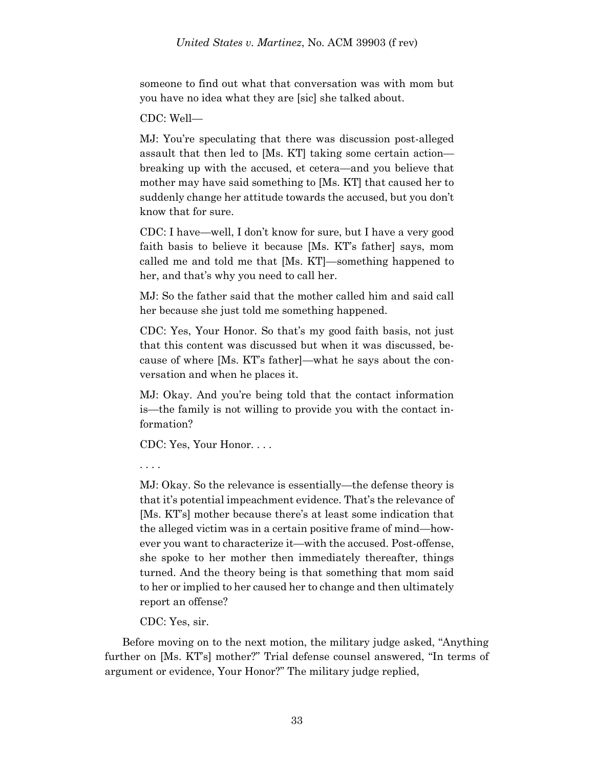someone to find out what that conversation was with mom but you have no idea what they are [sic] she talked about.

CDC: Well—

MJ: You're speculating that there was discussion post-alleged assault that then led to [Ms. KT] taking some certain action—breaking up with the accused, et cetera—and you believe that mother may have said something to [Ms. KT] that caused her to suddenly change her attitude towards the accused, but you don't know that for sure.

CDC: I have—well, I don't know for sure, but I have a very good faith basis to believe it because [Ms. KT's father] says, mom called me and told me that [Ms. KT]—something happened to her, and that's why you need to call her.

MJ: So the father said that the mother called him and said call her because she just told me something happened.

CDC: Yes, Your Honor. So that's my good faith basis, not just that this content was discussed but when it was discussed, because of where [Ms. KT's father]—what he says about the conversation and when he places it.

MJ: Okay. And you're being told that the contact information is—the family is not willing to provide you with the contact information?

CDC: Yes, Your Honor. . . .

. . . .

MJ: Okay. So the relevance is essentially—the defense theory is that it's potential impeachment evidence. That's the relevance of [Ms. KT's] mother because there's at least some indication that the alleged victim was in a certain positive frame of mind—however you want to characterize it—with the accused. Post-offense, she spoke to her mother then immediately thereafter, things turned. And the theory being is that something that mom said to her or implied to her caused her to change and then ultimately report an offense?

CDC: Yes, sir.

Before moving on to the next motion, the military judge asked, "Anything further on [Ms. KT's] mother?" Trial defense counsel answered, "In terms of argument or evidence, Your Honor?" The military judge replied,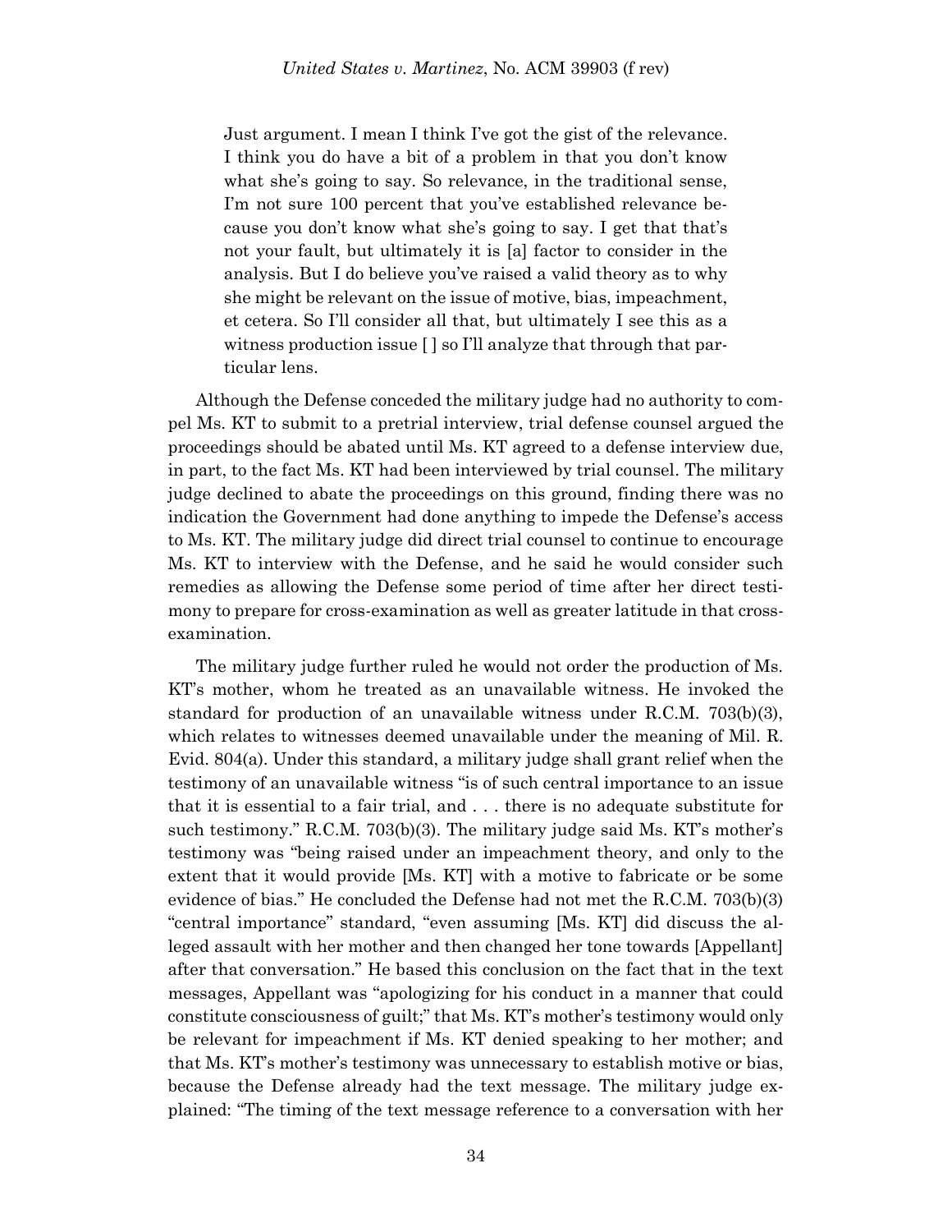> Just argument. I mean I think I've got the gist of the relevance. I think you do have a bit of a problem in that you don't know what she's going to say. So relevance, in the traditional sense, I'm not sure 100 percent that you've established relevance because you don't know what she's going to say. I get that that's not your fault, but ultimately it is [a] factor to consider in the analysis. But I do believe you've raised a valid theory as to why she might be relevant on the issue of motive, bias, impeachment, et cetera. So I'll consider all that, but ultimately I see this as a witness production issue [ ] so I'll analyze that through that particular lens.

Although the Defense conceded the military judge had no authority to compel Ms. KT to submit to a pretrial interview, trial defense counsel argued the proceedings should be abated until Ms. KT agreed to a defense interview due, in part, to the fact Ms. KT had been interviewed by trial counsel. The military judge declined to abate the proceedings on this ground, finding there was no indication the Government had done anything to impede the Defense's access to Ms. KT. The military judge did direct trial counsel to continue to encourage Ms. KT to interview with the Defense, and he said he would consider such remedies as allowing the Defense some period of time after her direct testimony to prepare for cross-examination as well as greater latitude in that cross-examination.

The military judge further ruled he would not order the production of Ms. KT's mother, whom he treated as an unavailable witness. He invoked the standard for production of an unavailable witness under R.C.M. 703(b)(3), which relates to witnesses deemed unavailable under the meaning of Mil. R. Evid. 804(a). Under this standard, a military judge shall grant relief when the testimony of an unavailable witness "is of such central importance to an issue that it is essential to a fair trial, and . . . there is no adequate substitute for such testimony." R.C.M. 703(b)(3). The military judge said Ms. KT's mother's testimony was "being raised under an impeachment theory, and only to the extent that it would provide [Ms. KT] with a motive to fabricate or be some evidence of bias." He concluded the Defense had not met the R.C.M. 703(b)(3) "central importance" standard, "even assuming [Ms. KT] did discuss the alleged assault with her mother and then changed her tone towards [Appellant] after that conversation." He based this conclusion on the fact that in the text messages, Appellant was "apologizing for his conduct in a manner that could constitute consciousness of guilt;" that Ms. KT's mother's testimony would only be relevant for impeachment if Ms. KT denied speaking to her mother; and that Ms. KT's mother's testimony was unnecessary to establish motive or bias, because the Defense already had the text message. The military judge explained: "The timing of the text message reference to a conversation with her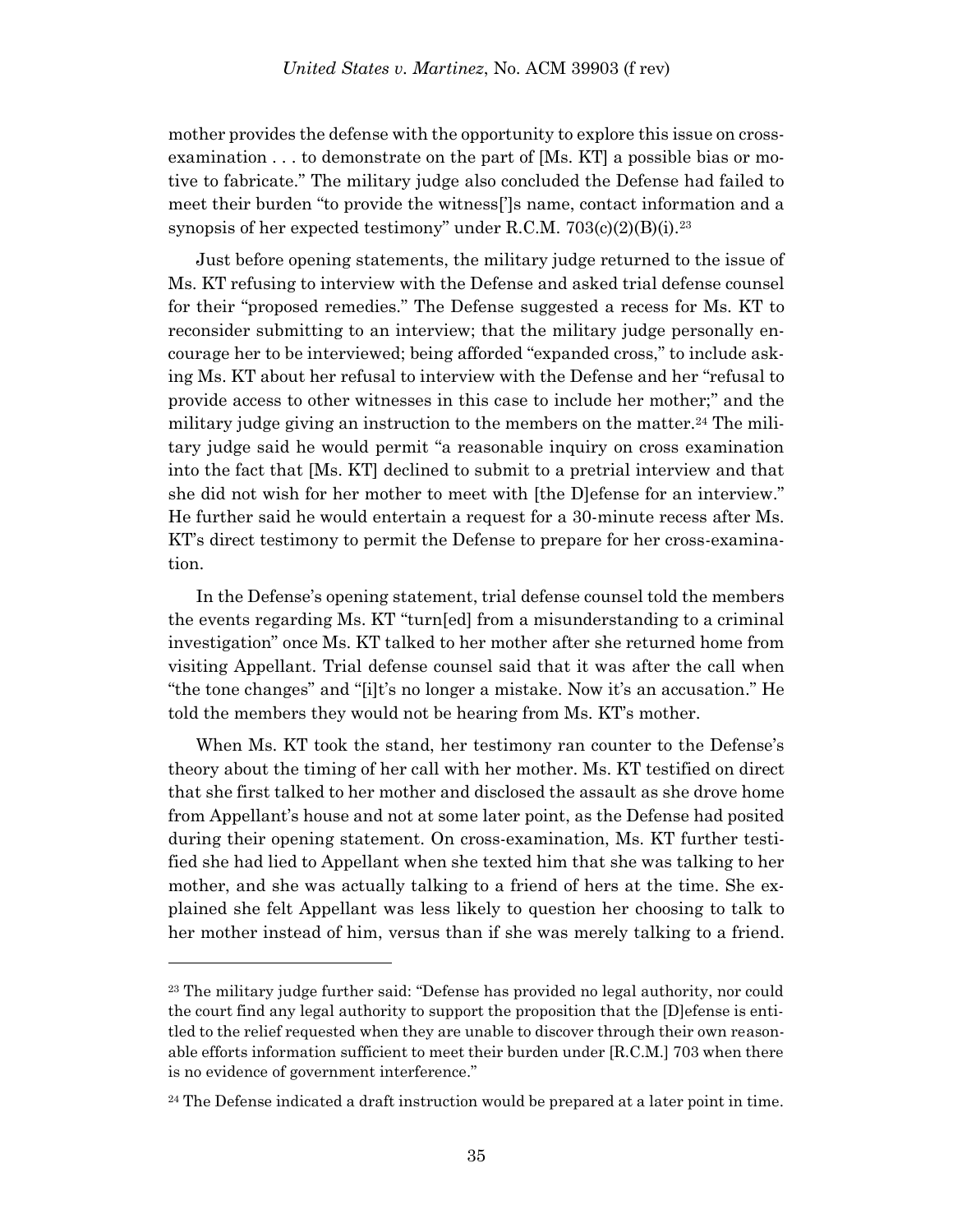mother provides the defense with the opportunity to explore this issue on cross-examination . . . to demonstrate on the part of [Ms. KT] a possible bias or motive to fabricate." The military judge also concluded the Defense had failed to meet their burden "to provide the witness[']s name, contact information and a synopsis of her expected testimony" under R.C.M. 703(c)(2)(B)(i).[23]

Just before opening statements, the military judge returned to the issue of Ms. KT refusing to interview with the Defense and asked trial defense counsel for their "proposed remedies." The Defense suggested a recess for Ms. KT to reconsider submitting to an interview; that the military judge personally encourage her to be interviewed; being afforded "expanded cross," to include asking Ms. KT about her refusal to interview with the Defense and her "refusal to provide access to other witnesses in this case to include her mother;" and the military judge giving an instruction to the members on the matter.[24] The military judge said he would permit "a reasonable inquiry on cross examination into the fact that [Ms. KT] declined to submit to a pretrial interview and that she did not wish for her mother to meet with [the D]efense for an interview." He further said he would entertain a request for a 30-minute recess after Ms. KT's direct testimony to permit the Defense to prepare for her cross-examination.

In the Defense's opening statement, trial defense counsel told the members the events regarding Ms. KT "turn[ed] from a misunderstanding to a criminal investigation" once Ms. KT talked to her mother after she returned home from visiting Appellant. Trial defense counsel said that it was after the call when "the tone changes" and "[i]t's no longer a mistake. Now it's an accusation." He told the members they would not be hearing from Ms. KT's mother.

When Ms. KT took the stand, her testimony ran counter to the Defense's theory about the timing of her call with her mother. Ms. KT testified on direct that she first talked to her mother and disclosed the assault as she drove home from Appellant's house and not at some later point, as the Defense had posited during their opening statement. On cross-examination, Ms. KT further testified she had lied to Appellant when she texted him that she was talking to her mother, and she was actually talking to a friend of hers at the time. She explained she felt Appellant was less likely to question her choosing to talk to her mother instead of him, versus than if she was merely talking to a friend.

---

[23] The military judge further said: "Defense has provided no legal authority, nor could the court find any legal authority to support the proposition that the [D]efense is entitled to the relief requested when they are unable to discover through their own reasonable efforts information sufficient to meet their burden under [R.C.M.] 703 when there is no evidence of government interference."

[24] The Defense indicated a draft instruction would be prepared at a later point in time.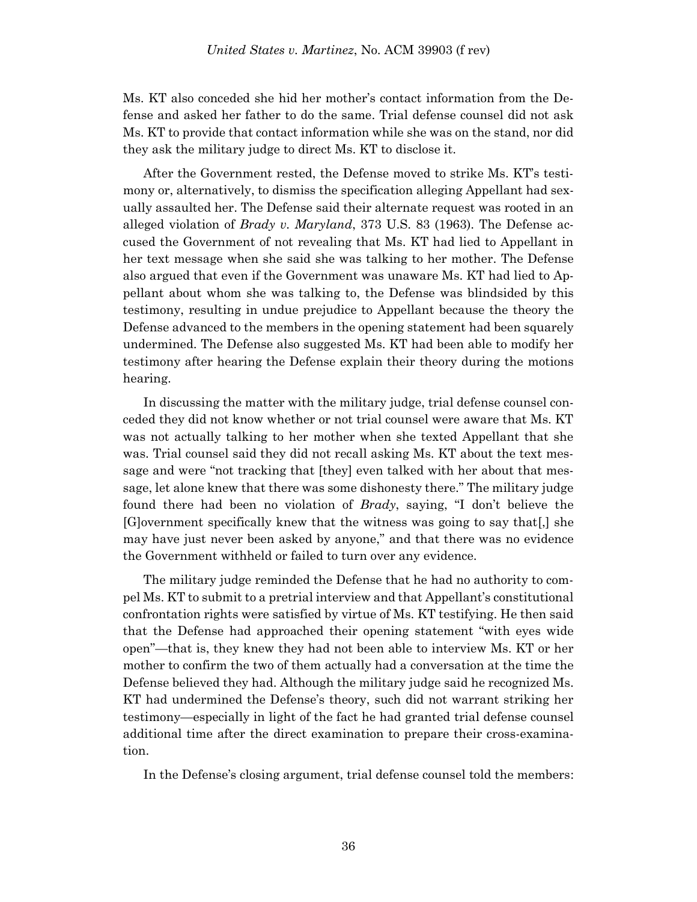Ms. KT also conceded she hid her mother's contact information from the Defense and asked her father to do the same. Trial defense counsel did not ask Ms. KT to provide that contact information while she was on the stand, nor did they ask the military judge to direct Ms. KT to disclose it.

After the Government rested, the Defense moved to strike Ms. KT's testimony or, alternatively, to dismiss the specification alleging Appellant had sexually assaulted her. The Defense said their alternate request was rooted in an alleged violation of *Brady v. Maryland*, 373 U.S. 83 (1963). The Defense accused the Government of not revealing that Ms. KT had lied to Appellant in her text message when she said she was talking to her mother. The Defense also argued that even if the Government was unaware Ms. KT had lied to Appellant about whom she was talking to, the Defense was blindsided by this testimony, resulting in undue prejudice to Appellant because the theory the Defense advanced to the members in the opening statement had been squarely undermined. The Defense also suggested Ms. KT had been able to modify her testimony after hearing the Defense explain their theory during the motions hearing.

In discussing the matter with the military judge, trial defense counsel conceded they did not know whether or not trial counsel were aware that Ms. KT was not actually talking to her mother when she texted Appellant that she was. Trial counsel said they did not recall asking Ms. KT about the text message and were "not tracking that [they] even talked with her about that message, let alone knew that there was some dishonesty there." The military judge found there had been no violation of *Brady*, saying, "I don't believe the [G]overnment specifically knew that the witness was going to say that[,] she may have just never been asked by anyone," and that there was no evidence the Government withheld or failed to turn over any evidence.

The military judge reminded the Defense that he had no authority to compel Ms. KT to submit to a pretrial interview and that Appellant's constitutional confrontation rights were satisfied by virtue of Ms. KT testifying. He then said that the Defense had approached their opening statement "with eyes wide open"—that is, they knew they had not been able to interview Ms. KT or her mother to confirm the two of them actually had a conversation at the time the Defense believed they had. Although the military judge said he recognized Ms. KT had undermined the Defense's theory, such did not warrant striking her testimony—especially in light of the fact he had granted trial defense counsel additional time after the direct examination to prepare their cross-examination.

In the Defense's closing argument, trial defense counsel told the members: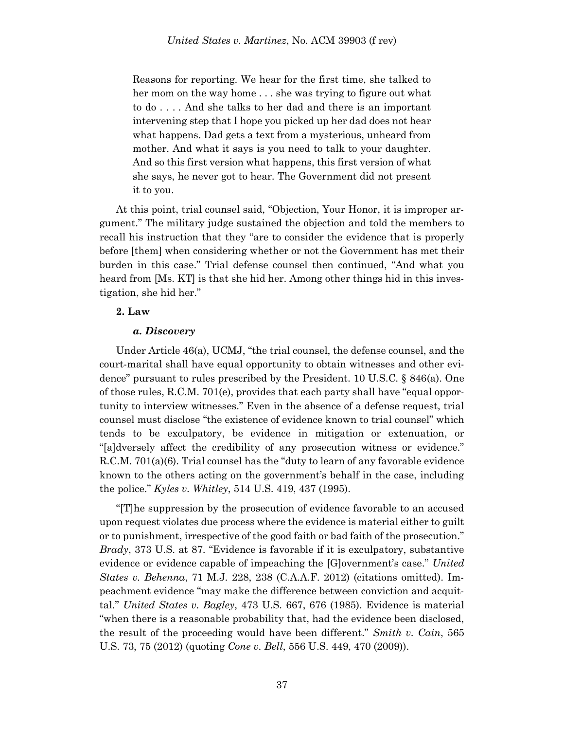> Reasons for reporting. We hear for the first time, she talked to her mom on the way home . . . she was trying to figure out what to do . . . . And she talks to her dad and there is an important intervening step that I hope you picked up her dad does not hear what happens. Dad gets a text from a mysterious, unheard from mother. And what it says is you need to talk to your daughter. And so this first version what happens, this first version of what she says, he never got to hear. The Government did not present it to you.

At this point, trial counsel said, "Objection, Your Honor, it is improper argument." The military judge sustained the objection and told the members to recall his instruction that they "are to consider the evidence that is properly before [them] when considering whether or not the Government has met their burden in this case." Trial defense counsel then continued, "And what you heard from [Ms. KT] is that she hid her. Among other things hid in this investigation, she hid her."

**2. Law**

***a. Discovery***

Under Article 46(a), UCMJ, "the trial counsel, the defense counsel, and the court-marital shall have equal opportunity to obtain witnesses and other evidence" pursuant to rules prescribed by the President. 10 U.S.C. § 846(a). One of those rules, R.C.M. 701(e), provides that each party shall have "equal opportunity to interview witnesses." Even in the absence of a defense request, trial counsel must disclose "the existence of evidence known to trial counsel" which tends to be exculpatory, be evidence in mitigation or extenuation, or "[a]dversely affect the credibility of any prosecution witness or evidence." R.C.M. 701(a)(6). Trial counsel has the "duty to learn of any favorable evidence known to the others acting on the government's behalf in the case, including the police." *Kyles v. Whitley*, 514 U.S. 419, 437 (1995).

"[T]he suppression by the prosecution of evidence favorable to an accused upon request violates due process where the evidence is material either to guilt or to punishment, irrespective of the good faith or bad faith of the prosecution." *Brady*, 373 U.S. at 87. "Evidence is favorable if it is exculpatory, substantive evidence or evidence capable of impeaching the [G]overnment's case." *United States v. Behenna*, 71 M.J. 228, 238 (C.A.A.F. 2012) (citations omitted). Impeachment evidence "may make the difference between conviction and acquittal." *United States v. Bagley*, 473 U.S. 667, 676 (1985). Evidence is material "when there is a reasonable probability that, had the evidence been disclosed, the result of the proceeding would have been different." *Smith v. Cain*, 565 U.S. 73, 75 (2012) (quoting *Cone v. Bell*, 556 U.S. 449, 470 (2009)).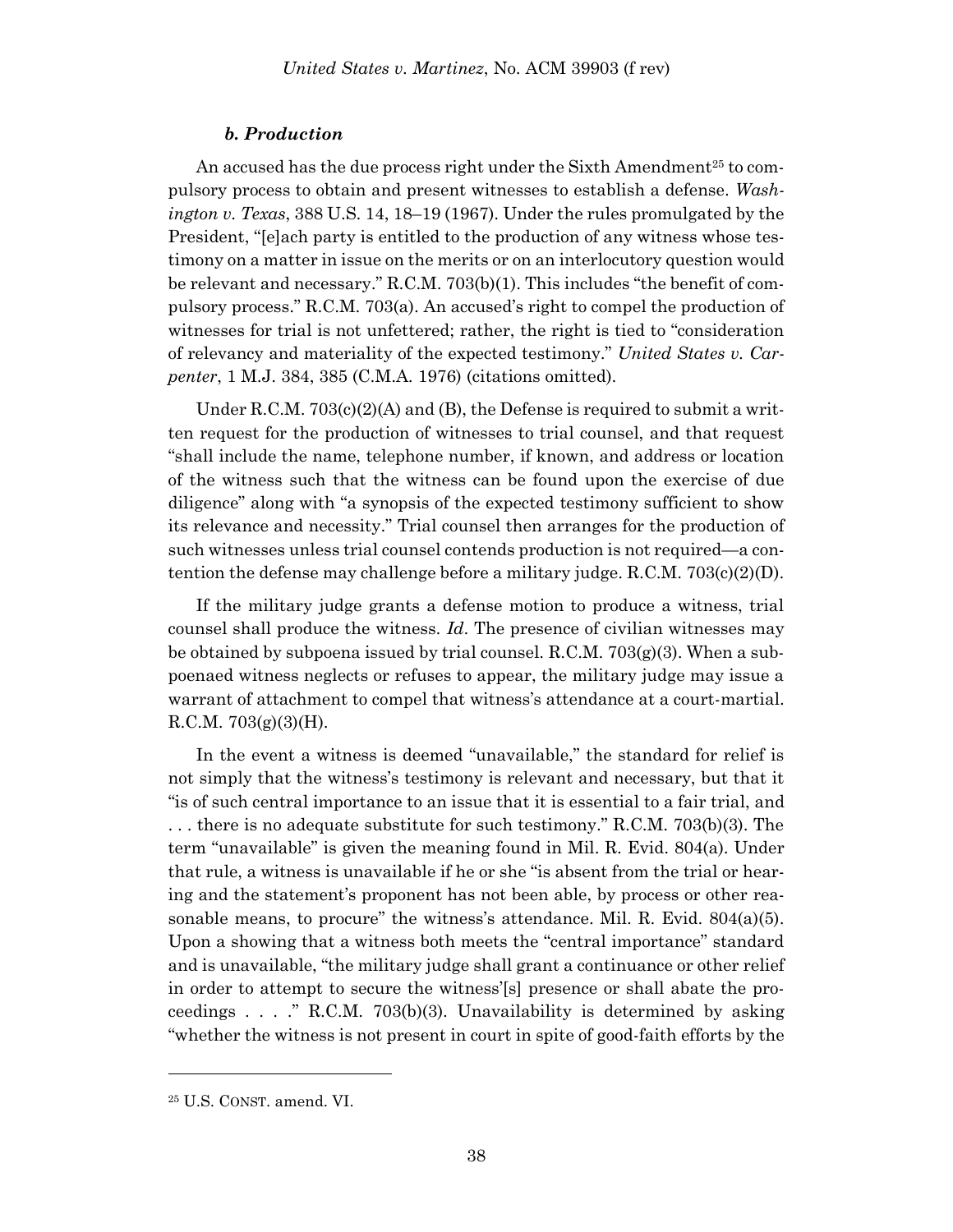#### *b. Production*

An accused has the due process right under the Sixth Amendment[25] to compulsory process to obtain and present witnesses to establish a defense. *Washington v. Texas*, 388 U.S. 14, 18–19 (1967). Under the rules promulgated by the President, "[e]ach party is entitled to the production of any witness whose testimony on a matter in issue on the merits or on an interlocutory question would be relevant and necessary." R.C.M. 703(b)(1). This includes "the benefit of compulsory process." R.C.M. 703(a). An accused's right to compel the production of witnesses for trial is not unfettered; rather, the right is tied to "consideration of relevancy and materiality of the expected testimony." *United States v. Carpenter*, 1 M.J. 384, 385 (C.M.A. 1976) (citations omitted).

Under R.C.M. 703(c)(2)(A) and (B), the Defense is required to submit a written request for the production of witnesses to trial counsel, and that request "shall include the name, telephone number, if known, and address or location of the witness such that the witness can be found upon the exercise of due diligence" along with "a synopsis of the expected testimony sufficient to show its relevance and necessity." Trial counsel then arranges for the production of such witnesses unless trial counsel contends production is not required—a contention the defense may challenge before a military judge. R.C.M. 703(c)(2)(D).

If the military judge grants a defense motion to produce a witness, trial counsel shall produce the witness. *Id*. The presence of civilian witnesses may be obtained by subpoena issued by trial counsel. R.C.M. 703(g)(3). When a subpoenaed witness neglects or refuses to appear, the military judge may issue a warrant of attachment to compel that witness's attendance at a court-martial. R.C.M. 703(g)(3)(H).

In the event a witness is deemed "unavailable," the standard for relief is not simply that the witness's testimony is relevant and necessary, but that it "is of such central importance to an issue that it is essential to a fair trial, and . . . there is no adequate substitute for such testimony." R.C.M. 703(b)(3). The term "unavailable" is given the meaning found in Mil. R. Evid. 804(a). Under that rule, a witness is unavailable if he or she "is absent from the trial or hearing and the statement's proponent has not been able, by process or other reasonable means, to procure" the witness's attendance. Mil. R. Evid. 804(a)(5). Upon a showing that a witness both meets the "central importance" standard and is unavailable, "the military judge shall grant a continuance or other relief in order to attempt to secure the witness'[s] presence or shall abate the proceedings . . . ." R.C.M. 703(b)(3). Unavailability is determined by asking "whether the witness is not present in court in spite of good-faith efforts by the

---

[25] U.S. CONST. amend. VI.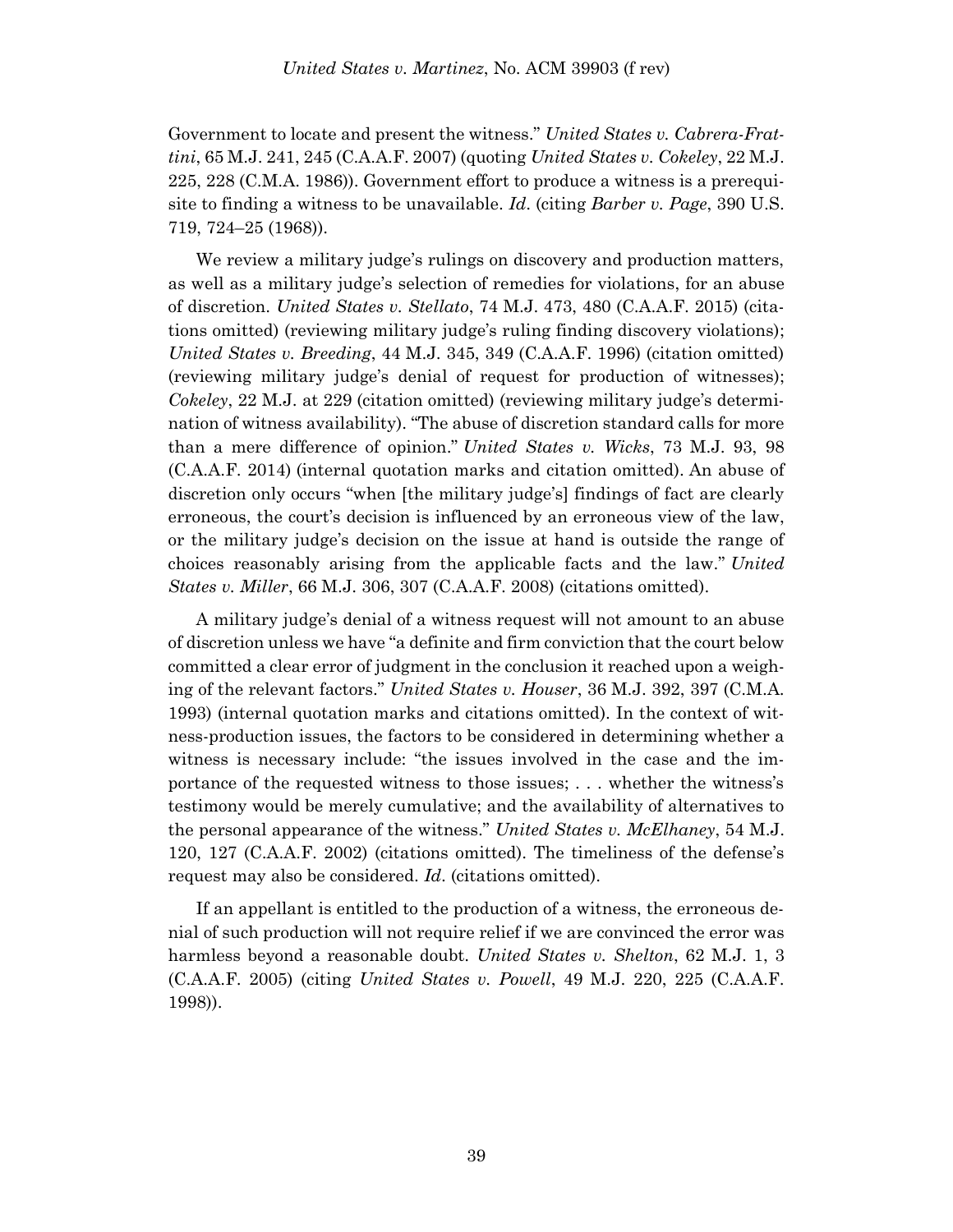Government to locate and present the witness." *United States v. Cabrera-Frattini*, 65 M.J. 241, 245 (C.A.A.F. 2007) (quoting *United States v. Cokeley*, 22 M.J. 225, 228 (C.M.A. 1986)). Government effort to produce a witness is a prerequisite to finding a witness to be unavailable. *Id*. (citing *Barber v. Page*, 390 U.S. 719, 724–25 (1968)).

We review a military judge's rulings on discovery and production matters, as well as a military judge's selection of remedies for violations, for an abuse of discretion. *United States v. Stellato*, 74 M.J. 473, 480 (C.A.A.F. 2015) (citations omitted) (reviewing military judge's ruling finding discovery violations); *United States v. Breeding*, 44 M.J. 345, 349 (C.A.A.F. 1996) (citation omitted) (reviewing military judge's denial of request for production of witnesses); *Cokeley*, 22 M.J. at 229 (citation omitted) (reviewing military judge's determination of witness availability). "The abuse of discretion standard calls for more than a mere difference of opinion." *United States v. Wicks*, 73 M.J. 93, 98 (C.A.A.F. 2014) (internal quotation marks and citation omitted). An abuse of discretion only occurs "when [the military judge's] findings of fact are clearly erroneous, the court's decision is influenced by an erroneous view of the law, or the military judge's decision on the issue at hand is outside the range of choices reasonably arising from the applicable facts and the law." *United States v. Miller*, 66 M.J. 306, 307 (C.A.A.F. 2008) (citations omitted).

A military judge's denial of a witness request will not amount to an abuse of discretion unless we have "a definite and firm conviction that the court below committed a clear error of judgment in the conclusion it reached upon a weighing of the relevant factors." *United States v. Houser*, 36 M.J. 392, 397 (C.M.A. 1993) (internal quotation marks and citations omitted). In the context of witness-production issues, the factors to be considered in determining whether a witness is necessary include: "the issues involved in the case and the importance of the requested witness to those issues; . . . whether the witness's testimony would be merely cumulative; and the availability of alternatives to the personal appearance of the witness." *United States v. McElhaney*, 54 M.J. 120, 127 (C.A.A.F. 2002) (citations omitted). The timeliness of the defense's request may also be considered. *Id*. (citations omitted).

If an appellant is entitled to the production of a witness, the erroneous denial of such production will not require relief if we are convinced the error was harmless beyond a reasonable doubt. *United States v. Shelton*, 62 M.J. 1, 3 (C.A.A.F. 2005) (citing *United States v. Powell*, 49 M.J. 220, 225 (C.A.A.F. 1998)).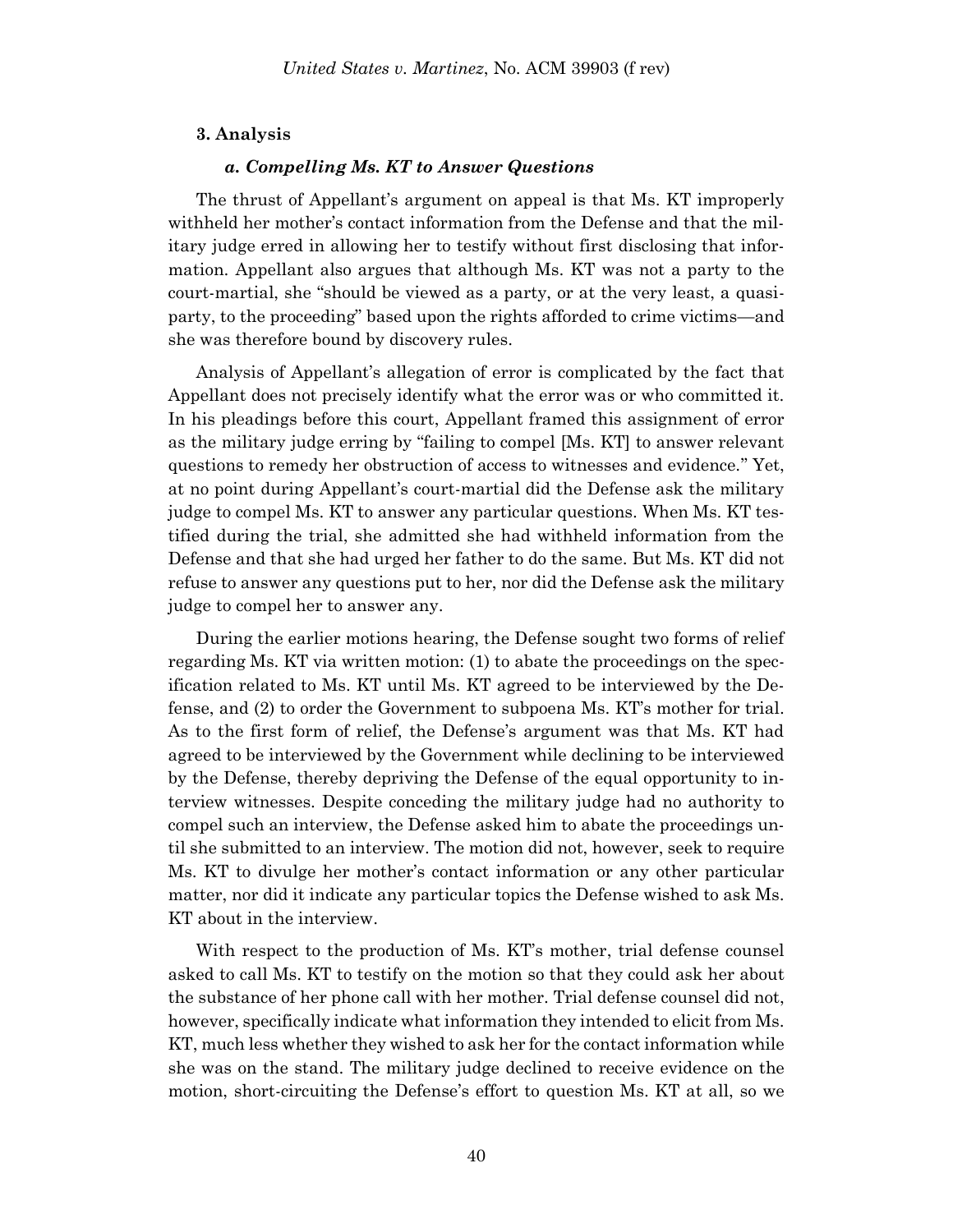### 3. Analysis

#### *a. Compelling Ms. KT to Answer Questions*

The thrust of Appellant's argument on appeal is that Ms. KT improperly withheld her mother's contact information from the Defense and that the military judge erred in allowing her to testify without first disclosing that information. Appellant also argues that although Ms. KT was not a party to the court-martial, she "should be viewed as a party, or at the very least, a quasi-party, to the proceeding" based upon the rights afforded to crime victims—and she was therefore bound by discovery rules.

Analysis of Appellant's allegation of error is complicated by the fact that Appellant does not precisely identify what the error was or who committed it. In his pleadings before this court, Appellant framed this assignment of error as the military judge erring by "failing to compel [Ms. KT] to answer relevant questions to remedy her obstruction of access to witnesses and evidence." Yet, at no point during Appellant's court-martial did the Defense ask the military judge to compel Ms. KT to answer any particular questions. When Ms. KT testified during the trial, she admitted she had withheld information from the Defense and that she had urged her father to do the same. But Ms. KT did not refuse to answer any questions put to her, nor did the Defense ask the military judge to compel her to answer any.

During the earlier motions hearing, the Defense sought two forms of relief regarding Ms. KT via written motion: (1) to abate the proceedings on the specification related to Ms. KT until Ms. KT agreed to be interviewed by the Defense, and (2) to order the Government to subpoena Ms. KT's mother for trial. As to the first form of relief, the Defense's argument was that Ms. KT had agreed to be interviewed by the Government while declining to be interviewed by the Defense, thereby depriving the Defense of the equal opportunity to interview witnesses. Despite conceding the military judge had no authority to compel such an interview, the Defense asked him to abate the proceedings until she submitted to an interview. The motion did not, however, seek to require Ms. KT to divulge her mother's contact information or any other particular matter, nor did it indicate any particular topics the Defense wished to ask Ms. KT about in the interview.

With respect to the production of Ms. KT's mother, trial defense counsel asked to call Ms. KT to testify on the motion so that they could ask her about the substance of her phone call with her mother. Trial defense counsel did not, however, specifically indicate what information they intended to elicit from Ms. KT, much less whether they wished to ask her for the contact information while she was on the stand. The military judge declined to receive evidence on the motion, short-circuiting the Defense's effort to question Ms. KT at all, so we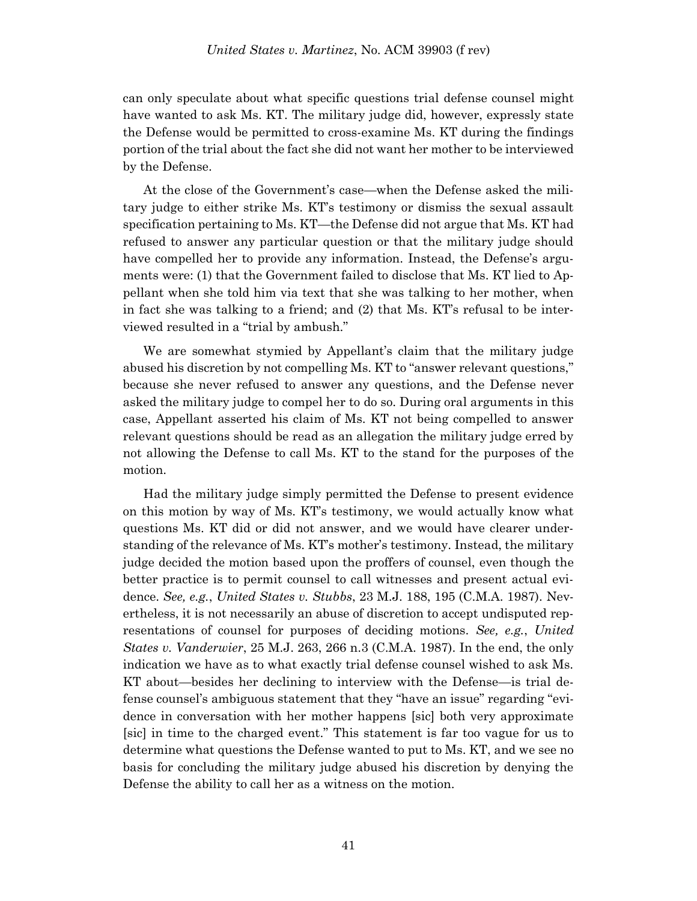can only speculate about what specific questions trial defense counsel might have wanted to ask Ms. KT. The military judge did, however, expressly state the Defense would be permitted to cross-examine Ms. KT during the findings portion of the trial about the fact she did not want her mother to be interviewed by the Defense.

At the close of the Government's case—when the Defense asked the military judge to either strike Ms. KT's testimony or dismiss the sexual assault specification pertaining to Ms. KT—the Defense did not argue that Ms. KT had refused to answer any particular question or that the military judge should have compelled her to provide any information. Instead, the Defense's arguments were: (1) that the Government failed to disclose that Ms. KT lied to Appellant when she told him via text that she was talking to her mother, when in fact she was talking to a friend; and (2) that Ms. KT's refusal to be interviewed resulted in a "trial by ambush."

We are somewhat stymied by Appellant's claim that the military judge abused his discretion by not compelling Ms. KT to "answer relevant questions," because she never refused to answer any questions, and the Defense never asked the military judge to compel her to do so. During oral arguments in this case, Appellant asserted his claim of Ms. KT not being compelled to answer relevant questions should be read as an allegation the military judge erred by not allowing the Defense to call Ms. KT to the stand for the purposes of the motion.

Had the military judge simply permitted the Defense to present evidence on this motion by way of Ms. KT's testimony, we would actually know what questions Ms. KT did or did not answer, and we would have clearer understanding of the relevance of Ms. KT's mother's testimony. Instead, the military judge decided the motion based upon the proffers of counsel, even though the better practice is to permit counsel to call witnesses and present actual evidence. *See, e.g.*, *United States v. Stubbs*, 23 M.J. 188, 195 (C.M.A. 1987). Nevertheless, it is not necessarily an abuse of discretion to accept undisputed representations of counsel for purposes of deciding motions. *See, e.g.*, *United States v. Vanderwier*, 25 M.J. 263, 266 n.3 (C.M.A. 1987). In the end, the only indication we have as to what exactly trial defense counsel wished to ask Ms. KT about—besides her declining to interview with the Defense—is trial defense counsel's ambiguous statement that they "have an issue" regarding "evidence in conversation with her mother happens [sic] both very approximate [sic] in time to the charged event." This statement is far too vague for us to determine what questions the Defense wanted to put to Ms. KT, and we see no basis for concluding the military judge abused his discretion by denying the Defense the ability to call her as a witness on the motion.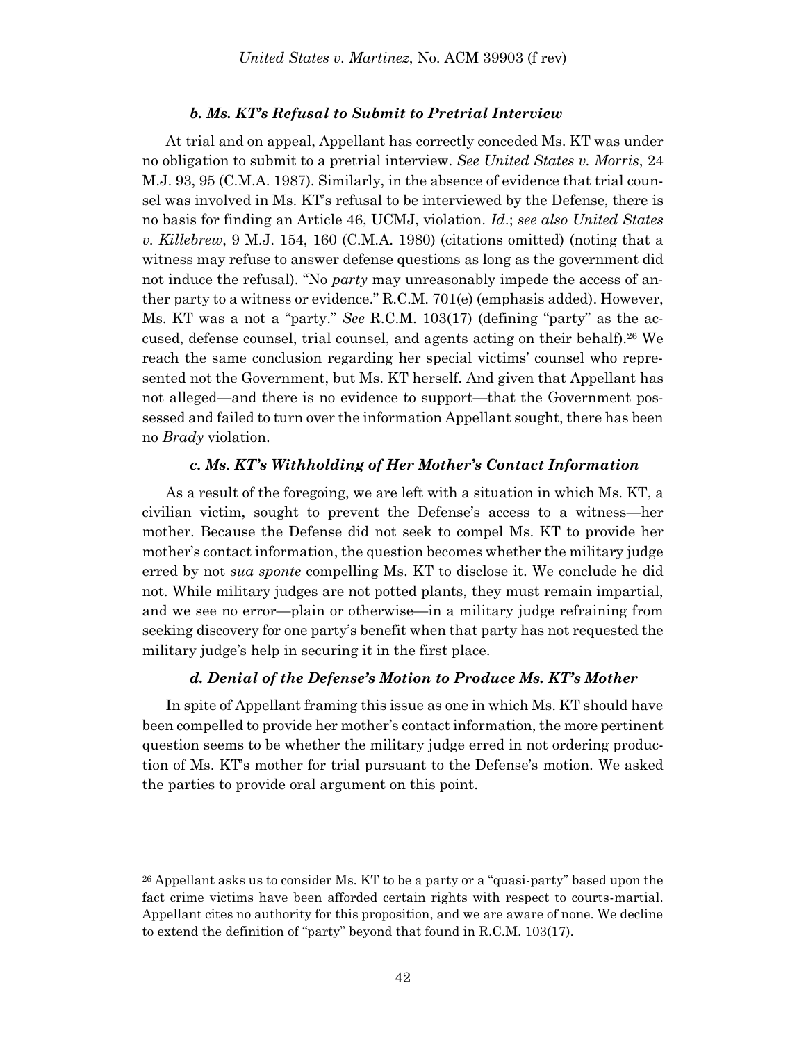#### *b. Ms. KT's Refusal to Submit to Pretrial Interview*

At trial and on appeal, Appellant has correctly conceded Ms. KT was under no obligation to submit to a pretrial interview. *See United States v. Morris*, 24 M.J. 93, 95 (C.M.A. 1987). Similarly, in the absence of evidence that trial counsel was involved in Ms. KT's refusal to be interviewed by the Defense, there is no basis for finding an Article 46, UCMJ, violation. *Id*.; *see also United States v. Killebrew*, 9 M.J. 154, 160 (C.M.A. 1980) (citations omitted) (noting that a witness may refuse to answer defense questions as long as the government did not induce the refusal). "No *party* may unreasonably impede the access of another party to a witness or evidence." R.C.M. 701(e) (emphasis added). However, Ms. KT was a not a "party." *See* R.C.M. 103(17) (defining "party" as the accused, defense counsel, trial counsel, and agents acting on their behalf).[26] We reach the same conclusion regarding her special victims' counsel who represented not the Government, but Ms. KT herself. And given that Appellant has not alleged—and there is no evidence to support—that the Government possessed and failed to turn over the information Appellant sought, there has been no *Brady* violation.

#### *c. Ms. KT's Withholding of Her Mother's Contact Information*

As a result of the foregoing, we are left with a situation in which Ms. KT, a civilian victim, sought to prevent the Defense's access to a witness—her mother. Because the Defense did not seek to compel Ms. KT to provide her mother's contact information, the question becomes whether the military judge erred by not *sua sponte* compelling Ms. KT to disclose it. We conclude he did not. While military judges are not potted plants, they must remain impartial, and we see no error—plain or otherwise—in a military judge refraining from seeking discovery for one party's benefit when that party has not requested the military judge's help in securing it in the first place.

#### *d. Denial of the Defense's Motion to Produce Ms. KT's Mother*

In spite of Appellant framing this issue as one in which Ms. KT should have been compelled to provide her mother's contact information, the more pertinent question seems to be whether the military judge erred in not ordering production of Ms. KT's mother for trial pursuant to the Defense's motion. We asked the parties to provide oral argument on this point.

---

[26] Appellant asks us to consider Ms. KT to be a party or a "quasi-party" based upon the fact crime victims have been afforded certain rights with respect to courts-martial. Appellant cites no authority for this proposition, and we are aware of none. We decline to extend the definition of "party" beyond that found in R.C.M. 103(17).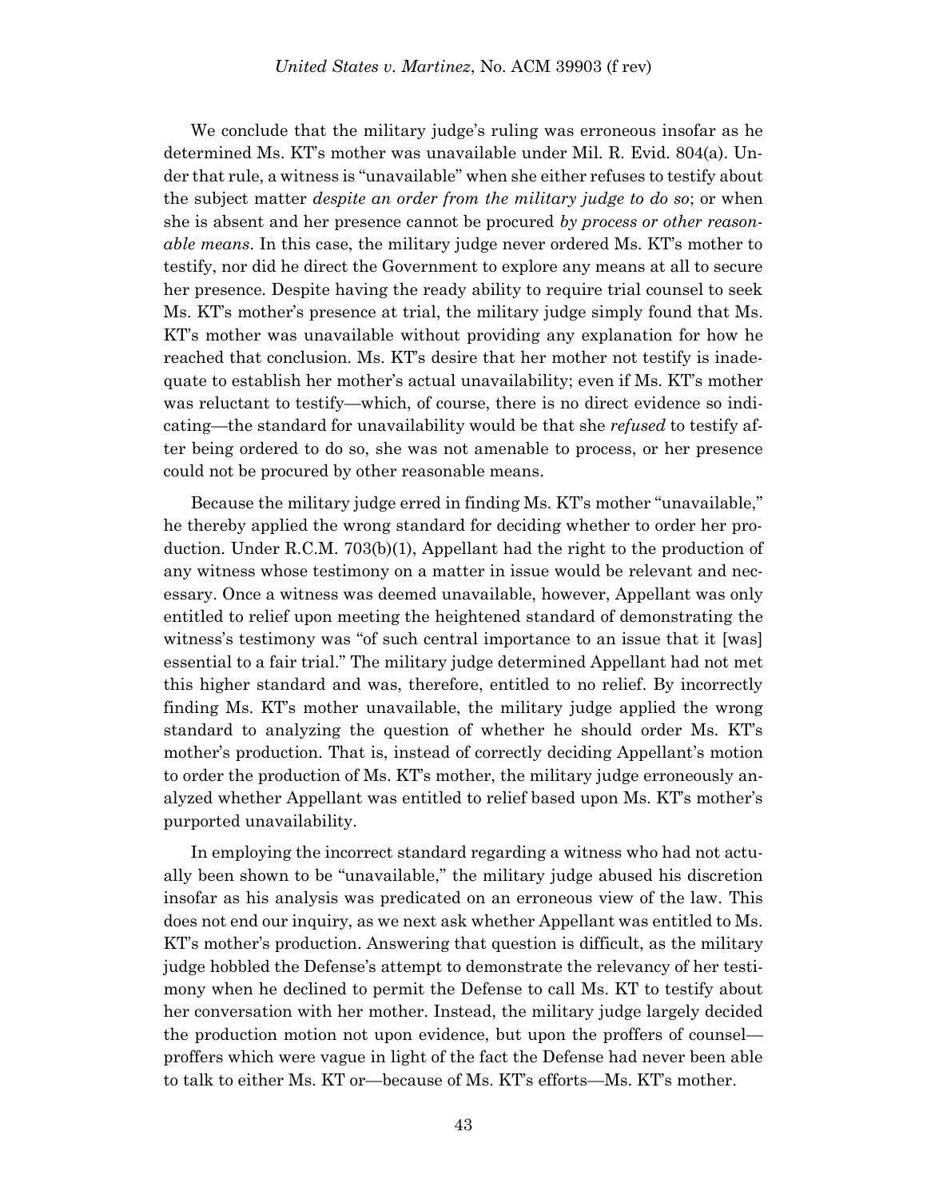We conclude that the military judge's ruling was erroneous insofar as he determined Ms. KT's mother was unavailable under Mil. R. Evid. 804(a). Under that rule, a witness is "unavailable" when she either refuses to testify about the subject matter *despite an order from the military judge to do so*; or when she is absent and her presence cannot be procured *by process or other reasonable means*. In this case, the military judge never ordered Ms. KT's mother to testify, nor did he direct the Government to explore any means at all to secure her presence. Despite having the ready ability to require trial counsel to seek Ms. KT's mother's presence at trial, the military judge simply found that Ms. KT's mother was unavailable without providing any explanation for how he reached that conclusion. Ms. KT's desire that her mother not testify is inadequate to establish her mother's actual unavailability; even if Ms. KT's mother was reluctant to testify—which, of course, there is no direct evidence so indicating—the standard for unavailability would be that she *refused* to testify after being ordered to do so, she was not amenable to process, or her presence could not be procured by other reasonable means.

Because the military judge erred in finding Ms. KT's mother "unavailable," he thereby applied the wrong standard for deciding whether to order her production. Under R.C.M. 703(b)(1), Appellant had the right to the production of any witness whose testimony on a matter in issue would be relevant and necessary. Once a witness was deemed unavailable, however, Appellant was only entitled to relief upon meeting the heightened standard of demonstrating the witness's testimony was "of such central importance to an issue that it [was] essential to a fair trial." The military judge determined Appellant had not met this higher standard and was, therefore, entitled to no relief. By incorrectly finding Ms. KT's mother unavailable, the military judge applied the wrong standard to analyzing the question of whether he should order Ms. KT's mother's production. That is, instead of correctly deciding Appellant's motion to order the production of Ms. KT's mother, the military judge erroneously analyzed whether Appellant was entitled to relief based upon Ms. KT's mother's purported unavailability.

In employing the incorrect standard regarding a witness who had not actually been shown to be "unavailable," the military judge abused his discretion insofar as his analysis was predicated on an erroneous view of the law. This does not end our inquiry, as we next ask whether Appellant was entitled to Ms. KT's mother's production. Answering that question is difficult, as the military judge hobbled the Defense's attempt to demonstrate the relevancy of her testimony when he declined to permit the Defense to call Ms. KT to testify about her conversation with her mother. Instead, the military judge largely decided the production motion not upon evidence, but upon the proffers of counsel—proffers which were vague in light of the fact the Defense had never been able to talk to either Ms. KT or—because of Ms. KT's efforts—Ms. KT's mother.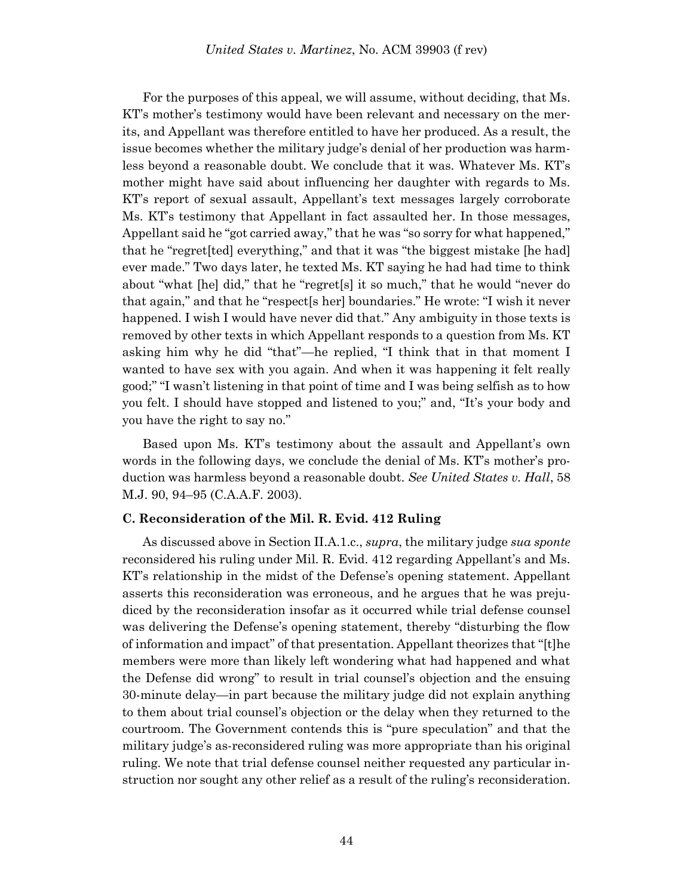For the purposes of this appeal, we will assume, without deciding, that Ms. KT's mother's testimony would have been relevant and necessary on the merits, and Appellant was therefore entitled to have her produced. As a result, the issue becomes whether the military judge's denial of her production was harmless beyond a reasonable doubt. We conclude that it was. Whatever Ms. KT's mother might have said about influencing her daughter with regards to Ms. KT's report of sexual assault, Appellant's text messages largely corroborate Ms. KT's testimony that Appellant in fact assaulted her. In those messages, Appellant said he "got carried away," that he was "so sorry for what happened," that he "regret[ted] everything," and that it was "the biggest mistake [he had] ever made." Two days later, he texted Ms. KT saying he had had time to think about "what [he] did," that he "regret[s] it so much," that he would "never do that again," and that he "respect[s her] boundaries." He wrote: "I wish it never happened. I wish I would have never did that." Any ambiguity in those texts is removed by other texts in which Appellant responds to a question from Ms. KT asking him why he did "that"—he replied, "I think that in that moment I wanted to have sex with you again. And when it was happening it felt really good;" "I wasn't listening in that point of time and I was being selfish as to how you felt. I should have stopped and listened to you;" and, "It's your body and you have the right to say no."

Based upon Ms. KT's testimony about the assault and Appellant's own words in the following days, we conclude the denial of Ms. KT's mother's production was harmless beyond a reasonable doubt. *See United States v. Hall*, 58 M.J. 90, 94–95 (C.A.A.F. 2003).

### C. Reconsideration of the Mil. R. Evid. 412 Ruling

As discussed above in Section II.A.1.c., *supra*, the military judge *sua sponte* reconsidered his ruling under Mil. R. Evid. 412 regarding Appellant's and Ms. KT's relationship in the midst of the Defense's opening statement. Appellant asserts this reconsideration was erroneous, and he argues that he was prejudiced by the reconsideration insofar as it occurred while trial defense counsel was delivering the Defense's opening statement, thereby "disturbing the flow of information and impact" of that presentation. Appellant theorizes that "[t]he members were more than likely left wondering what had happened and what the Defense did wrong" to result in trial counsel's objection and the ensuing 30-minute delay—in part because the military judge did not explain anything to them about trial counsel's objection or the delay when they returned to the courtroom. The Government contends this is "pure speculation" and that the military judge's as-reconsidered ruling was more appropriate than his original ruling. We note that trial defense counsel neither requested any particular instruction nor sought any other relief as a result of the ruling's reconsideration.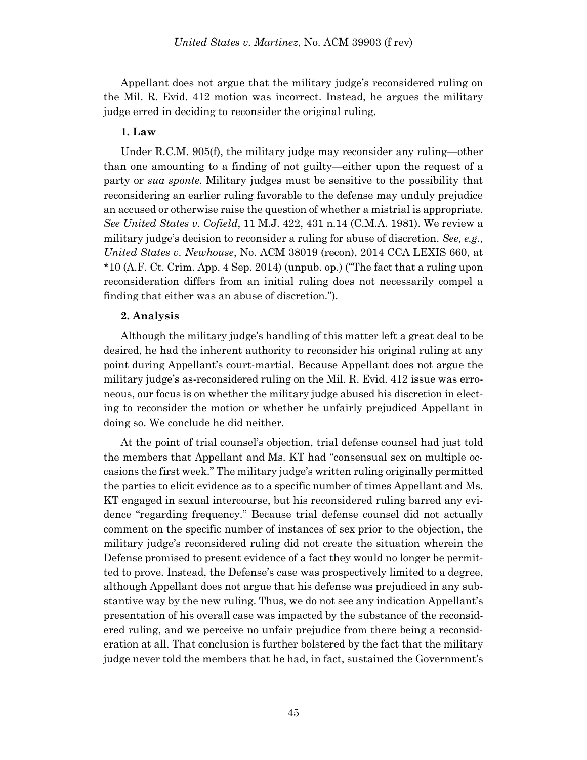Appellant does not argue that the military judge's reconsidered ruling on the Mil. R. Evid. 412 motion was incorrect. Instead, he argues the military judge erred in deciding to reconsider the original ruling.

**1. Law**

Under R.C.M. 905(f), the military judge may reconsider any ruling—other than one amounting to a finding of not guilty—either upon the request of a party or *sua sponte*. Military judges must be sensitive to the possibility that reconsidering an earlier ruling favorable to the defense may unduly prejudice an accused or otherwise raise the question of whether a mistrial is appropriate. *See United States v. Cofield*, 11 M.J. 422, 431 n.14 (C.M.A. 1981). We review a military judge's decision to reconsider a ruling for abuse of discretion. *See, e.g., United States v. Newhouse*, No. ACM 38019 (recon), 2014 CCA LEXIS 660, at *10 (A.F. Ct. Crim. App. 4 Sep. 2014) (unpub. op.) ("The fact that a ruling upon reconsideration differs from an initial ruling does not necessarily compel a finding that either was an abuse of discretion.").

**2. Analysis**

Although the military judge's handling of this matter left a great deal to be desired, he had the inherent authority to reconsider his original ruling at any point during Appellant's court-martial. Because Appellant does not argue the military judge's as-reconsidered ruling on the Mil. R. Evid. 412 issue was erroneous, our focus is on whether the military judge abused his discretion in electing to reconsider the motion or whether he unfairly prejudiced Appellant in doing so. We conclude he did neither.

At the point of trial counsel's objection, trial defense counsel had just told the members that Appellant and Ms. KT had "consensual sex on multiple occasions the first week." The military judge's written ruling originally permitted the parties to elicit evidence as to a specific number of times Appellant and Ms. KT engaged in sexual intercourse, but his reconsidered ruling barred any evidence "regarding frequency." Because trial defense counsel did not actually comment on the specific number of instances of sex prior to the objection, the military judge's reconsidered ruling did not create the situation wherein the Defense promised to present evidence of a fact they would no longer be permitted to prove. Instead, the Defense's case was prospectively limited to a degree, although Appellant does not argue that his defense was prejudiced in any substantive way by the new ruling. Thus, we do not see any indication Appellant's presentation of his overall case was impacted by the substance of the reconsidered ruling, and we perceive no unfair prejudice from there being a reconsideration at all. That conclusion is further bolstered by the fact that the military judge never told the members that he had, in fact, sustained the Government's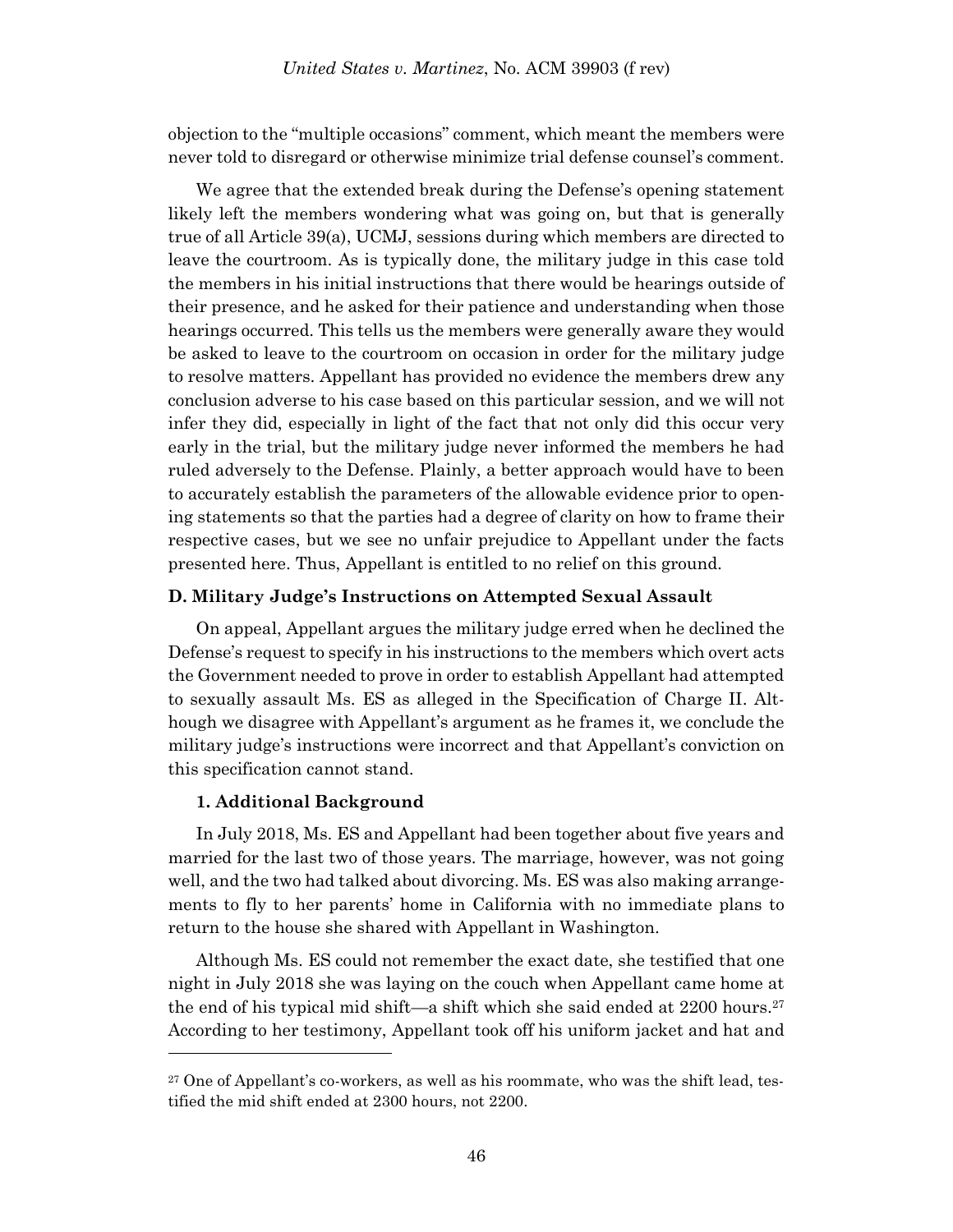objection to the "multiple occasions" comment, which meant the members were never told to disregard or otherwise minimize trial defense counsel's comment.

We agree that the extended break during the Defense's opening statement likely left the members wondering what was going on, but that is generally true of all Article 39(a), UCMJ, sessions during which members are directed to leave the courtroom. As is typically done, the military judge in this case told the members in his initial instructions that there would be hearings outside of their presence, and he asked for their patience and understanding when those hearings occurred. This tells us the members were generally aware they would be asked to leave to the courtroom on occasion in order for the military judge to resolve matters. Appellant has provided no evidence the members drew any conclusion adverse to his case based on this particular session, and we will not infer they did, especially in light of the fact that not only did this occur very early in the trial, but the military judge never informed the members he had ruled adversely to the Defense. Plainly, a better approach would have to been to accurately establish the parameters of the allowable evidence prior to opening statements so that the parties had a degree of clarity on how to frame their respective cases, but we see no unfair prejudice to Appellant under the facts presented here. Thus, Appellant is entitled to no relief on this ground.

### D. Military Judge's Instructions on Attempted Sexual Assault

On appeal, Appellant argues the military judge erred when he declined the Defense's request to specify in his instructions to the members which overt acts the Government needed to prove in order to establish Appellant had attempted to sexually assault Ms. ES as alleged in the Specification of Charge II. Although we disagree with Appellant's argument as he frames it, we conclude the military judge's instructions were incorrect and that Appellant's conviction on this specification cannot stand.

#### 1. Additional Background

In July 2018, Ms. ES and Appellant had been together about five years and married for the last two of those years. The marriage, however, was not going well, and the two had talked about divorcing. Ms. ES was also making arrangements to fly to her parents' home in California with no immediate plans to return to the house she shared with Appellant in Washington.

Although Ms. ES could not remember the exact date, she testified that one night in July 2018 she was laying on the couch when Appellant came home at the end of his typical mid shift—a shift which she said ended at 2200 hours.[27] According to her testimony, Appellant took off his uniform jacket and hat and

---

[27] One of Appellant's co-workers, as well as his roommate, who was the shift lead, testified the mid shift ended at 2300 hours, not 2200.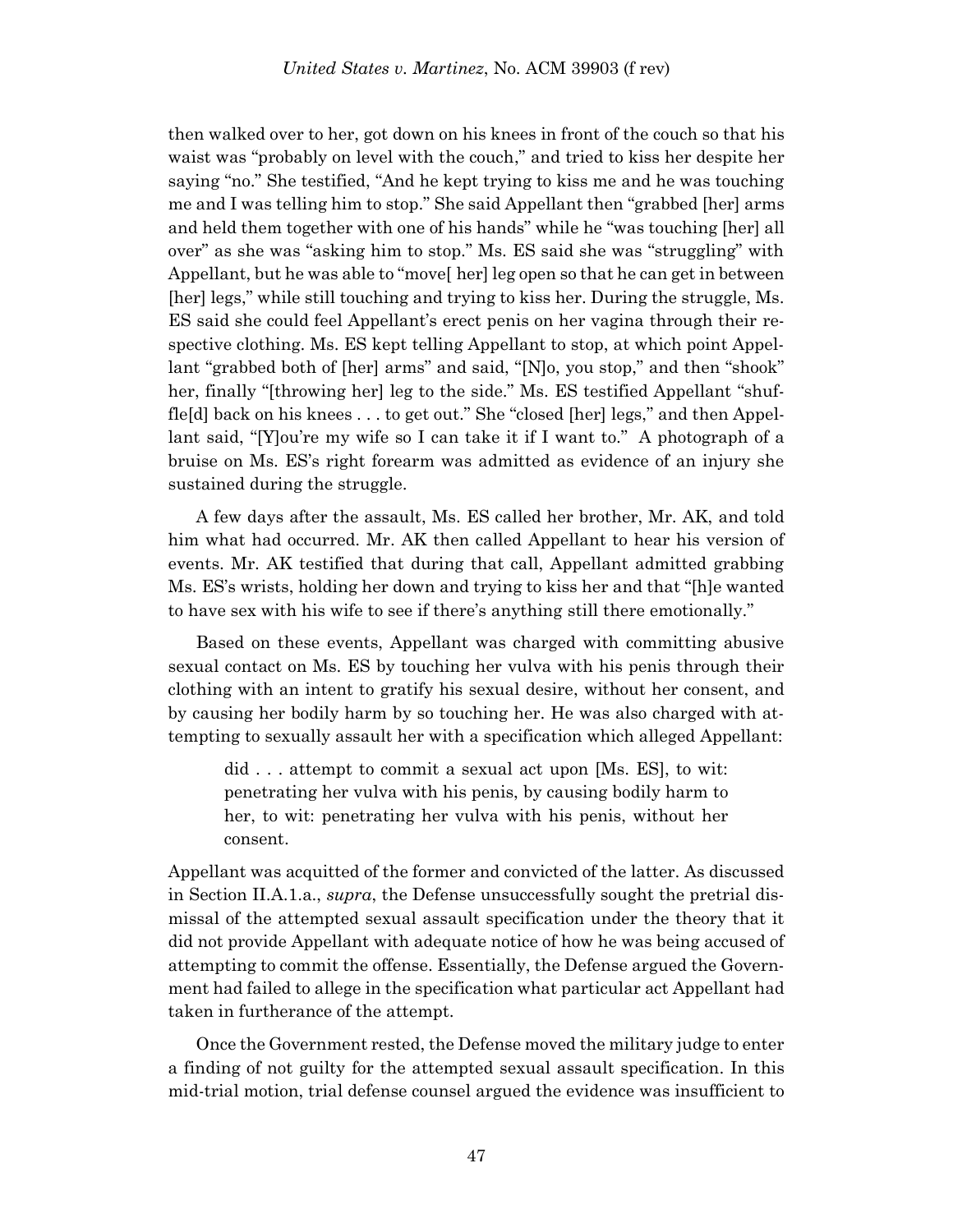then walked over to her, got down on his knees in front of the couch so that his waist was "probably on level with the couch," and tried to kiss her despite her saying "no." She testified, "And he kept trying to kiss me and he was touching me and I was telling him to stop." She said Appellant then "grabbed [her] arms and held them together with one of his hands" while he "was touching [her] all over" as she was "asking him to stop." Ms. ES said she was "struggling" with Appellant, but he was able to "move[ her] leg open so that he can get in between [her] legs," while still touching and trying to kiss her. During the struggle, Ms. ES said she could feel Appellant's erect penis on her vagina through their respective clothing. Ms. ES kept telling Appellant to stop, at which point Appellant "grabbed both of [her] arms" and said, "[N]o, you stop," and then "shook" her, finally "[throwing her] leg to the side." Ms. ES testified Appellant "shuffle[d] back on his knees . . . to get out." She "closed [her] legs," and then Appellant said, "[Y]ou're my wife so I can take it if I want to." A photograph of a bruise on Ms. ES's right forearm was admitted as evidence of an injury she sustained during the struggle.

A few days after the assault, Ms. ES called her brother, Mr. AK, and told him what had occurred. Mr. AK then called Appellant to hear his version of events. Mr. AK testified that during that call, Appellant admitted grabbing Ms. ES's wrists, holding her down and trying to kiss her and that "[h]e wanted to have sex with his wife to see if there's anything still there emotionally."

Based on these events, Appellant was charged with committing abusive sexual contact on Ms. ES by touching her vulva with his penis through their clothing with an intent to gratify his sexual desire, without her consent, and by causing her bodily harm by so touching her. He was also charged with attempting to sexually assault her with a specification which alleged Appellant:

> did . . . attempt to commit a sexual act upon [Ms. ES], to wit: penetrating her vulva with his penis, by causing bodily harm to her, to wit: penetrating her vulva with his penis, without her consent.

Appellant was acquitted of the former and convicted of the latter. As discussed in Section II.A.1.a., *supra*, the Defense unsuccessfully sought the pretrial dismissal of the attempted sexual assault specification under the theory that it did not provide Appellant with adequate notice of how he was being accused of attempting to commit the offense. Essentially, the Defense argued the Government had failed to allege in the specification what particular act Appellant had taken in furtherance of the attempt.

Once the Government rested, the Defense moved the military judge to enter a finding of not guilty for the attempted sexual assault specification. In this mid-trial motion, trial defense counsel argued the evidence was insufficient to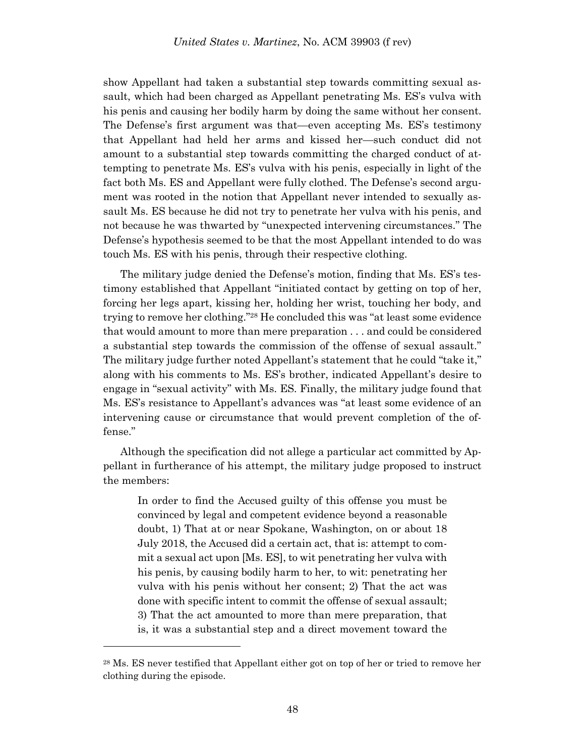show Appellant had taken a substantial step towards committing sexual assault, which had been charged as Appellant penetrating Ms. ES's vulva with his penis and causing her bodily harm by doing the same without her consent. The Defense's first argument was that—even accepting Ms. ES's testimony that Appellant had held her arms and kissed her—such conduct did not amount to a substantial step towards committing the charged conduct of attempting to penetrate Ms. ES's vulva with his penis, especially in light of the fact both Ms. ES and Appellant were fully clothed. The Defense's second argument was rooted in the notion that Appellant never intended to sexually assault Ms. ES because he did not try to penetrate her vulva with his penis, and not because he was thwarted by "unexpected intervening circumstances." The Defense's hypothesis seemed to be that the most Appellant intended to do was touch Ms. ES with his penis, through their respective clothing.

The military judge denied the Defense's motion, finding that Ms. ES's testimony established that Appellant "initiated contact by getting on top of her, forcing her legs apart, kissing her, holding her wrist, touching her body, and trying to remove her clothing."[28] He concluded this was "at least some evidence that would amount to more than mere preparation . . . and could be considered a substantial step towards the commission of the offense of sexual assault." The military judge further noted Appellant's statement that he could "take it," along with his comments to Ms. ES's brother, indicated Appellant's desire to engage in "sexual activity" with Ms. ES. Finally, the military judge found that Ms. ES's resistance to Appellant's advances was "at least some evidence of an intervening cause or circumstance that would prevent completion of the offense."

Although the specification did not allege a particular act committed by Appellant in furtherance of his attempt, the military judge proposed to instruct the members:

> In order to find the Accused guilty of this offense you must be convinced by legal and competent evidence beyond a reasonable doubt, 1) That at or near Spokane, Washington, on or about 18 July 2018, the Accused did a certain act, that is: attempt to commit a sexual act upon [Ms. ES], to wit penetrating her vulva with his penis, by causing bodily harm to her, to wit: penetrating her vulva with his penis without her consent; 2) That the act was done with specific intent to commit the offense of sexual assault; 3) That the act amounted to more than mere preparation, that is, it was a substantial step and a direct movement toward the

---

[28] Ms. ES never testified that Appellant either got on top of her or tried to remove her clothing during the episode.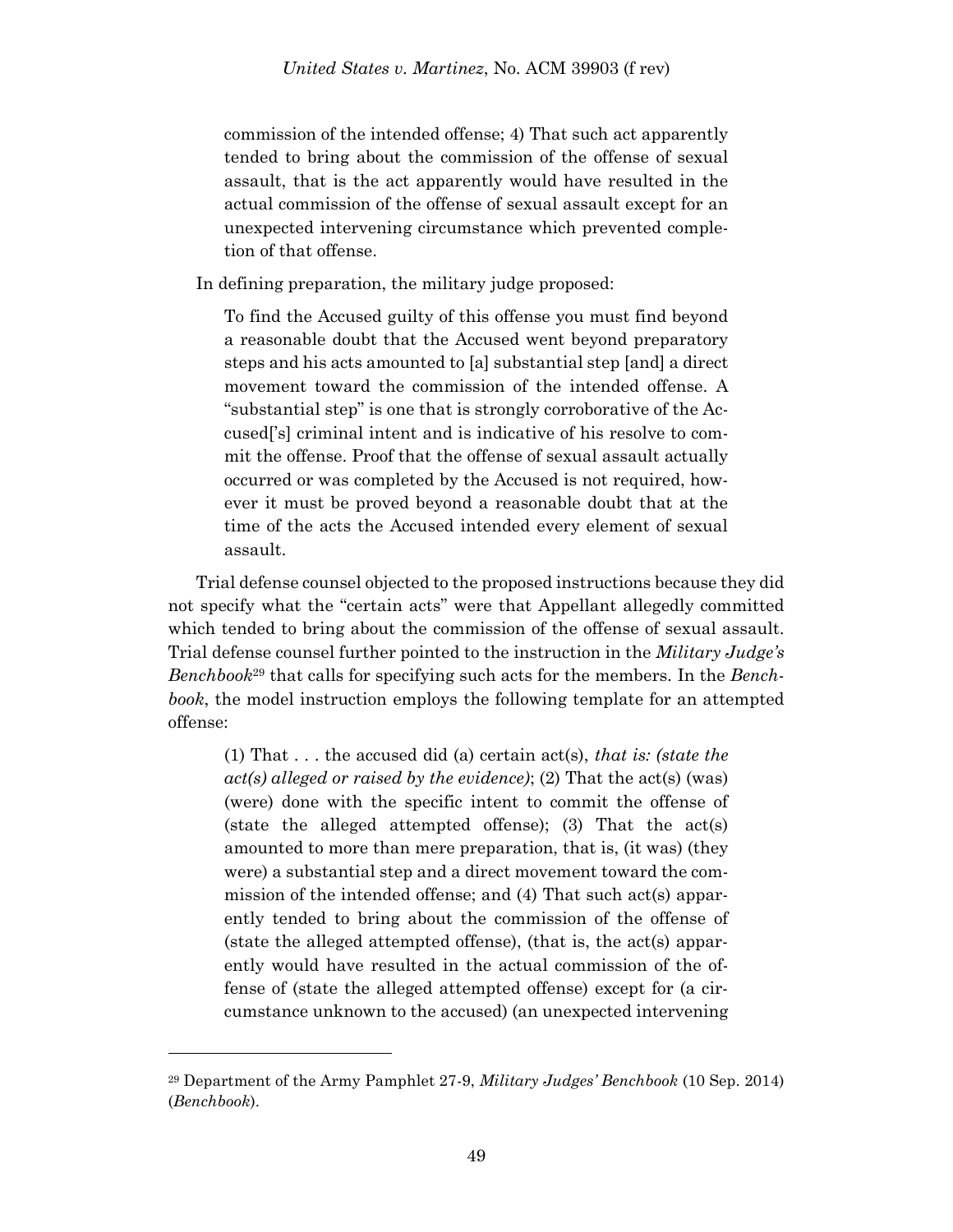> commission of the intended offense; 4) That such act apparently tended to bring about the commission of the offense of sexual assault, that is the act apparently would have resulted in the actual commission of the offense of sexual assault except for an unexpected intervening circumstance which prevented completion of that offense.

In defining preparation, the military judge proposed:

> To find the Accused guilty of this offense you must find beyond a reasonable doubt that the Accused went beyond preparatory steps and his acts amounted to [a] substantial step [and] a direct movement toward the commission of the intended offense. A "substantial step" is one that is strongly corroborative of the Accused['s] criminal intent and is indicative of his resolve to commit the offense. Proof that the offense of sexual assault actually occurred or was completed by the Accused is not required, however it must be proved beyond a reasonable doubt that at the time of the acts the Accused intended every element of sexual assault.

Trial defense counsel objected to the proposed instructions because they did not specify what the "certain acts" were that Appellant allegedly committed which tended to bring about the commission of the offense of sexual assault. Trial defense counsel further pointed to the instruction in the *Military Judge's Benchbook*[29] that calls for specifying such acts for the members. In the *Benchbook*, the model instruction employs the following template for an attempted offense:

> (1) That . . . the accused did (a) certain act(s), *that is: (state the act(s) alleged or raised by the evidence)*; (2) That the act(s) (was) (were) done with the specific intent to commit the offense of (state the alleged attempted offense); (3) That the act(s) amounted to more than mere preparation, that is, (it was) (they were) a substantial step and a direct movement toward the commission of the intended offense; and (4) That such act(s) apparently tended to bring about the commission of the offense of (state the alleged attempted offense), (that is, the act(s) apparently would have resulted in the actual commission of the offense of (state the alleged attempted offense) except for (a circumstance unknown to the accused) (an unexpected intervening

---

[29] Department of the Army Pamphlet 27-9, *Military Judges' Benchbook* (10 Sep. 2014) (*Benchbook*).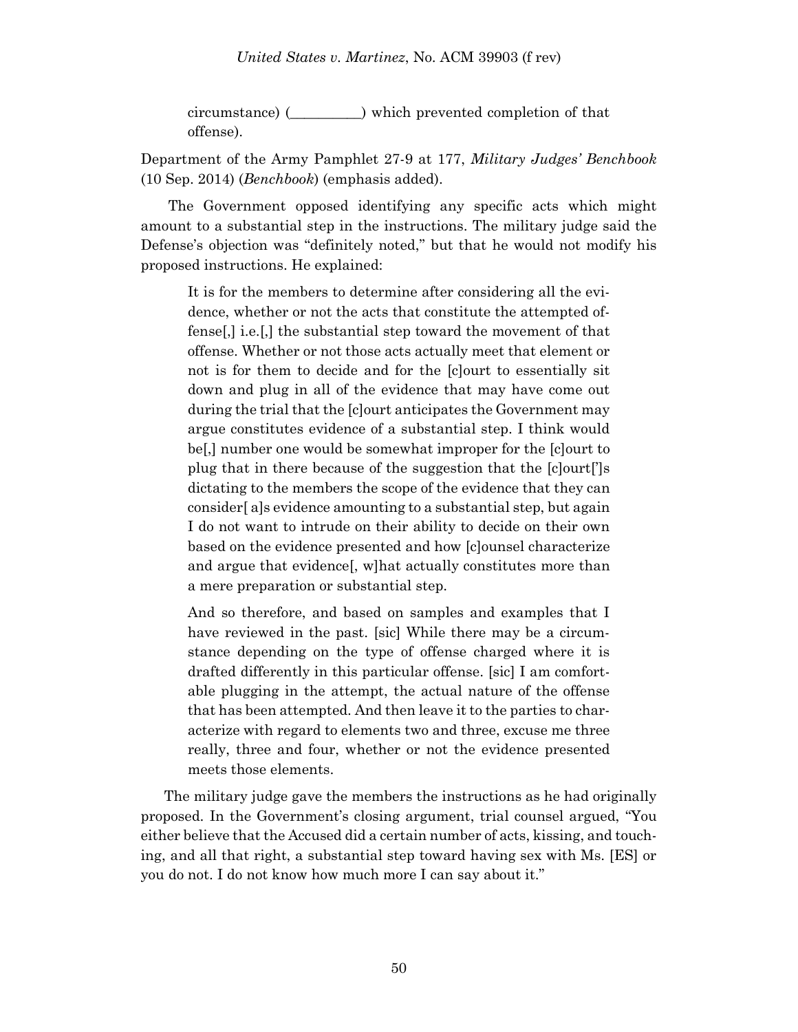circumstance) (__________) which prevented completion of that offense).

Department of the Army Pamphlet 27-9 at 177, *Military Judges' Benchbook* (10 Sep. 2014) (*Benchbook*) (emphasis added).

The Government opposed identifying any specific acts which might amount to a substantial step in the instructions. The military judge said the Defense's objection was "definitely noted," but that he would not modify his proposed instructions. He explained:

> It is for the members to determine after considering all the evidence, whether or not the acts that constitute the attempted offense[,] i.e.[,] the substantial step toward the movement of that offense. Whether or not those acts actually meet that element or not is for them to decide and for the [c]ourt to essentially sit down and plug in all of the evidence that may have come out during the trial that the [c]ourt anticipates the Government may argue constitutes evidence of a substantial step. I think would be[,] number one would be somewhat improper for the [c]ourt to plug that in there because of the suggestion that the [c]ourt[']s dictating to the members the scope of the evidence that they can consider[ a]s evidence amounting to a substantial step, but again I do not want to intrude on their ability to decide on their own based on the evidence presented and how [c]ounsel characterize and argue that evidence[, w]hat actually constitutes more than a mere preparation or substantial step.
>
> And so therefore, and based on samples and examples that I have reviewed in the past. [sic] While there may be a circumstance depending on the type of offense charged where it is drafted differently in this particular offense. [sic] I am comfortable plugging in the attempt, the actual nature of the offense that has been attempted. And then leave it to the parties to characterize with regard to elements two and three, excuse me three really, three and four, whether or not the evidence presented meets those elements.

The military judge gave the members the instructions as he had originally proposed. In the Government's closing argument, trial counsel argued, "You either believe that the Accused did a certain number of acts, kissing, and touching, and all that right, a substantial step toward having sex with Ms. [ES] or you do not. I do not know how much more I can say about it."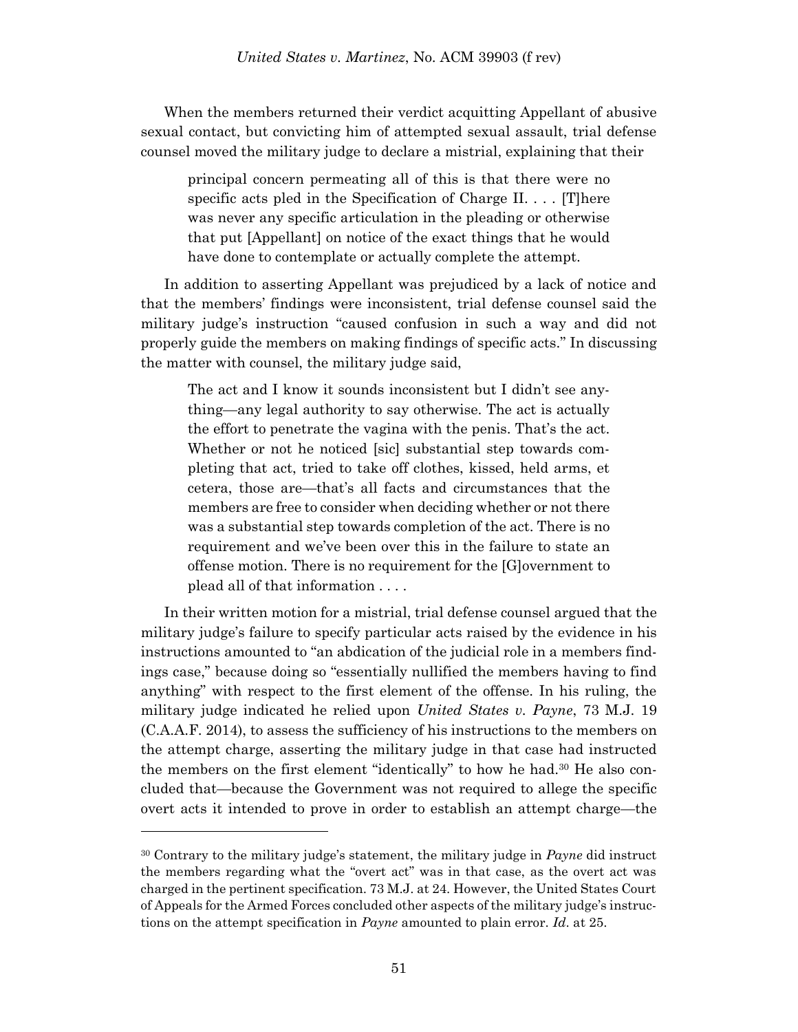When the members returned their verdict acquitting Appellant of abusive sexual contact, but convicting him of attempted sexual assault, trial defense counsel moved the military judge to declare a mistrial, explaining that their

> principal concern permeating all of this is that there were no specific acts pled in the Specification of Charge II. . . . [T]here was never any specific articulation in the pleading or otherwise that put [Appellant] on notice of the exact things that he would have done to contemplate or actually complete the attempt.

In addition to asserting Appellant was prejudiced by a lack of notice and that the members' findings were inconsistent, trial defense counsel said the military judge's instruction "caused confusion in such a way and did not properly guide the members on making findings of specific acts." In discussing the matter with counsel, the military judge said,

> The act and I know it sounds inconsistent but I didn't see anything—any legal authority to say otherwise. The act is actually the effort to penetrate the vagina with the penis. That's the act. Whether or not he noticed [sic] substantial step towards completing that act, tried to take off clothes, kissed, held arms, et cetera, those are—that's all facts and circumstances that the members are free to consider when deciding whether or not there was a substantial step towards completion of the act. There is no requirement and we've been over this in the failure to state an offense motion. There is no requirement for the [G]overnment to plead all of that information . . . .

In their written motion for a mistrial, trial defense counsel argued that the military judge's failure to specify particular acts raised by the evidence in his instructions amounted to "an abdication of the judicial role in a members findings case," because doing so "essentially nullified the members having to find anything" with respect to the first element of the offense. In his ruling, the military judge indicated he relied upon *United States v. Payne*, 73 M.J. 19 (C.A.A.F. 2014), to assess the sufficiency of his instructions to the members on the attempt charge, asserting the military judge in that case had instructed the members on the first element "identically" to how he had.[30] He also concluded that—because the Government was not required to allege the specific overt acts it intended to prove in order to establish an attempt charge—the

---

[30] Contrary to the military judge's statement, the military judge in *Payne* did instruct the members regarding what the "overt act" was in that case, as the overt act was charged in the pertinent specification. 73 M.J. at 24. However, the United States Court of Appeals for the Armed Forces concluded other aspects of the military judge's instructions on the attempt specification in *Payne* amounted to plain error. *Id*. at 25.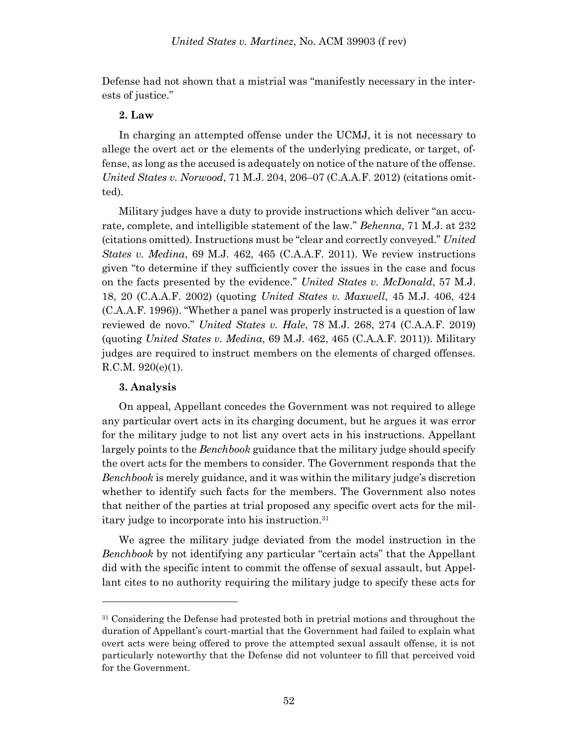Defense had not shown that a mistrial was "manifestly necessary in the interests of justice."

**2. Law**

In charging an attempted offense under the UCMJ, it is not necessary to allege the overt act or the elements of the underlying predicate, or target, offense, as long as the accused is adequately on notice of the nature of the offense. *United States v. Norwood*, 71 M.J. 204, 206–07 (C.A.A.F. 2012) (citations omitted).

Military judges have a duty to provide instructions which deliver "an accurate, complete, and intelligible statement of the law." *Behenna*, 71 M.J. at 232 (citations omitted). Instructions must be "clear and correctly conveyed." *United States v. Medina*, 69 M.J. 462, 465 (C.A.A.F. 2011). We review instructions given "to determine if they sufficiently cover the issues in the case and focus on the facts presented by the evidence." *United States v. McDonald*, 57 M.J. 18, 20 (C.A.A.F. 2002) (quoting *United States v. Maxwell*, 45 M.J. 406, 424 (C.A.A.F. 1996)). "Whether a panel was properly instructed is a question of law reviewed de novo." *United States v. Hale*, 78 M.J. 268, 274 (C.A.A.F. 2019) (quoting *United States v. Medina*, 69 M.J. 462, 465 (C.A.A.F. 2011)). Military judges are required to instruct members on the elements of charged offenses. R.C.M. 920(e)(1).

**3. Analysis**

On appeal, Appellant concedes the Government was not required to allege any particular overt acts in its charging document, but he argues it was error for the military judge to not list any overt acts in his instructions. Appellant largely points to the *Benchbook* guidance that the military judge should specify the overt acts for the members to consider. The Government responds that the *Benchbook* is merely guidance, and it was within the military judge's discretion whether to identify such facts for the members. The Government also notes that neither of the parties at trial proposed any specific overt acts for the military judge to incorporate into his instruction.[31]

We agree the military judge deviated from the model instruction in the *Benchbook* by not identifying any particular "certain acts" that the Appellant did with the specific intent to commit the offense of sexual assault, but Appellant cites to no authority requiring the military judge to specify these acts for

---

[31] Considering the Defense had protested both in pretrial motions and throughout the duration of Appellant's court-martial that the Government had failed to explain what overt acts were being offered to prove the attempted sexual assault offense, it is not particularly noteworthy that the Defense did not volunteer to fill that perceived void for the Government.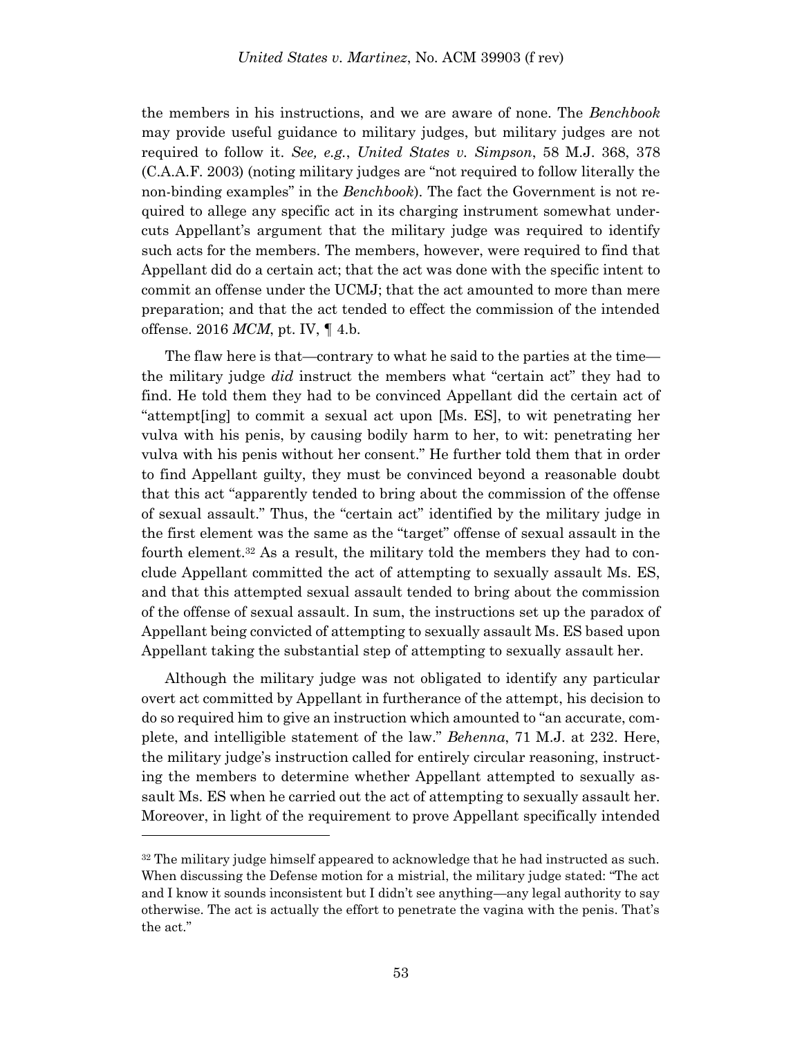the members in his instructions, and we are aware of none. The *Benchbook* may provide useful guidance to military judges, but military judges are not required to follow it. *See, e.g.*, *United States v. Simpson*, 58 M.J. 368, 378 (C.A.A.F. 2003) (noting military judges are "not required to follow literally the non-binding examples" in the *Benchbook*). The fact the Government is not required to allege any specific act in its charging instrument somewhat undercuts Appellant's argument that the military judge was required to identify such acts for the members. The members, however, were required to find that Appellant did do a certain act; that the act was done with the specific intent to commit an offense under the UCMJ; that the act amounted to more than mere preparation; and that the act tended to effect the commission of the intended offense. 2016 *MCM*, pt. IV, ¶ 4.b.

The flaw here is that—contrary to what he said to the parties at the time—the military judge *did* instruct the members what "certain act" they had to find. He told them they had to be convinced Appellant did the certain act of "attempt[ing] to commit a sexual act upon [Ms. ES], to wit penetrating her vulva with his penis, by causing bodily harm to her, to wit: penetrating her vulva with his penis without her consent." He further told them that in order to find Appellant guilty, they must be convinced beyond a reasonable doubt that this act "apparently tended to bring about the commission of the offense of sexual assault." Thus, the "certain act" identified by the military judge in the first element was the same as the "target" offense of sexual assault in the fourth element.[32] As a result, the military told the members they had to conclude Appellant committed the act of attempting to sexually assault Ms. ES, and that this attempted sexual assault tended to bring about the commission of the offense of sexual assault. In sum, the instructions set up the paradox of Appellant being convicted of attempting to sexually assault Ms. ES based upon Appellant taking the substantial step of attempting to sexually assault her.

Although the military judge was not obligated to identify any particular overt act committed by Appellant in furtherance of the attempt, his decision to do so required him to give an instruction which amounted to "an accurate, complete, and intelligible statement of the law." *Behenna*, 71 M.J. at 232. Here, the military judge's instruction called for entirely circular reasoning, instructing the members to determine whether Appellant attempted to sexually assault Ms. ES when he carried out the act of attempting to sexually assault her. Moreover, in light of the requirement to prove Appellant specifically intended

---

[32] The military judge himself appeared to acknowledge that he had instructed as such. When discussing the Defense motion for a mistrial, the military judge stated: "The act and I know it sounds inconsistent but I didn't see anything—any legal authority to say otherwise. The act is actually the effort to penetrate the vagina with the penis. That's the act."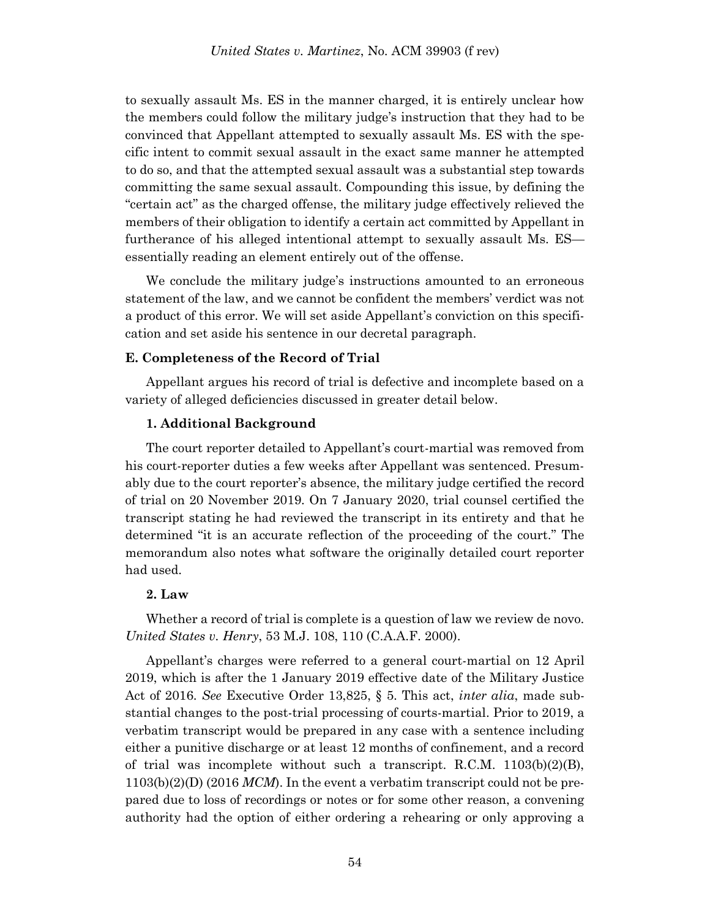to sexually assault Ms. ES in the manner charged, it is entirely unclear how the members could follow the military judge's instruction that they had to be convinced that Appellant attempted to sexually assault Ms. ES with the specific intent to commit sexual assault in the exact same manner he attempted to do so, and that the attempted sexual assault was a substantial step towards committing the same sexual assault. Compounding this issue, by defining the "certain act" as the charged offense, the military judge effectively relieved the members of their obligation to identify a certain act committed by Appellant in furtherance of his alleged intentional attempt to sexually assault Ms. ES—essentially reading an element entirely out of the offense.

We conclude the military judge's instructions amounted to an erroneous statement of the law, and we cannot be confident the members' verdict was not a product of this error. We will set aside Appellant's conviction on this specification and set aside his sentence in our decretal paragraph.

### E. Completeness of the Record of Trial

Appellant argues his record of trial is defective and incomplete based on a variety of alleged deficiencies discussed in greater detail below.

#### 1. Additional Background

The court reporter detailed to Appellant's court-martial was removed from his court-reporter duties a few weeks after Appellant was sentenced. Presumably due to the court reporter's absence, the military judge certified the record of trial on 20 November 2019. On 7 January 2020, trial counsel certified the transcript stating he had reviewed the transcript in its entirety and that he determined "it is an accurate reflection of the proceeding of the court." The memorandum also notes what software the originally detailed court reporter had used.

#### 2. Law

Whether a record of trial is complete is a question of law we review de novo. *United States v. Henry*, 53 M.J. 108, 110 (C.A.A.F. 2000).

Appellant's charges were referred to a general court-martial on 12 April 2019, which is after the 1 January 2019 effective date of the Military Justice Act of 2016. *See* Executive Order 13,825, § 5. This act, *inter alia*, made substantial changes to the post-trial processing of courts-martial. Prior to 2019, a verbatim transcript would be prepared in any case with a sentence including either a punitive discharge or at least 12 months of confinement, and a record of trial was incomplete without such a transcript. R.C.M. 1103(b)(2)(B), 1103(b)(2)(D) (2016 *MCM*). In the event a verbatim transcript could not be prepared due to loss of recordings or notes or for some other reason, a convening authority had the option of either ordering a rehearing or only approving a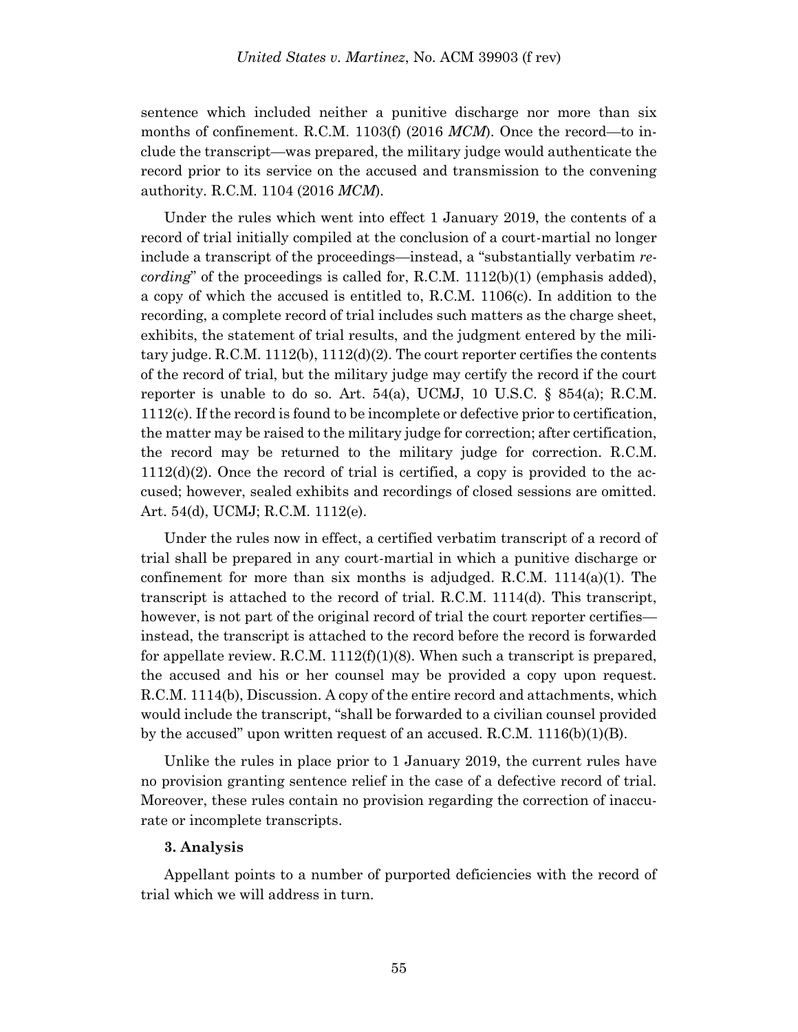sentence which included neither a punitive discharge nor more than six months of confinement. R.C.M. 1103(f) (2016 *MCM*). Once the record—to include the transcript—was prepared, the military judge would authenticate the record prior to its service on the accused and transmission to the convening authority. R.C.M. 1104 (2016 *MCM*).

Under the rules which went into effect 1 January 2019, the contents of a record of trial initially compiled at the conclusion of a court-martial no longer include a transcript of the proceedings—instead, a "substantially verbatim *recording*" of the proceedings is called for, R.C.M. 1112(b)(1) (emphasis added), a copy of which the accused is entitled to, R.C.M. 1106(c). In addition to the recording, a complete record of trial includes such matters as the charge sheet, exhibits, the statement of trial results, and the judgment entered by the military judge. R.C.M. 1112(b), 1112(d)(2). The court reporter certifies the contents of the record of trial, but the military judge may certify the record if the court reporter is unable to do so. Art. 54(a), UCMJ, 10 U.S.C. § 854(a); R.C.M. 1112(c). If the record is found to be incomplete or defective prior to certification, the matter may be raised to the military judge for correction; after certification, the record may be returned to the military judge for correction. R.C.M. 1112(d)(2). Once the record of trial is certified, a copy is provided to the accused; however, sealed exhibits and recordings of closed sessions are omitted. Art. 54(d), UCMJ; R.C.M. 1112(e).

Under the rules now in effect, a certified verbatim transcript of a record of trial shall be prepared in any court-martial in which a punitive discharge or confinement for more than six months is adjudged. R.C.M. 1114(a)(1). The transcript is attached to the record of trial. R.C.M. 1114(d). This transcript, however, is not part of the original record of trial the court reporter certifies—instead, the transcript is attached to the record before the record is forwarded for appellate review. R.C.M. 1112(f)(1)(8). When such a transcript is prepared, the accused and his or her counsel may be provided a copy upon request. R.C.M. 1114(b), Discussion. A copy of the entire record and attachments, which would include the transcript, "shall be forwarded to a civilian counsel provided by the accused" upon written request of an accused. R.C.M. 1116(b)(1)(B).

Unlike the rules in place prior to 1 January 2019, the current rules have no provision granting sentence relief in the case of a defective record of trial. Moreover, these rules contain no provision regarding the correction of inaccurate or incomplete transcripts.

**3. Analysis**

Appellant points to a number of purported deficiencies with the record of trial which we will address in turn.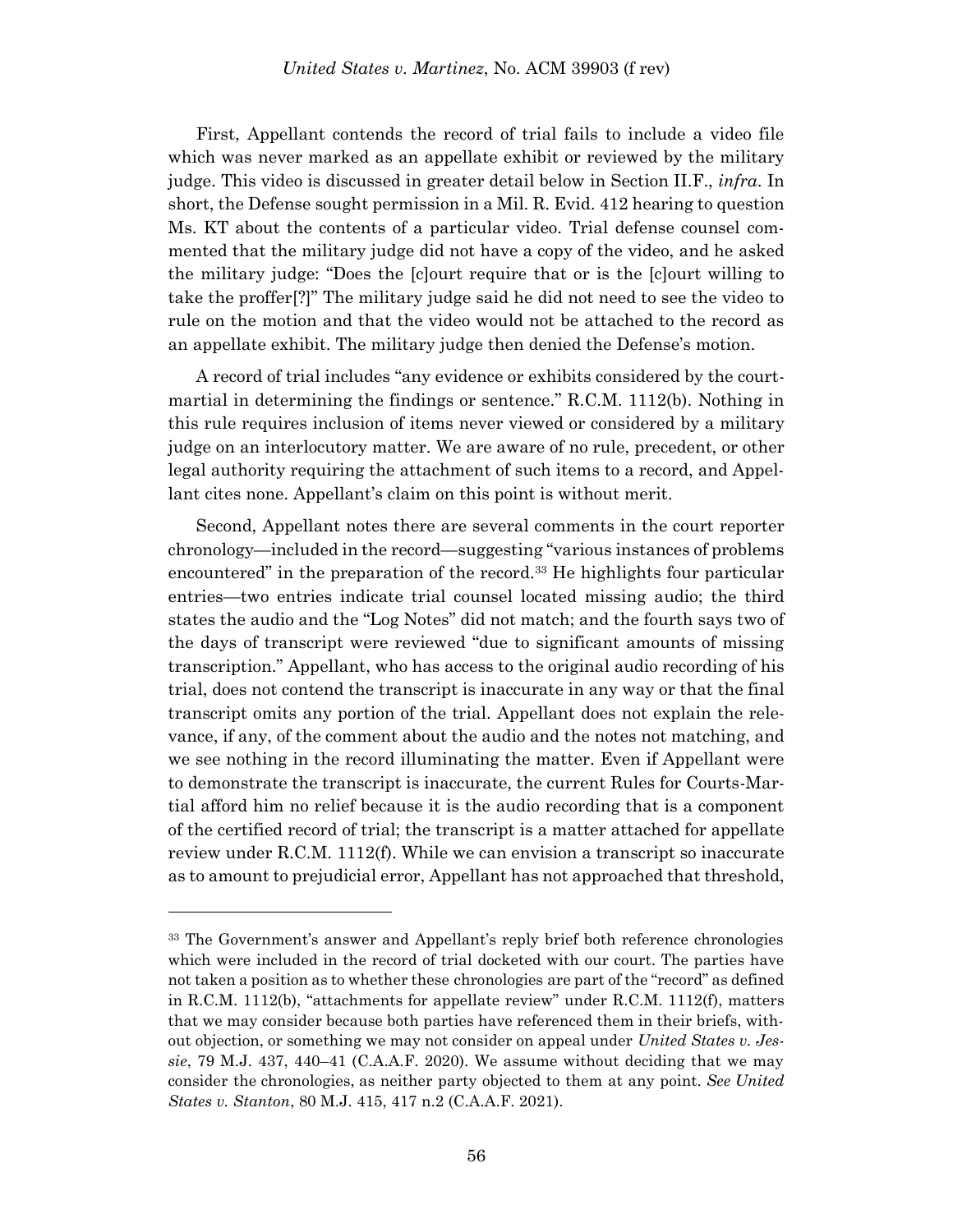First, Appellant contends the record of trial fails to include a video file which was never marked as an appellate exhibit or reviewed by the military judge. This video is discussed in greater detail below in Section II.F., *infra*. In short, the Defense sought permission in a Mil. R. Evid. 412 hearing to question Ms. KT about the contents of a particular video. Trial defense counsel commented that the military judge did not have a copy of the video, and he asked the military judge: "Does the [c]ourt require that or is the [c]ourt willing to take the proffer[?]" The military judge said he did not need to see the video to rule on the motion and that the video would not be attached to the record as an appellate exhibit. The military judge then denied the Defense's motion.

A record of trial includes "any evidence or exhibits considered by the court-martial in determining the findings or sentence." R.C.M. 1112(b). Nothing in this rule requires inclusion of items never viewed or considered by a military judge on an interlocutory matter. We are aware of no rule, precedent, or other legal authority requiring the attachment of such items to a record, and Appellant cites none. Appellant's claim on this point is without merit.

Second, Appellant notes there are several comments in the court reporter chronology—included in the record—suggesting "various instances of problems encountered" in the preparation of the record.[33] He highlights four particular entries—two entries indicate trial counsel located missing audio; the third states the audio and the "Log Notes" did not match; and the fourth says two of the days of transcript were reviewed "due to significant amounts of missing transcription." Appellant, who has access to the original audio recording of his trial, does not contend the transcript is inaccurate in any way or that the final transcript omits any portion of the trial. Appellant does not explain the relevance, if any, of the comment about the audio and the notes not matching, and we see nothing in the record illuminating the matter. Even if Appellant were to demonstrate the transcript is inaccurate, the current Rules for Courts-Martial afford him no relief because it is the audio recording that is a component of the certified record of trial; the transcript is a matter attached for appellate review under R.C.M. 1112(f). While we can envision a transcript so inaccurate as to amount to prejudicial error, Appellant has not approached that threshold,

---

[33] The Government's answer and Appellant's reply brief both reference chronologies which were included in the record of trial docketed with our court. The parties have not taken a position as to whether these chronologies are part of the "record" as defined in R.C.M. 1112(b), "attachments for appellate review" under R.C.M. 1112(f), matters that we may consider because both parties have referenced them in their briefs, without objection, or something we may not consider on appeal under *United States v. Jessie*, 79 M.J. 437, 440–41 (C.A.A.F. 2020). We assume without deciding that we may consider the chronologies, as neither party objected to them at any point. *See United States v. Stanton*, 80 M.J. 415, 417 n.2 (C.A.A.F. 2021).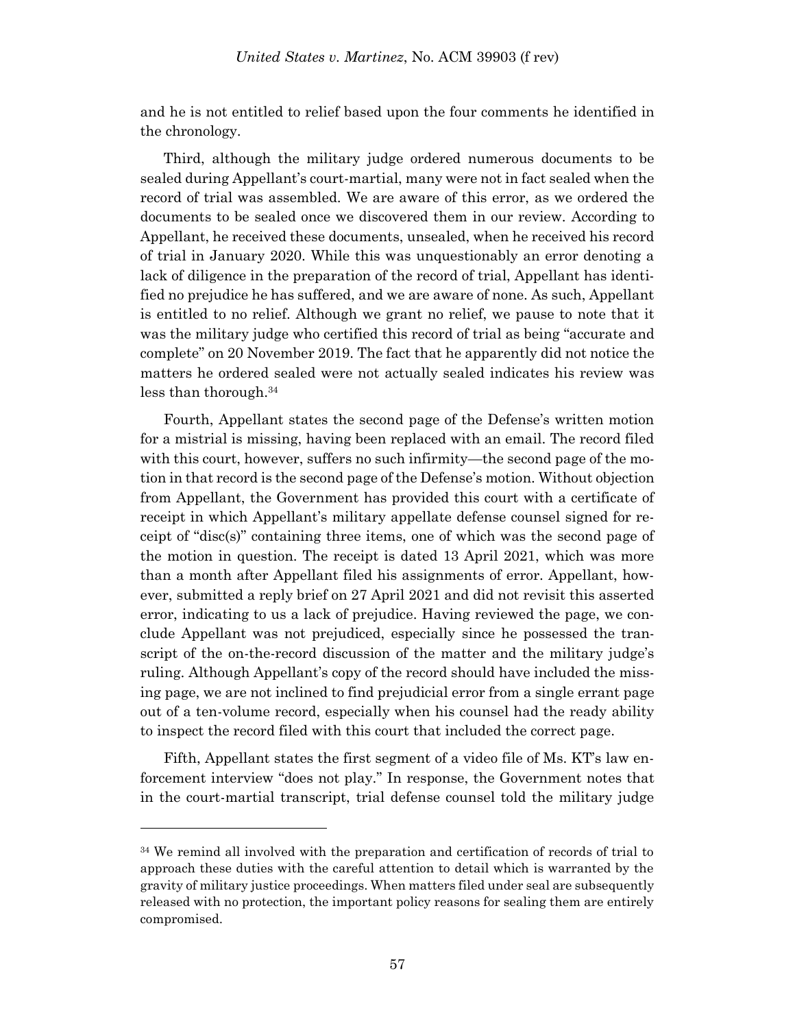and he is not entitled to relief based upon the four comments he identified in the chronology.

Third, although the military judge ordered numerous documents to be sealed during Appellant's court-martial, many were not in fact sealed when the record of trial was assembled. We are aware of this error, as we ordered the documents to be sealed once we discovered them in our review. According to Appellant, he received these documents, unsealed, when he received his record of trial in January 2020. While this was unquestionably an error denoting a lack of diligence in the preparation of the record of trial, Appellant has identified no prejudice he has suffered, and we are aware of none. As such, Appellant is entitled to no relief. Although we grant no relief, we pause to note that it was the military judge who certified this record of trial as being "accurate and complete" on 20 November 2019. The fact that he apparently did not notice the matters he ordered sealed were not actually sealed indicates his review was less than thorough.[34]

Fourth, Appellant states the second page of the Defense's written motion for a mistrial is missing, having been replaced with an email. The record filed with this court, however, suffers no such infirmity—the second page of the motion in that record is the second page of the Defense's motion. Without objection from Appellant, the Government has provided this court with a certificate of receipt in which Appellant's military appellate defense counsel signed for receipt of "disc(s)" containing three items, one of which was the second page of the motion in question. The receipt is dated 13 April 2021, which was more than a month after Appellant filed his assignments of error. Appellant, however, submitted a reply brief on 27 April 2021 and did not revisit this asserted error, indicating to us a lack of prejudice. Having reviewed the page, we conclude Appellant was not prejudiced, especially since he possessed the transcript of the on-the-record discussion of the matter and the military judge's ruling. Although Appellant's copy of the record should have included the missing page, we are not inclined to find prejudicial error from a single errant page out of a ten-volume record, especially when his counsel had the ready ability to inspect the record filed with this court that included the correct page.

Fifth, Appellant states the first segment of a video file of Ms. KT's law enforcement interview "does not play." In response, the Government notes that in the court-martial transcript, trial defense counsel told the military judge

---

[34] We remind all involved with the preparation and certification of records of trial to approach these duties with the careful attention to detail which is warranted by the gravity of military justice proceedings. When matters filed under seal are subsequently released with no protection, the important policy reasons for sealing them are entirely compromised.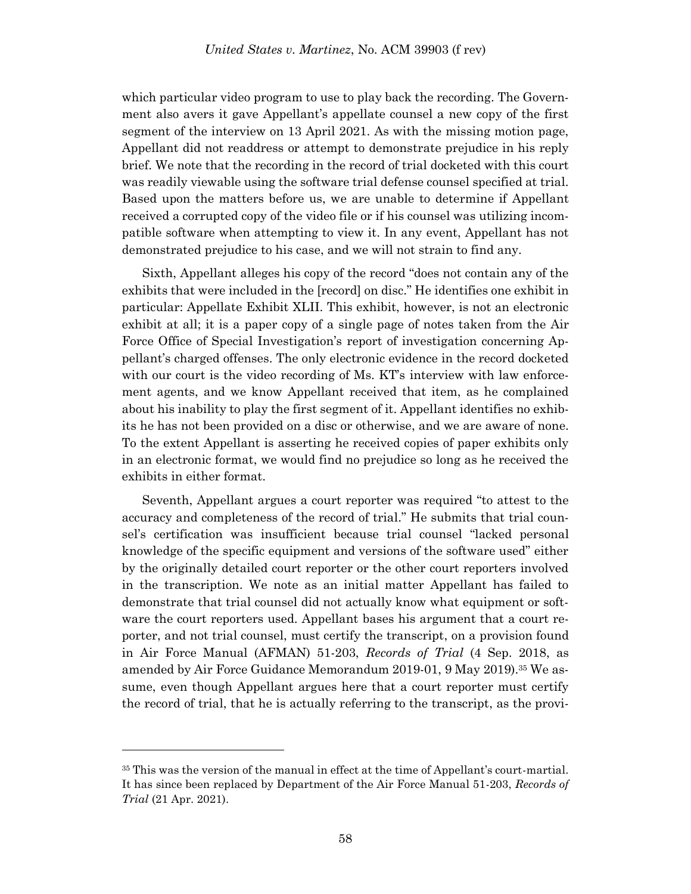which particular video program to use to play back the recording. The Government also avers it gave Appellant's appellate counsel a new copy of the first segment of the interview on 13 April 2021. As with the missing motion page, Appellant did not readdress or attempt to demonstrate prejudice in his reply brief. We note that the recording in the record of trial docketed with this court was readily viewable using the software trial defense counsel specified at trial. Based upon the matters before us, we are unable to determine if Appellant received a corrupted copy of the video file or if his counsel was utilizing incompatible software when attempting to view it. In any event, Appellant has not demonstrated prejudice to his case, and we will not strain to find any.

Sixth, Appellant alleges his copy of the record "does not contain any of the exhibits that were included in the [record] on disc." He identifies one exhibit in particular: Appellate Exhibit XLII. This exhibit, however, is not an electronic exhibit at all; it is a paper copy of a single page of notes taken from the Air Force Office of Special Investigation's report of investigation concerning Appellant's charged offenses. The only electronic evidence in the record docketed with our court is the video recording of Ms. KT's interview with law enforcement agents, and we know Appellant received that item, as he complained about his inability to play the first segment of it. Appellant identifies no exhibits he has not been provided on a disc or otherwise, and we are aware of none. To the extent Appellant is asserting he received copies of paper exhibits only in an electronic format, we would find no prejudice so long as he received the exhibits in either format.

Seventh, Appellant argues a court reporter was required "to attest to the accuracy and completeness of the record of trial." He submits that trial counsel's certification was insufficient because trial counsel "lacked personal knowledge of the specific equipment and versions of the software used" either by the originally detailed court reporter or the other court reporters involved in the transcription. We note as an initial matter Appellant has failed to demonstrate that trial counsel did not actually know what equipment or software the court reporters used. Appellant bases his argument that a court reporter, and not trial counsel, must certify the transcript, on a provision found in Air Force Manual (AFMAN) 51-203, *Records of Trial* (4 Sep. 2018, as amended by Air Force Guidance Memorandum 2019-01, 9 May 2019).[35] We assume, even though Appellant argues here that a court reporter must certify the record of trial, that he is actually referring to the transcript, as the provi-

---

[35] This was the version of the manual in effect at the time of Appellant's court-martial. It has since been replaced by Department of the Air Force Manual 51-203, *Records of Trial* (21 Apr. 2021).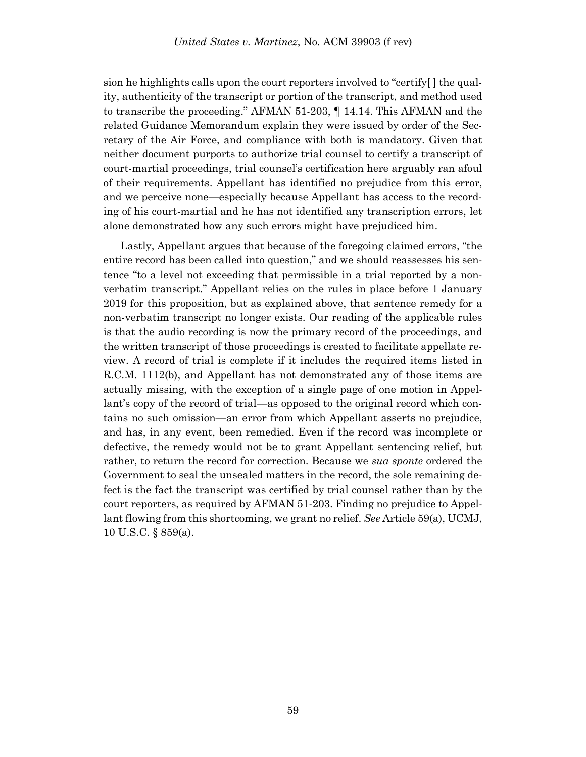sion he highlights calls upon the court reporters involved to "certify[ ] the quality, authenticity of the transcript or portion of the transcript, and method used to transcribe the proceeding." AFMAN 51-203, ¶ 14.14. This AFMAN and the related Guidance Memorandum explain they were issued by order of the Secretary of the Air Force, and compliance with both is mandatory. Given that neither document purports to authorize trial counsel to certify a transcript of court-martial proceedings, trial counsel's certification here arguably ran afoul of their requirements. Appellant has identified no prejudice from this error, and we perceive none—especially because Appellant has access to the recording of his court-martial and he has not identified any transcription errors, let alone demonstrated how any such errors might have prejudiced him.

Lastly, Appellant argues that because of the foregoing claimed errors, "the entire record has been called into question," and we should reassesses his sentence "to a level not exceeding that permissible in a trial reported by a non-verbatim transcript." Appellant relies on the rules in place before 1 January 2019 for this proposition, but as explained above, that sentence remedy for a non-verbatim transcript no longer exists. Our reading of the applicable rules is that the audio recording is now the primary record of the proceedings, and the written transcript of those proceedings is created to facilitate appellate review. A record of trial is complete if it includes the required items listed in R.C.M. 1112(b), and Appellant has not demonstrated any of those items are actually missing, with the exception of a single page of one motion in Appellant's copy of the record of trial—as opposed to the original record which contains no such omission—an error from which Appellant asserts no prejudice, and has, in any event, been remedied. Even if the record was incomplete or defective, the remedy would not be to grant Appellant sentencing relief, but rather, to return the record for correction. Because we *sua sponte* ordered the Government to seal the unsealed matters in the record, the sole remaining defect is the fact the transcript was certified by trial counsel rather than by the court reporters, as required by AFMAN 51-203. Finding no prejudice to Appellant flowing from this shortcoming, we grant no relief. *See* Article 59(a), UCMJ, 10 U.S.C. § 859(a).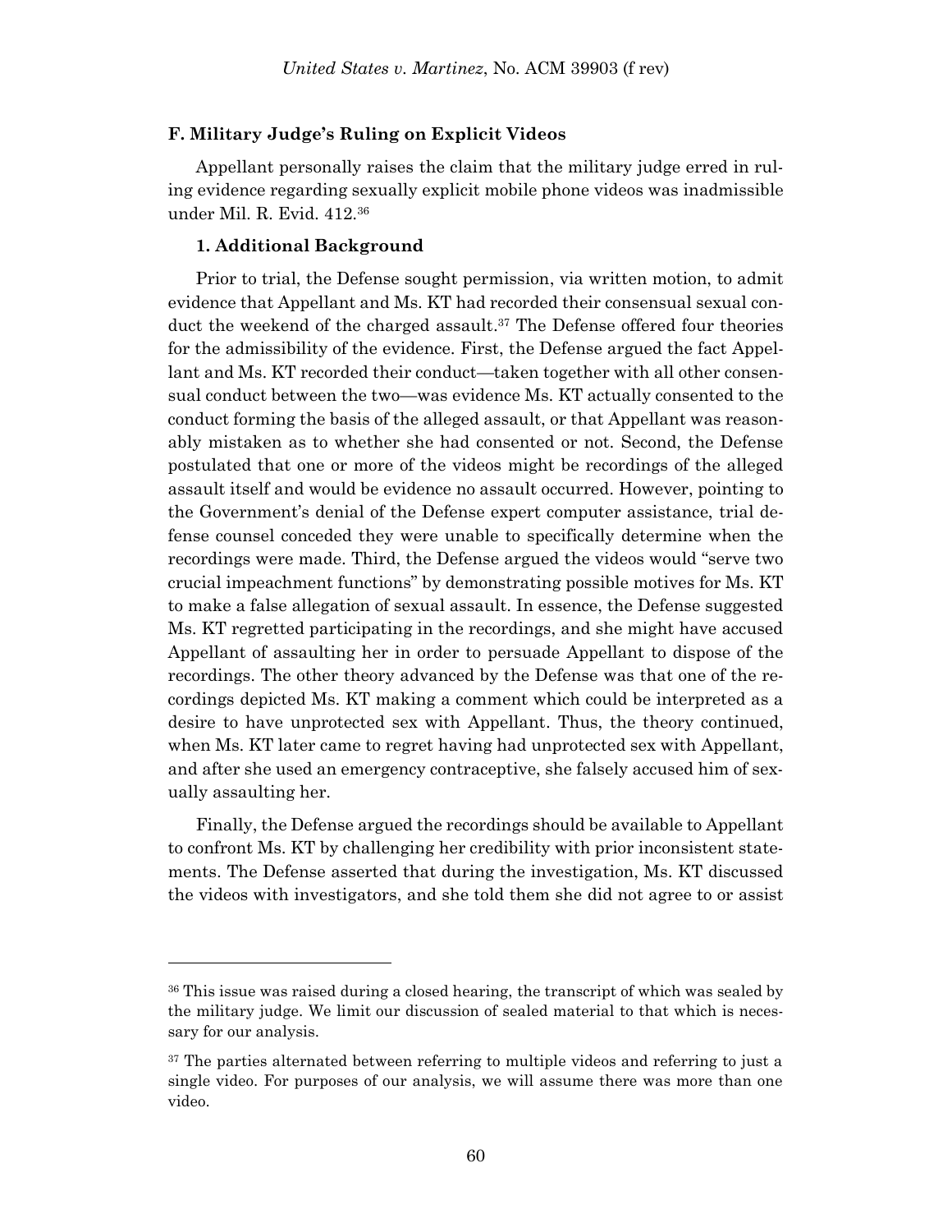### F. Military Judge's Ruling on Explicit Videos

Appellant personally raises the claim that the military judge erred in ruling evidence regarding sexually explicit mobile phone videos was inadmissible under Mil. R. Evid. 412.[36]

#### 1. Additional Background

Prior to trial, the Defense sought permission, via written motion, to admit evidence that Appellant and Ms. KT had recorded their consensual sexual conduct the weekend of the charged assault.[37] The Defense offered four theories for the admissibility of the evidence. First, the Defense argued the fact Appellant and Ms. KT recorded their conduct—taken together with all other consensual conduct between the two—was evidence Ms. KT actually consented to the conduct forming the basis of the alleged assault, or that Appellant was reasonably mistaken as to whether she had consented or not. Second, the Defense postulated that one or more of the videos might be recordings of the alleged assault itself and would be evidence no assault occurred. However, pointing to the Government's denial of the Defense expert computer assistance, trial defense counsel conceded they were unable to specifically determine when the recordings were made. Third, the Defense argued the videos would "serve two crucial impeachment functions" by demonstrating possible motives for Ms. KT to make a false allegation of sexual assault. In essence, the Defense suggested Ms. KT regretted participating in the recordings, and she might have accused Appellant of assaulting her in order to persuade Appellant to dispose of the recordings. The other theory advanced by the Defense was that one of the recordings depicted Ms. KT making a comment which could be interpreted as a desire to have unprotected sex with Appellant. Thus, the theory continued, when Ms. KT later came to regret having had unprotected sex with Appellant, and after she used an emergency contraceptive, she falsely accused him of sexually assaulting her.

Finally, the Defense argued the recordings should be available to Appellant to confront Ms. KT by challenging her credibility with prior inconsistent statements. The Defense asserted that during the investigation, Ms. KT discussed the videos with investigators, and she told them she did not agree to or assist

---

[36] This issue was raised during a closed hearing, the transcript of which was sealed by the military judge. We limit our discussion of sealed material to that which is necessary for our analysis.

[37] The parties alternated between referring to multiple videos and referring to just a single video. For purposes of our analysis, we will assume there was more than one video.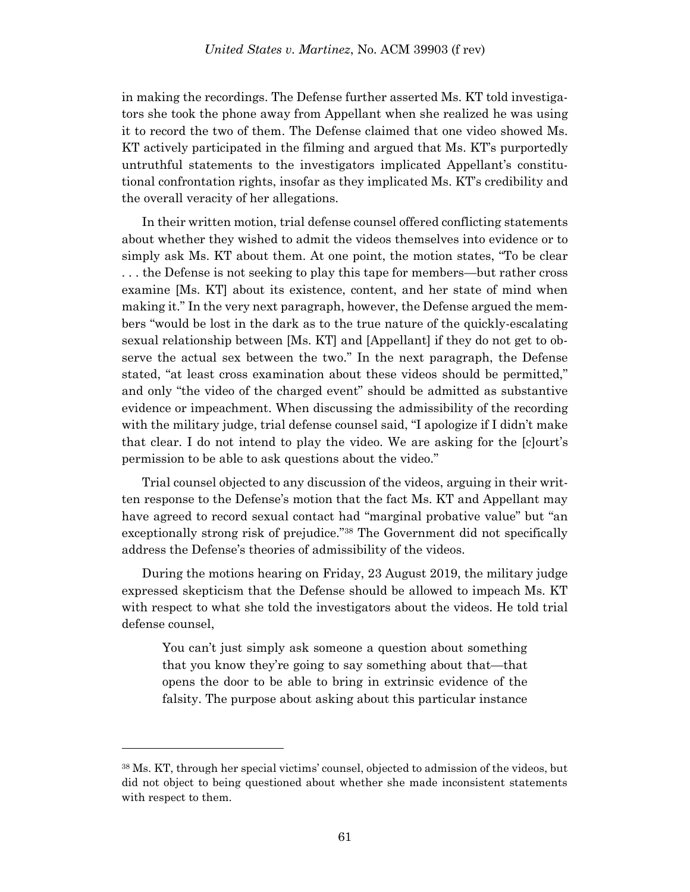in making the recordings. The Defense further asserted Ms. KT told investigators she took the phone away from Appellant when she realized he was using it to record the two of them. The Defense claimed that one video showed Ms. KT actively participated in the filming and argued that Ms. KT's purportedly untruthful statements to the investigators implicated Appellant's constitutional confrontation rights, insofar as they implicated Ms. KT's credibility and the overall veracity of her allegations.

In their written motion, trial defense counsel offered conflicting statements about whether they wished to admit the videos themselves into evidence or to simply ask Ms. KT about them. At one point, the motion states, "To be clear . . . the Defense is not seeking to play this tape for members—but rather cross examine [Ms. KT] about its existence, content, and her state of mind when making it." In the very next paragraph, however, the Defense argued the members "would be lost in the dark as to the true nature of the quickly-escalating sexual relationship between [Ms. KT] and [Appellant] if they do not get to observe the actual sex between the two." In the next paragraph, the Defense stated, "at least cross examination about these videos should be permitted," and only "the video of the charged event" should be admitted as substantive evidence or impeachment. When discussing the admissibility of the recording with the military judge, trial defense counsel said, "I apologize if I didn't make that clear. I do not intend to play the video. We are asking for the [c]ourt's permission to be able to ask questions about the video."

Trial counsel objected to any discussion of the videos, arguing in their written response to the Defense's motion that the fact Ms. KT and Appellant may have agreed to record sexual contact had "marginal probative value" but "an exceptionally strong risk of prejudice."[38] The Government did not specifically address the Defense's theories of admissibility of the videos.

During the motions hearing on Friday, 23 August 2019, the military judge expressed skepticism that the Defense should be allowed to impeach Ms. KT with respect to what she told the investigators about the videos. He told trial defense counsel,

> You can't just simply ask someone a question about something that you know they're going to say something about that—that opens the door to be able to bring in extrinsic evidence of the falsity. The purpose about asking about this particular instance

[38] Ms. KT, through her special victims' counsel, objected to admission of the videos, but did not object to being questioned about whether she made inconsistent statements with respect to them.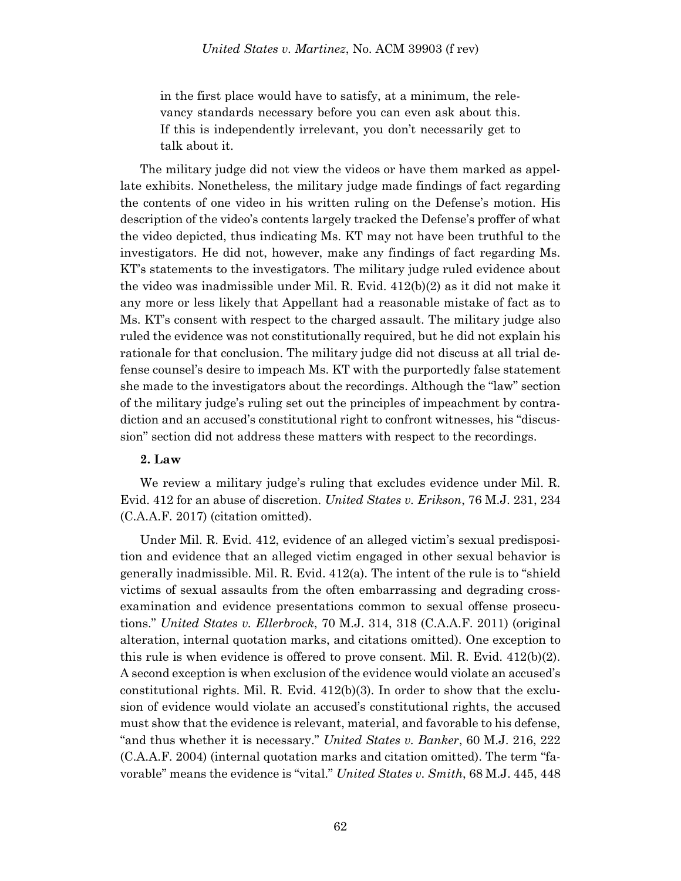> in the first place would have to satisfy, at a minimum, the relevancy standards necessary before you can even ask about this. If this is independently irrelevant, you don't necessarily get to talk about it.

The military judge did not view the videos or have them marked as appellate exhibits. Nonetheless, the military judge made findings of fact regarding the contents of one video in his written ruling on the Defense's motion. His description of the video's contents largely tracked the Defense's proffer of what the video depicted, thus indicating Ms. KT may not have been truthful to the investigators. He did not, however, make any findings of fact regarding Ms. KT's statements to the investigators. The military judge ruled evidence about the video was inadmissible under Mil. R. Evid. 412(b)(2) as it did not make it any more or less likely that Appellant had a reasonable mistake of fact as to Ms. KT's consent with respect to the charged assault. The military judge also ruled the evidence was not constitutionally required, but he did not explain his rationale for that conclusion. The military judge did not discuss at all trial defense counsel's desire to impeach Ms. KT with the purportedly false statement she made to the investigators about the recordings. Although the "law" section of the military judge's ruling set out the principles of impeachment by contradiction and an accused's constitutional right to confront witnesses, his "discussion" section did not address these matters with respect to the recordings.

**2. Law**

We review a military judge's ruling that excludes evidence under Mil. R. Evid. 412 for an abuse of discretion. *United States v. Erikson*, 76 M.J. 231, 234 (C.A.A.F. 2017) (citation omitted).

Under Mil. R. Evid. 412, evidence of an alleged victim's sexual predisposition and evidence that an alleged victim engaged in other sexual behavior is generally inadmissible. Mil. R. Evid. 412(a). The intent of the rule is to "shield victims of sexual assaults from the often embarrassing and degrading cross-examination and evidence presentations common to sexual offense prosecutions." *United States v. Ellerbrock*, 70 M.J. 314, 318 (C.A.A.F. 2011) (original alteration, internal quotation marks, and citations omitted). One exception to this rule is when evidence is offered to prove consent. Mil. R. Evid. 412(b)(2). A second exception is when exclusion of the evidence would violate an accused's constitutional rights. Mil. R. Evid. 412(b)(3). In order to show that the exclusion of evidence would violate an accused's constitutional rights, the accused must show that the evidence is relevant, material, and favorable to his defense, "and thus whether it is necessary." *United States v. Banker*, 60 M.J. 216, 222 (C.A.A.F. 2004) (internal quotation marks and citation omitted). The term "favorable" means the evidence is "vital." *United States v. Smith*, 68 M.J. 445, 448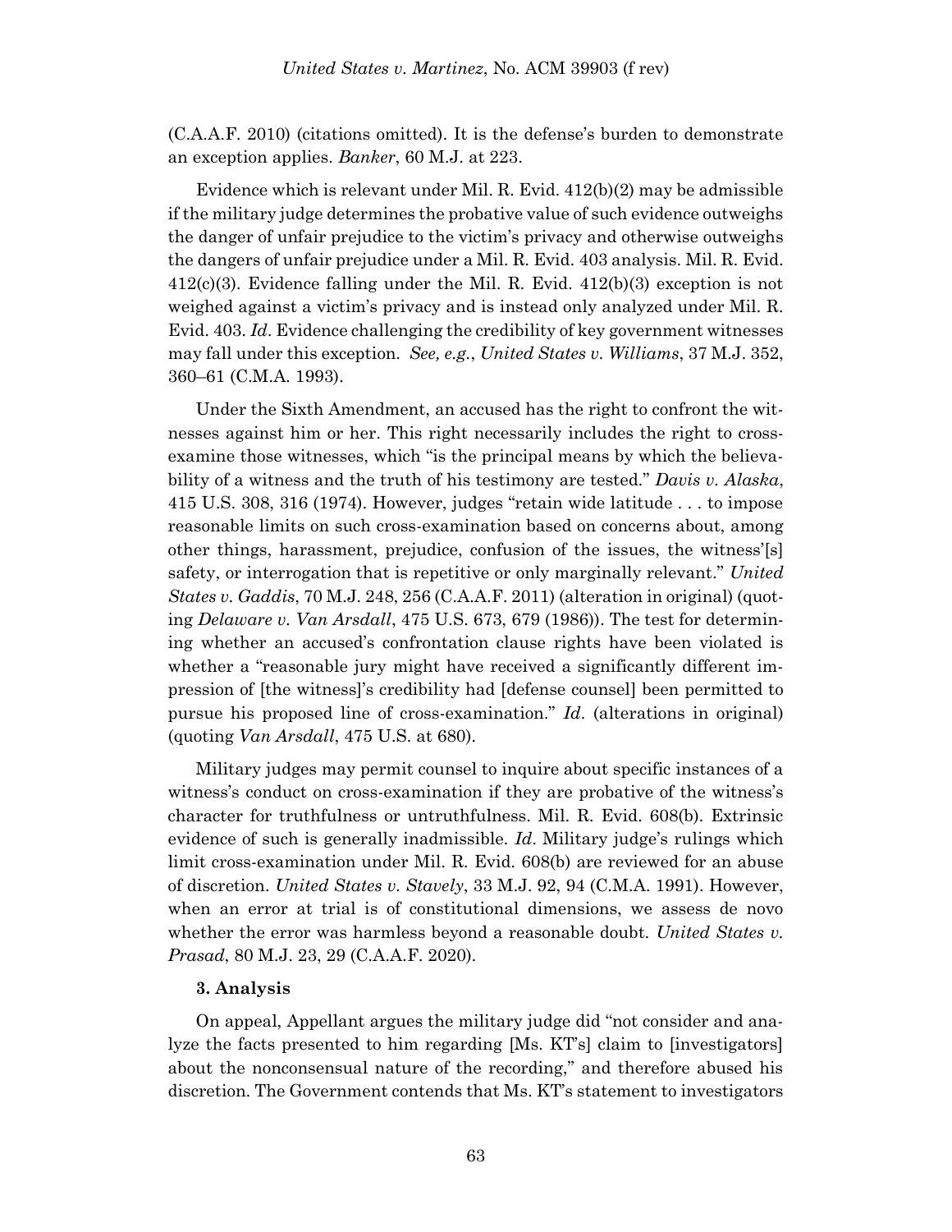(C.A.A.F. 2010) (citations omitted). It is the defense's burden to demonstrate an exception applies. *Banker*, 60 M.J. at 223.

Evidence which is relevant under Mil. R. Evid. 412(b)(2) may be admissible if the military judge determines the probative value of such evidence outweighs the danger of unfair prejudice to the victim's privacy and otherwise outweighs the dangers of unfair prejudice under a Mil. R. Evid. 403 analysis. Mil. R. Evid. 412(c)(3). Evidence falling under the Mil. R. Evid. 412(b)(3) exception is not weighed against a victim's privacy and is instead only analyzed under Mil. R. Evid. 403. *Id*. Evidence challenging the credibility of key government witnesses may fall under this exception. *See, e.g.*, *United States v. Williams*, 37 M.J. 352, 360–61 (C.M.A. 1993).

Under the Sixth Amendment, an accused has the right to confront the witnesses against him or her. This right necessarily includes the right to cross-examine those witnesses, which "is the principal means by which the believability of a witness and the truth of his testimony are tested." *Davis v. Alaska*, 415 U.S. 308, 316 (1974). However, judges "retain wide latitude . . . to impose reasonable limits on such cross-examination based on concerns about, among other things, harassment, prejudice, confusion of the issues, the witness'[s] safety, or interrogation that is repetitive or only marginally relevant." *United States v. Gaddis*, 70 M.J. 248, 256 (C.A.A.F. 2011) (alteration in original) (quoting *Delaware v. Van Arsdall*, 475 U.S. 673, 679 (1986)). The test for determining whether an accused's confrontation clause rights have been violated is whether a "reasonable jury might have received a significantly different impression of [the witness]'s credibility had [defense counsel] been permitted to pursue his proposed line of cross-examination." *Id*. (alterations in original) (quoting *Van Arsdall*, 475 U.S. at 680).

Military judges may permit counsel to inquire about specific instances of a witness's conduct on cross-examination if they are probative of the witness's character for truthfulness or untruthfulness. Mil. R. Evid. 608(b). Extrinsic evidence of such is generally inadmissible. *Id*. Military judge's rulings which limit cross-examination under Mil. R. Evid. 608(b) are reviewed for an abuse of discretion. *United States v. Stavely*, 33 M.J. 92, 94 (C.M.A. 1991). However, when an error at trial is of constitutional dimensions, we assess de novo whether the error was harmless beyond a reasonable doubt. *United States v. Prasad*, 80 M.J. 23, 29 (C.A.A.F. 2020).

**3. Analysis**

On appeal, Appellant argues the military judge did "not consider and analyze the facts presented to him regarding [Ms. KT's] claim to [investigators] about the nonconsensual nature of the recording," and therefore abused his discretion. The Government contends that Ms. KT's statement to investigators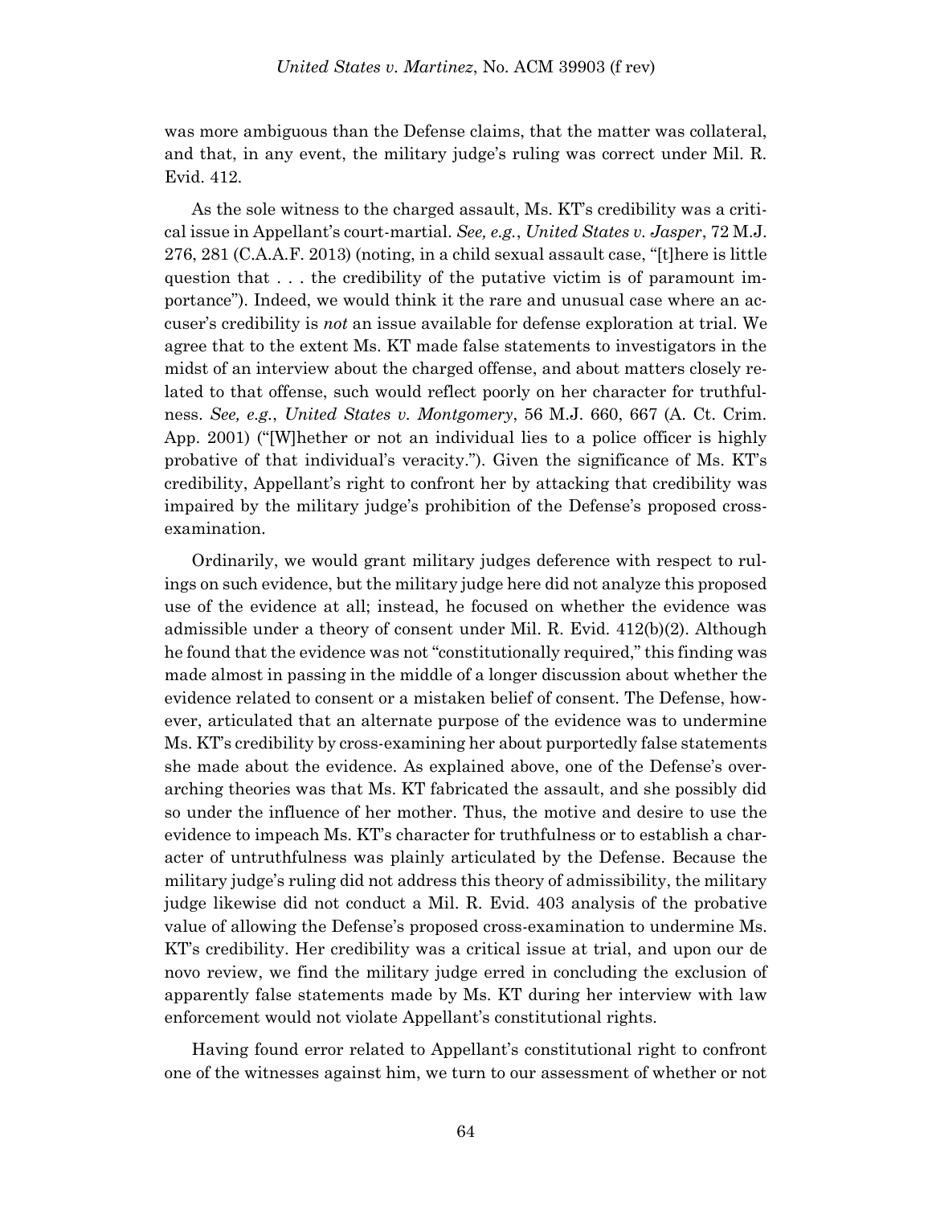was more ambiguous than the Defense claims, that the matter was collateral, and that, in any event, the military judge's ruling was correct under Mil. R. Evid. 412.

As the sole witness to the charged assault, Ms. KT's credibility was a critical issue in Appellant's court-martial. *See, e.g.*, *United States v. Jasper*, 72 M.J. 276, 281 (C.A.A.F. 2013) (noting, in a child sexual assault case, "[t]here is little question that . . . the credibility of the putative victim is of paramount importance"). Indeed, we would think it the rare and unusual case where an accuser's credibility is *not* an issue available for defense exploration at trial. We agree that to the extent Ms. KT made false statements to investigators in the midst of an interview about the charged offense, and about matters closely related to that offense, such would reflect poorly on her character for truthfulness. *See, e.g.*, *United States v. Montgomery*, 56 M.J. 660, 667 (A. Ct. Crim. App. 2001) ("[W]hether or not an individual lies to a police officer is highly probative of that individual's veracity."). Given the significance of Ms. KT's credibility, Appellant's right to confront her by attacking that credibility was impaired by the military judge's prohibition of the Defense's proposed cross-examination.

Ordinarily, we would grant military judges deference with respect to rulings on such evidence, but the military judge here did not analyze this proposed use of the evidence at all; instead, he focused on whether the evidence was admissible under a theory of consent under Mil. R. Evid. 412(b)(2). Although he found that the evidence was not "constitutionally required," this finding was made almost in passing in the middle of a longer discussion about whether the evidence related to consent or a mistaken belief of consent. The Defense, however, articulated that an alternate purpose of the evidence was to undermine Ms. KT's credibility by cross-examining her about purportedly false statements she made about the evidence. As explained above, one of the Defense's overarching theories was that Ms. KT fabricated the assault, and she possibly did so under the influence of her mother. Thus, the motive and desire to use the evidence to impeach Ms. KT's character for truthfulness or to establish a character of untruthfulness was plainly articulated by the Defense. Because the military judge's ruling did not address this theory of admissibility, the military judge likewise did not conduct a Mil. R. Evid. 403 analysis of the probative value of allowing the Defense's proposed cross-examination to undermine Ms. KT's credibility. Her credibility was a critical issue at trial, and upon our de novo review, we find the military judge erred in concluding the exclusion of apparently false statements made by Ms. KT during her interview with law enforcement would not violate Appellant's constitutional rights.

Having found error related to Appellant's constitutional right to confront one of the witnesses against him, we turn to our assessment of whether or not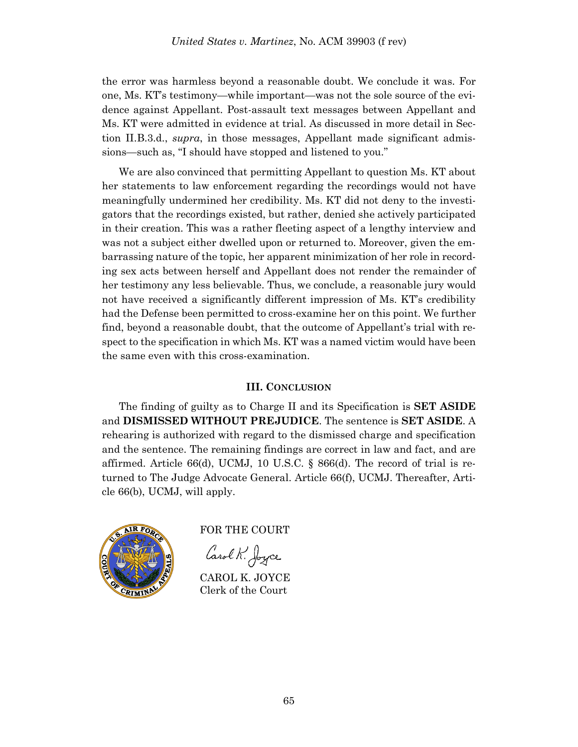the error was harmless beyond a reasonable doubt. We conclude it was. For one, Ms. KT's testimony—while important—was not the sole source of the evidence against Appellant. Post-assault text messages between Appellant and Ms. KT were admitted in evidence at trial. As discussed in more detail in Section II.B.3.d., *supra*, in those messages, Appellant made significant admissions—such as, "I should have stopped and listened to you."

We are also convinced that permitting Appellant to question Ms. KT about her statements to law enforcement regarding the recordings would not have meaningfully undermined her credibility. Ms. KT did not deny to the investigators that the recordings existed, but rather, denied she actively participated in their creation. This was a rather fleeting aspect of a lengthy interview and was not a subject either dwelled upon or returned to. Moreover, given the embarrassing nature of the topic, her apparent minimization of her role in recording sex acts between herself and Appellant does not render the remainder of her testimony any less believable. Thus, we conclude, a reasonable jury would not have received a significantly different impression of Ms. KT's credibility had the Defense been permitted to cross-examine her on this point. We further find, beyond a reasonable doubt, that the outcome of Appellant's trial with respect to the specification in which Ms. KT was a named victim would have been the same even with this cross-examination.

## III. CONCLUSION

The finding of guilty as to Charge II and its Specification is **SET ASIDE** and **DISMISSED WITHOUT PREJUDICE**. The sentence is **SET ASIDE**. A rehearing is authorized with regard to the dismissed charge and specification and the sentence. The remaining findings are correct in law and fact, and are affirmed. Article 66(d), UCMJ, 10 U.S.C. § 866(d). The record of trial is returned to The Judge Advocate General. Article 66(f), UCMJ. Thereafter, Article 66(b), UCMJ, will apply.

FOR THE COURT

Carol K. Joyce

CAROL K. JOYCE
Clerk of the Court